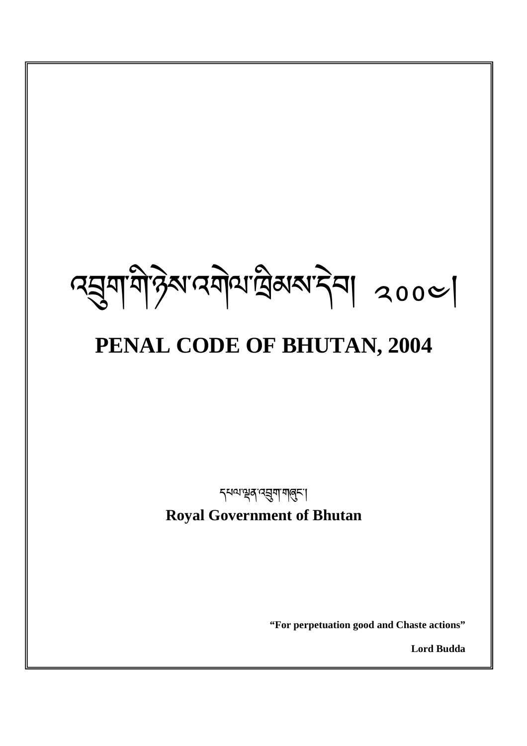# འབྲུག་གི་ཉེས་འགལ་ཁྲིམས་དེབ། ༢༠༠༤།

# PENAL CODE OF BHUTAN, 2004

དཔལ་ལྡན་འབྲུག་གཞུང་།

**Royal Government of Bhutan**

**"For perpetuation good and Chaste actions"**

**Lord Budda**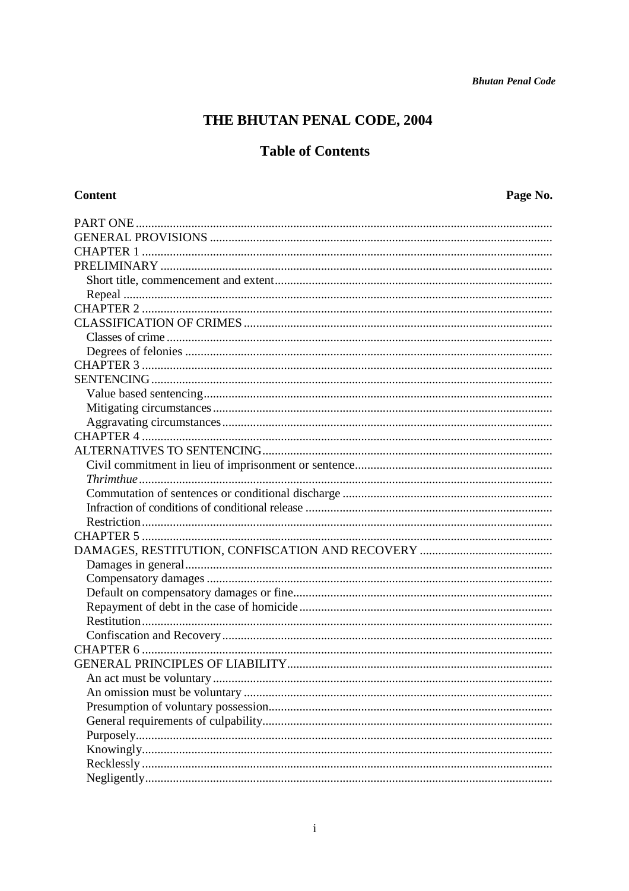# THE BHUTAN PENAL CODE, 2004

## Table of Contents

**Content** **Page No.**

PART ONE
GENERAL PROVISIONS
CHAPTER 1
PRELIMINARY
- Short title, commencement and extent
- Repeal

CHAPTER 2
CLASSIFICATION OF CRIMES
- Classes of crime
- Degrees of felonies

CHAPTER 3
SENTENCING
- Value based sentencing
- Mitigating circumstances
- Aggravating circumstances

CHAPTER 4
ALTERNATIVES TO SENTENCING
- Civil commitment in lieu of imprisonment or sentence
- *Thrimthue*
- Commutation of sentences or conditional discharge
- Infraction of conditions of conditional release
- Restriction

CHAPTER 5
DAMAGES, RESTITUTION, CONFISCATION AND RECOVERY
- Damages in general
- Compensatory damages
- Default on compensatory damages or fine
- Repayment of debt in the case of homicide
- Restitution
- Confiscation and Recovery

CHAPTER 6
GENERAL PRINCIPLES OF LIABILITY
- An act must be voluntary
- An omission must be voluntary
- Presumption of voluntary possession
- General requirements of culpability
- Purposely
- Knowingly
- Recklessly
- Negligently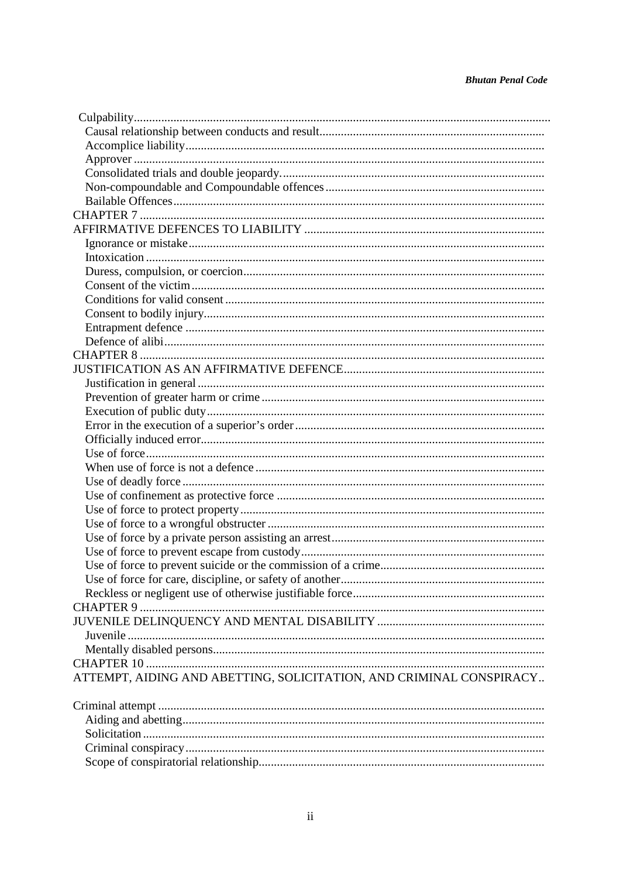Culpability
- Causal relationship between conducts and result
- Accomplice liability
- Approver
- Consolidated trials and double jeopardy.
- Non-compoundable and Compoundable offences
- Bailable Offences

CHAPTER 7

AFFIRMATIVE DEFENCES TO LIABILITY
- Ignorance or mistake
- Intoxication
- Duress, compulsion, or coercion
- Consent of the victim
- Conditions for valid consent
- Consent to bodily injury
- Entrapment defence
- Defence of alibi

CHAPTER 8

JUSTIFICATION AS AN AFFIRMATIVE DEFENCE
- Justification in general
- Prevention of greater harm or crime
- Execution of public duty
- Error in the execution of a superior's order
- Officially induced error
- Use of force
- When use of force is not a defence
- Use of deadly force
- Use of confinement as protective force
- Use of force to protect property
- Use of force to a wrongful obstructer
- Use of force by a private person assisting an arrest
- Use of force to prevent escape from custody
- Use of force to prevent suicide or the commission of a crime
- Use of force for care, discipline, or safety of another
- Reckless or negligent use of otherwise justifiable force

CHAPTER 9

JUVENILE DELINQUENCY AND MENTAL DISABILITY
- Juvenile
- Mentally disabled persons

CHAPTER 10

ATTEMPT, AIDING AND ABETTING, SOLICITATION, AND CRIMINAL CONSPIRACY

Criminal attempt
- Aiding and abetting
- Solicitation
- Criminal conspiracy
- Scope of conspiratorial relationship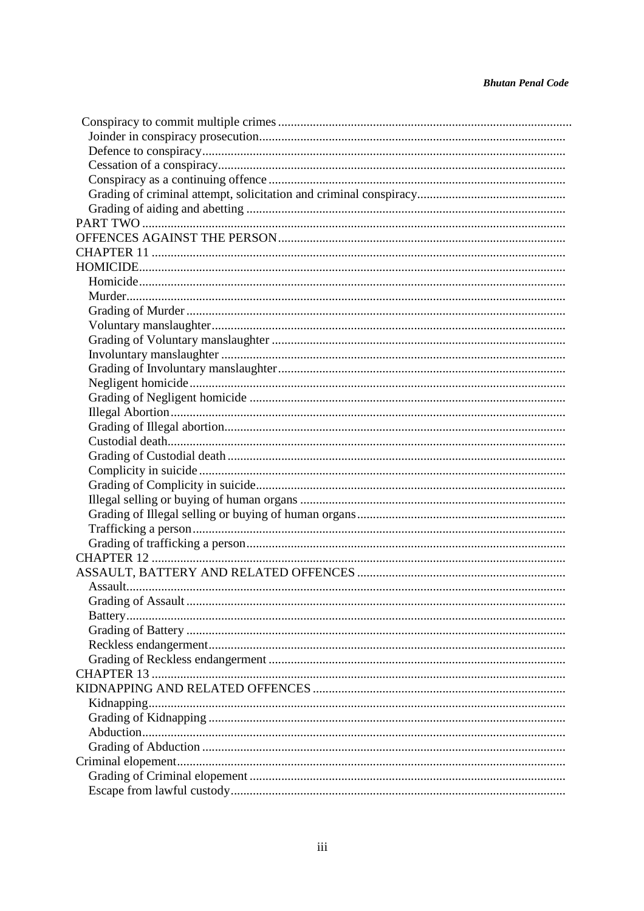Conspiracy to commit multiple crimes
Joinder in conspiracy prosecution
Defence to conspiracy
Cessation of a conspiracy
Conspiracy as a continuing offence
Grading of criminal attempt, solicitation and criminal conspiracy
Grading of aiding and abetting

PART TWO

OFFENCES AGAINST THE PERSON

CHAPTER 11

HOMICIDE

Homicide
Murder
Grading of Murder
Voluntary manslaughter
Grading of Voluntary manslaughter
Involuntary manslaughter
Grading of Involuntary manslaughter
Negligent homicide
Grading of Negligent homicide
Illegal Abortion
Grading of Illegal abortion
Custodial death
Grading of Custodial death
Complicity in suicide
Grading of Complicity in suicide
Illegal selling or buying of human organs
Grading of Illegal selling or buying of human organs
Trafficking a person
Grading of trafficking a person

CHAPTER 12

ASSAULT, BATTERY AND RELATED OFFENCES

Assault
Grading of Assault
Battery
Grading of Battery
Reckless endangerment
Grading of Reckless endangerment

CHAPTER 13

KIDNAPPING AND RELATED OFFENCES

Kidnapping
Grading of Kidnapping
Abduction
Grading of Abduction

Criminal elopement

Grading of Criminal elopement
Escape from lawful custody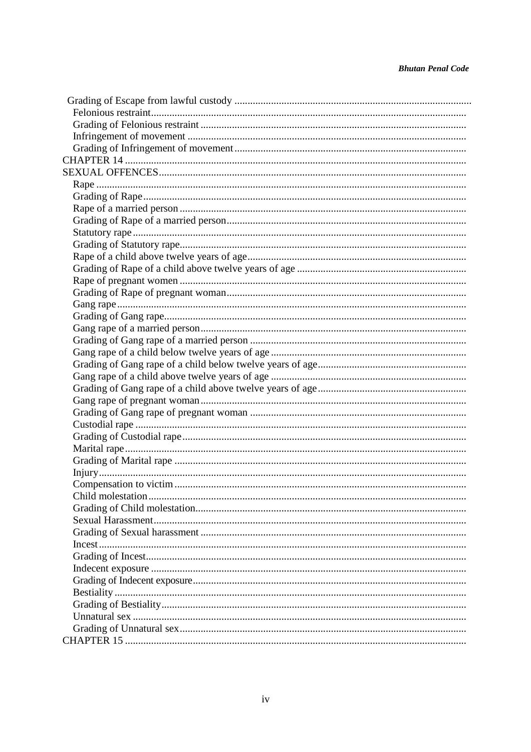Grading of Escape from lawful custody
Felonious restraint
Grading of Felonious restraint
Infringement of movement
Grading of Infringement of movement
CHAPTER 14
SEXUAL OFFENCES
Rape
Grading of Rape
Rape of a married person
Grading of Rape of a married person
Statutory rape
Grading of Statutory rape
Rape of a child above twelve years of age
Grading of Rape of a child above twelve years of age
Rape of pregnant women
Grading of Rape of pregnant woman
Gang rape
Grading of Gang rape
Gang rape of a married person
Grading of Gang rape of a married person
Gang rape of a child below twelve years of age
Grading of Gang rape of a child below twelve years of age
Gang rape of a child above twelve years of age
Grading of Gang rape of a child above twelve years of age
Gang rape of pregnant woman
Grading of Gang rape of pregnant woman
Custodial rape
Grading of Custodial rape
Marital rape
Grading of Marital rape
Injury
Compensation to victim
Child molestation
Grading of Child molestation
Sexual Harassment
Grading of Sexual harassment
Incest
Grading of Incest
Indecent exposure
Grading of Indecent exposure
Bestiality
Grading of Bestiality
Unnatural sex
Grading of Unnatural sex
CHAPTER 15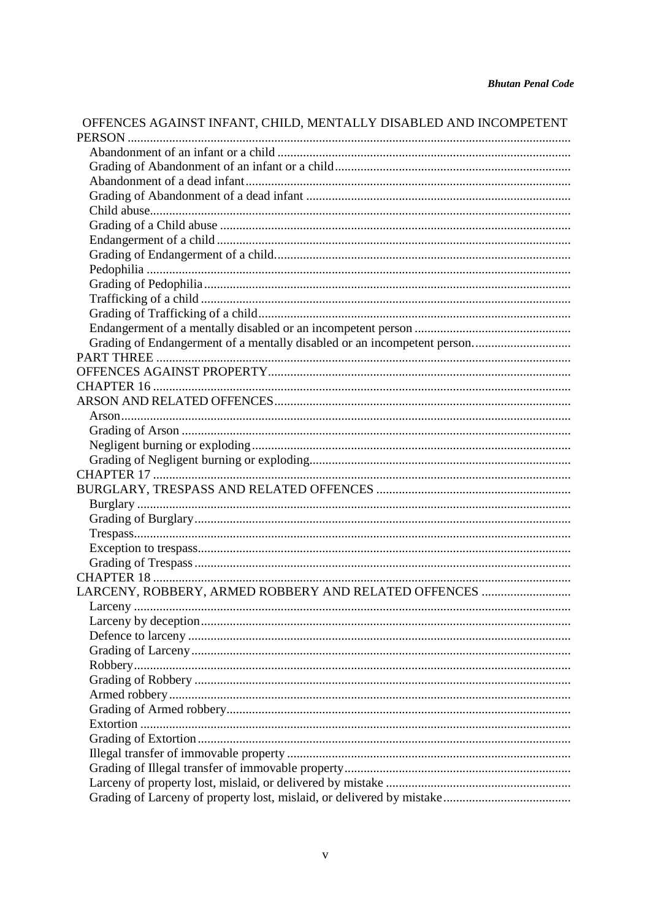OFFENCES AGAINST INFANT, CHILD, MENTALLY DISABLED AND INCOMPETENT PERSON

- Abandonment of an infant or a child
- Grading of Abandonment of an infant or a child
- Abandonment of a dead infant
- Grading of Abandonment of a dead infant
- Child abuse
- Grading of a Child abuse
- Endangerment of a child
- Grading of Endangerment of a child
- Pedophilia
- Grading of Pedophilia
- Trafficking of a child
- Grading of Trafficking of a child
- Endangerment of a mentally disabled or an incompetent person
- Grading of Endangerment of a mentally disabled or an incompetent person.

PART THREE

OFFENCES AGAINST PROPERTY

CHAPTER 16

ARSON AND RELATED OFFENCES

- Arson
- Grading of Arson
- Negligent burning or exploding
- Grading of Negligent burning or exploding

CHAPTER 17

BURGLARY, TRESPASS AND RELATED OFFENCES

- Burglary
- Grading of Burglary
- Trespass
- Exception to trespass
- Grading of Trespass

CHAPTER 18

LARCENY, ROBBERY, ARMED ROBBERY AND RELATED OFFENCES

- Larceny
- Larceny by deception
- Defence to larceny
- Grading of Larceny
- Robbery
- Grading of Robbery
- Armed robbery
- Grading of Armed robbery
- Extortion
- Grading of Extortion
- Illegal transfer of immovable property
- Grading of Illegal transfer of immovable property
- Larceny of property lost, mislaid, or delivered by mistake
- Grading of Larceny of property lost, mislaid, or delivered by mistake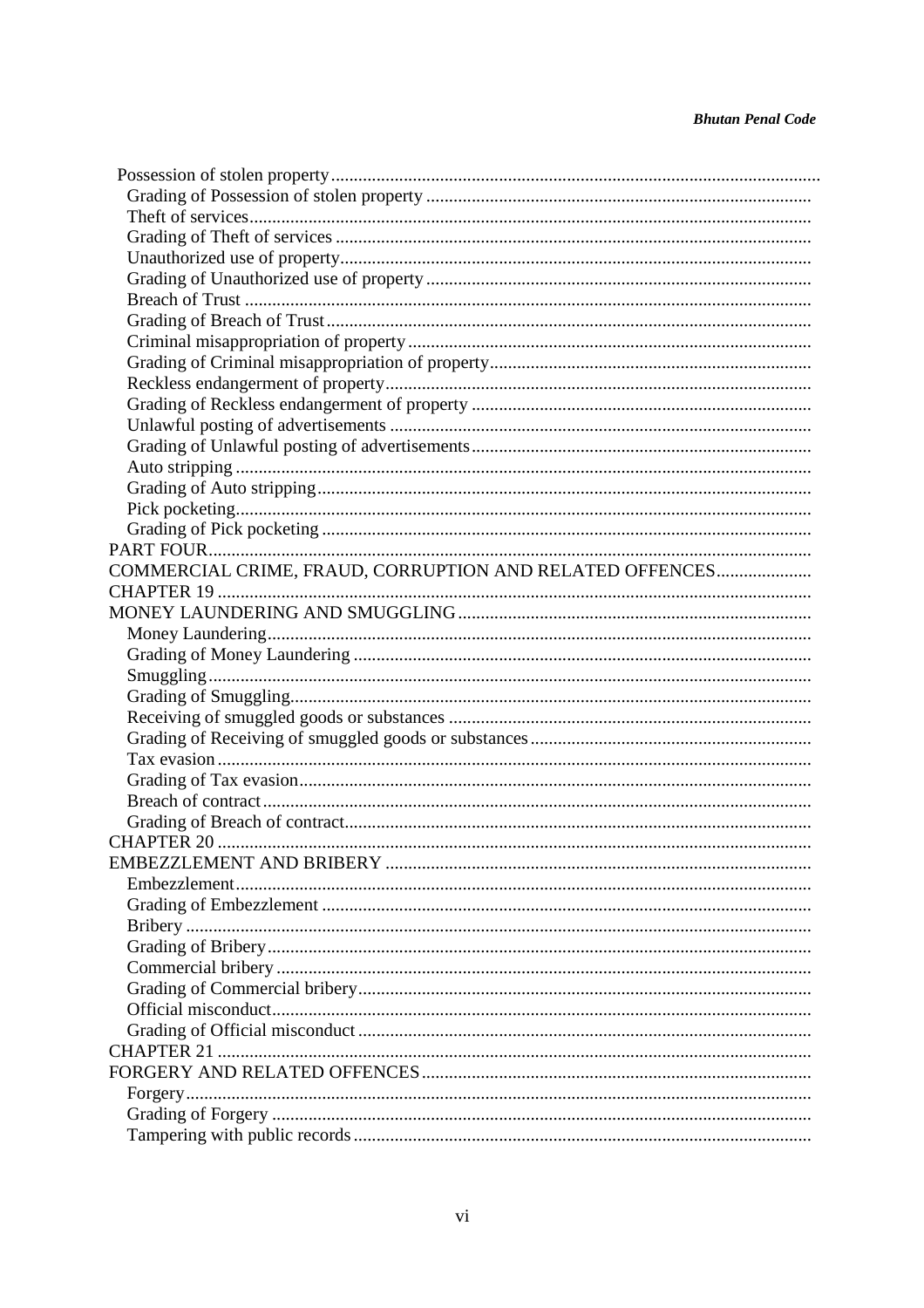Possession of stolen property
- Grading of Possession of stolen property
- Theft of services
- Grading of Theft of services
- Unauthorized use of property
- Grading of Unauthorized use of property
- Breach of Trust
- Grading of Breach of Trust
- Criminal misappropriation of property
- Grading of Criminal misappropriation of property
- Reckless endangerment of property
- Grading of Reckless endangerment of property
- Unlawful posting of advertisements
- Grading of Unlawful posting of advertisements
- Auto stripping
- Grading of Auto stripping
- Pick pocketing
- Grading of Pick pocketing

PART FOUR

COMMERCIAL CRIME, FRAUD, CORRUPTION AND RELATED OFFENCES

CHAPTER 19

MONEY LAUNDERING AND SMUGGLING
- Money Laundering
- Grading of Money Laundering
- Smuggling
- Grading of Smuggling
- Receiving of smuggled goods or substances
- Grading of Receiving of smuggled goods or substances
- Tax evasion
- Grading of Tax evasion
- Breach of contract
- Grading of Breach of contract

CHAPTER 20

EMBEZZLEMENT AND BRIBERY
- Embezzlement
- Grading of Embezzlement
- Bribery
- Grading of Bribery
- Commercial bribery
- Grading of Commercial bribery
- Official misconduct
- Grading of Official misconduct

CHAPTER 21

FORGERY AND RELATED OFFENCES
- Forgery
- Grading of Forgery
- Tampering with public records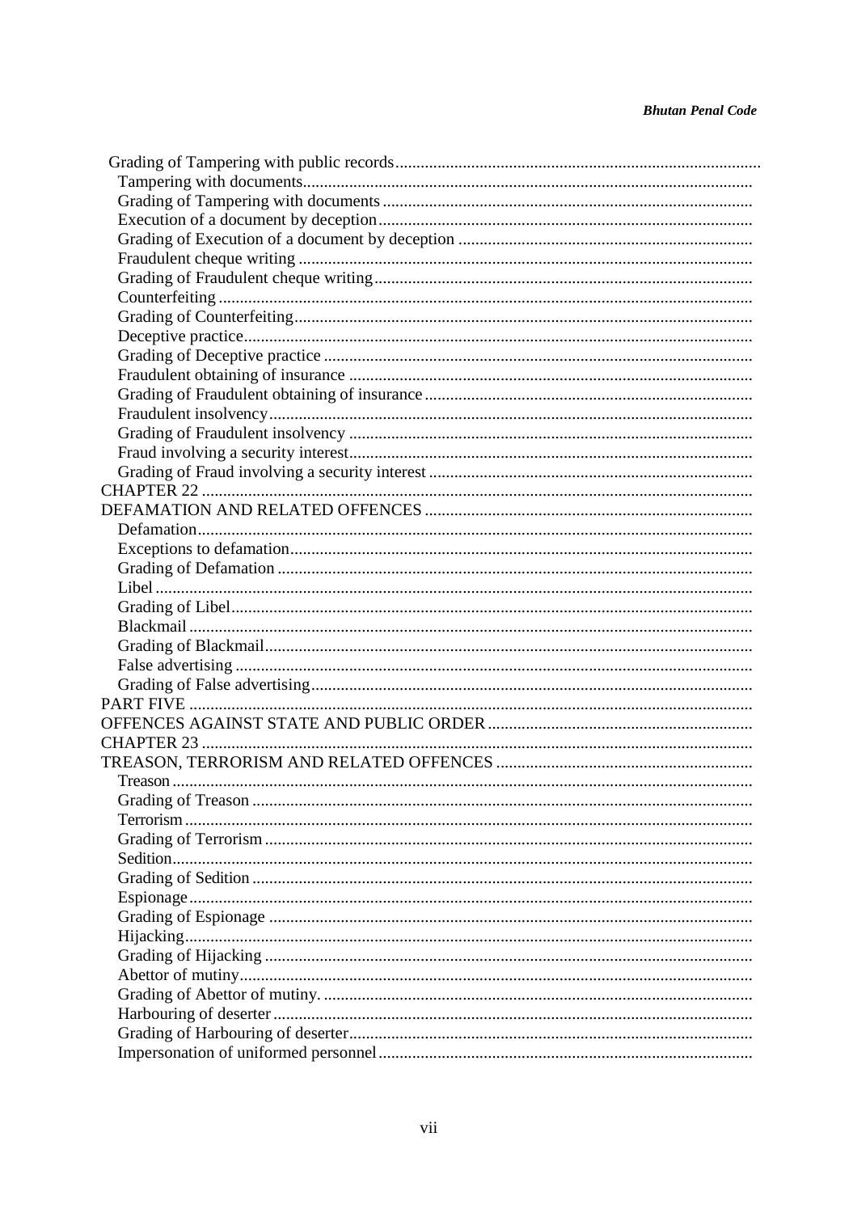Grading of Tampering with public records
Tampering with documents
Grading of Tampering with documents
Execution of a document by deception
Grading of Execution of a document by deception
Fraudulent cheque writing
Grading of Fraudulent cheque writing
Counterfeiting
Grading of Counterfeiting
Deceptive practice
Grading of Deceptive practice
Fraudulent obtaining of insurance
Grading of Fraudulent obtaining of insurance
Fraudulent insolvency
Grading of Fraudulent insolvency
Fraud involving a security interest
Grading of Fraud involving a security interest

CHAPTER 22

DEFAMATION AND RELATED OFFENCES

Defamation
Exceptions to defamation
Grading of Defamation
Libel
Grading of Libel
Blackmail
Grading of Blackmail
False advertising
Grading of False advertising

PART FIVE

OFFENCES AGAINST STATE AND PUBLIC ORDER

CHAPTER 23

TREASON, TERRORISM AND RELATED OFFENCES

Treason
Grading of Treason
Terrorism
Grading of Terrorism
Sedition
Grading of Sedition
Espionage
Grading of Espionage
Hijacking
Grading of Hijacking
Abettor of mutiny
Grading of Abettor of mutiny.
Harbouring of deserter
Grading of Harbouring of deserter
Impersonation of uniformed personnel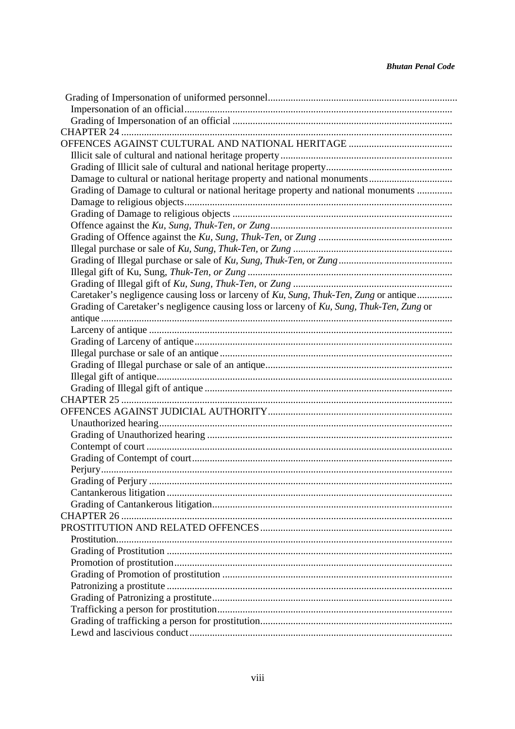Grading of Impersonation of uniformed personnel

Impersonation of an official

Grading of Impersonation of an official

CHAPTER 24

OFFENCES AGAINST CULTURAL AND NATIONAL HERITAGE

Illicit sale of cultural and national heritage property

Grading of Illicit sale of cultural and national heritage property

Damage to cultural or national heritage property and national monuments

Grading of Damage to cultural or national heritage property and national monuments

Damage to religious objects

Grading of Damage to religious objects

Offence against the *Ku, Sung, Thuk-Ten, or Zung*

Grading of Offence against the *Ku, Sung, Thuk-Ten,* or *Zung*

Illegal purchase or sale of *Ku, Sung, Thuk-Ten,* or *Zung*

Grading of Illegal purchase or sale of *Ku, Sung, Thuk-Ten,* or *Zung*

Illegal gift of Ku, Sung, *Thuk-Ten, or Zung*

Grading of Illegal gift of *Ku, Sung, Thuk-Ten,* or *Zung*

Caretaker's negligence causing loss or larceny of *Ku, Sung, Thuk-Ten, Zung* or antique

Grading of Caretaker's negligence causing loss or larceny of *Ku, Sung, Thuk-Ten, Zung* or antique

Larceny of antique

Grading of Larceny of antique

Illegal purchase or sale of an antique

Grading of Illegal purchase or sale of an antique

Illegal gift of antique

Grading of Illegal gift of antique

CHAPTER 25

OFFENCES AGAINST JUDICIAL AUTHORITY

Unauthorized hearing

Grading of Unauthorized hearing

Contempt of court

Grading of Contempt of court

Perjury

Grading of Perjury

Cantankerous litigation

Grading of Cantankerous litigation

CHAPTER 26

PROSTITUTION AND RELATED OFFENCES

Prostitution

Grading of Prostitution

Promotion of prostitution

Grading of Promotion of prostitution

Patronizing a prostitute

Grading of Patronizing a prostitute

Trafficking a person for prostitution

Grading of trafficking a person for prostitution

Lewd and lascivious conduct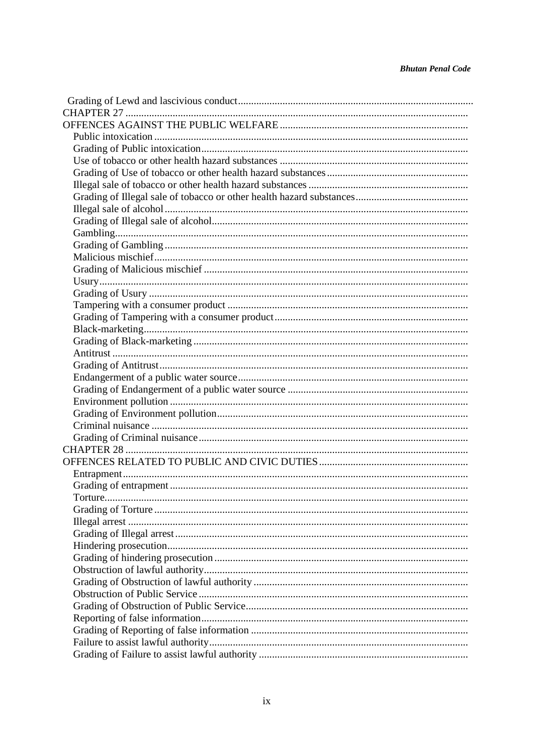Grading of Lewd and lascivious conduct

CHAPTER 27

OFFENCES AGAINST THE PUBLIC WELFARE

- Public intoxication
- Grading of Public intoxication
- Use of tobacco or other health hazard substances
- Grading of Use of tobacco or other health hazard substances
- Illegal sale of tobacco or other health hazard substances
- Grading of Illegal sale of tobacco or other health hazard substances
- Illegal sale of alcohol
- Grading of Illegal sale of alcohol
- Gambling
- Grading of Gambling
- Malicious mischief
- Grading of Malicious mischief
- Usury
- Grading of Usury
- Tampering with a consumer product
- Grading of Tampering with a consumer product
- Black-marketing
- Grading of Black-marketing
- Antitrust
- Grading of Antitrust
- Endangerment of a public water source
- Grading of Endangerment of a public water source
- Environment pollution
- Grading of Environment pollution
- Criminal nuisance
- Grading of Criminal nuisance

CHAPTER 28

OFFENCES RELATED TO PUBLIC AND CIVIC DUTIES

- Entrapment
- Grading of entrapment
- Torture
- Grading of Torture
- Illegal arrest
- Grading of Illegal arrest
- Hindering prosecution
- Grading of hindering prosecution
- Obstruction of lawful authority
- Grading of Obstruction of lawful authority
- Obstruction of Public Service
- Grading of Obstruction of Public Service
- Reporting of false information
- Grading of Reporting of false information
- Failure to assist lawful authority
- Grading of Failure to assist lawful authority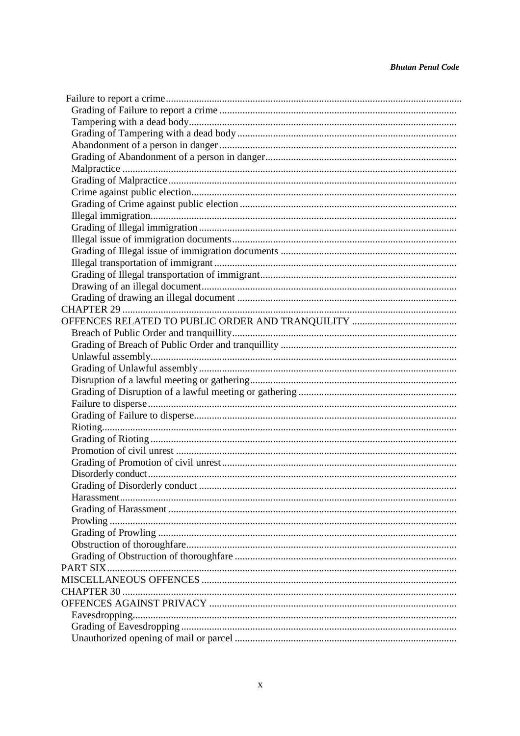Failure to report a crime
Grading of Failure to report a crime
Tampering with a dead body
Grading of Tampering with a dead body
Abandonment of a person in danger
Grading of Abandonment of a person in danger
Malpractice
Grading of Malpractice
Crime against public election
Grading of Crime against public election
Illegal immigration
Grading of Illegal immigration
Illegal issue of immigration documents
Grading of Illegal issue of immigration documents
Illegal transportation of immigrant
Grading of Illegal transportation of immigrant
Drawing of an illegal document
Grading of drawing an illegal document

CHAPTER 29

OFFENCES RELATED TO PUBLIC ORDER AND TRANQUILITY

Breach of Public Order and tranquillity
Grading of Breach of Public Order and tranquillity
Unlawful assembly
Grading of Unlawful assembly
Disruption of a lawful meeting or gathering
Grading of Disruption of a lawful meeting or gathering
Failure to disperse
Grading of Failure to disperse
Rioting
Grading of Rioting
Promotion of civil unrest
Grading of Promotion of civil unrest
Disorderly conduct
Grading of Disorderly conduct
Harassment
Grading of Harassment
Prowling
Grading of Prowling
Obstruction of thoroughfare
Grading of Obstruction of thoroughfare

PART SIX

MISCELLANEOUS OFFENCES

CHAPTER 30

OFFENCES AGAINST PRIVACY

Eavesdropping
Grading of Eavesdropping
Unauthorized opening of mail or parcel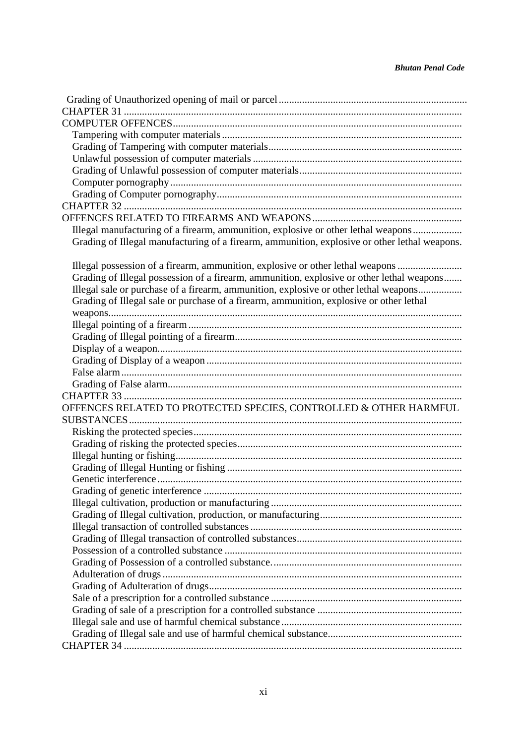Grading of Unauthorized opening of mail or parcel

CHAPTER 31

COMPUTER OFFENCES

- Tampering with computer materials
- Grading of Tampering with computer materials
- Unlawful possession of computer materials
- Grading of Unlawful possession of computer materials
- Computer pornography
- Grading of Computer pornography

CHAPTER 32

OFFENCES RELATED TO FIREARMS AND WEAPONS

- Illegal manufacturing of a firearm, ammunition, explosive or other lethal weapons
- Grading of Illegal manufacturing of a firearm, ammunition, explosive or other lethal weapons.
- Illegal possession of a firearm, ammunition, explosive or other lethal weapons
- Grading of Illegal possession of a firearm, ammunition, explosive or other lethal weapons
- Illegal sale or purchase of a firearm, ammunition, explosive or other lethal weapons
- Grading of Illegal sale or purchase of a firearm, ammunition, explosive or other lethal weapons
- Illegal pointing of a firearm
- Grading of Illegal pointing of a firearm
- Display of a weapon
- Grading of Display of a weapon
- False alarm
- Grading of False alarm

CHAPTER 33

OFFENCES RELATED TO PROTECTED SPECIES, CONTROLLED & OTHER HARMFUL SUBSTANCES

- Risking the protected species
- Grading of risking the protected species
- Illegal hunting or fishing
- Grading of Illegal Hunting or fishing
- Genetic interference
- Grading of genetic interference
- Illegal cultivation, production or manufacturing
- Grading of Illegal cultivation, production, or manufacturing
- Illegal transaction of controlled substances
- Grading of Illegal transaction of controlled substances
- Possession of a controlled substance
- Grading of Possession of a controlled substance.
- Adulteration of drugs
- Grading of Adulteration of drugs
- Sale of a prescription for a controlled substance
- Grading of sale of a prescription for a controlled substance
- Illegal sale and use of harmful chemical substance
- Grading of Illegal sale and use of harmful chemical substance

CHAPTER 34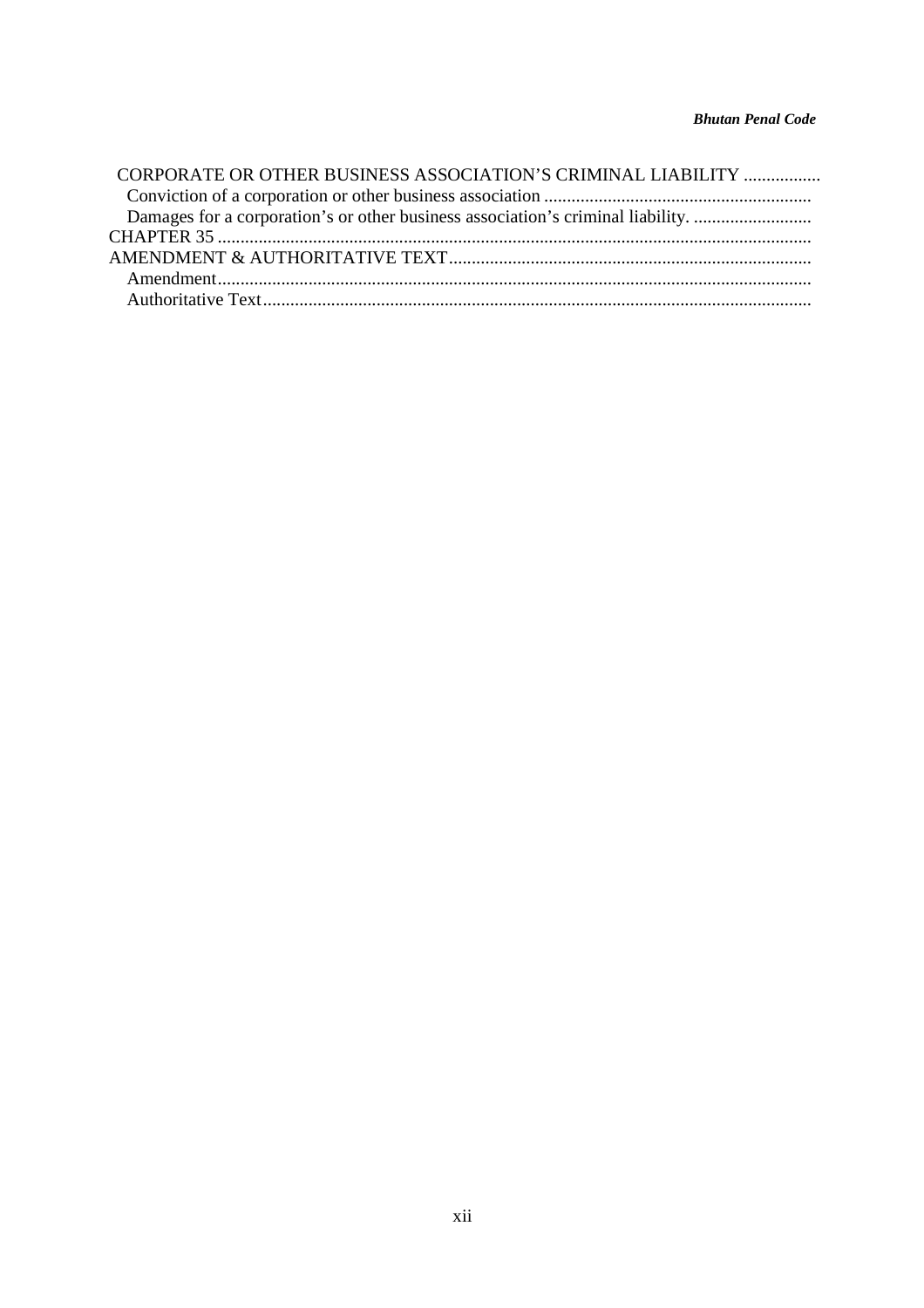CORPORATE OR OTHER BUSINESS ASSOCIATION'S CRIMINAL LIABILITY ................

Conviction of a corporation or other business association ..........................................................

Damages for a corporation's or other business association's criminal liability. ..........................

CHAPTER 35 ..................................................................................................................................

AMENDMENT & AUTHORITATIVE TEXT...............................................................................

Amendment..................................................................................................................................

Authoritative Text.........................................................................................................................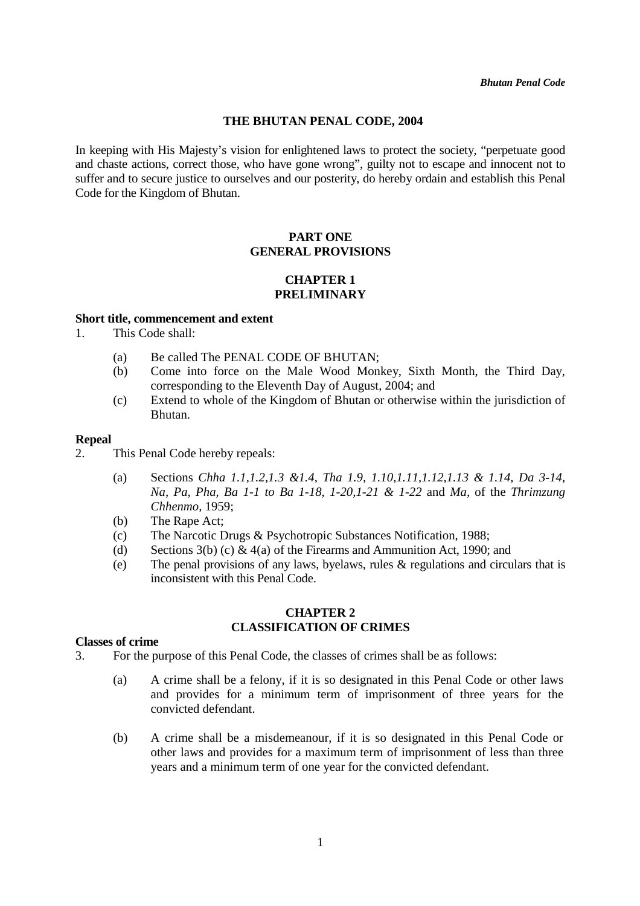# THE BHUTAN PENAL CODE, 2004

In keeping with His Majesty's vision for enlightened laws to protect the society, "perpetuate good and chaste actions, correct those, who have gone wrong", guilty not to escape and innocent not to suffer and to secure justice to ourselves and our posterity, do hereby ordain and establish this Penal Code for the Kingdom of Bhutan.

## PART ONE
## GENERAL PROVISIONS

### CHAPTER 1
### PRELIMINARY

**Short title, commencement and extent**

1. This Code shall:

    (a) Be called The PENAL CODE OF BHUTAN;
    (b) Come into force on the Male Wood Monkey, Sixth Month, the Third Day, corresponding to the Eleventh Day of August, 2004; and
    (c) Extend to whole of the Kingdom of Bhutan or otherwise within the jurisdiction of Bhutan.

**Repeal**

2. This Penal Code hereby repeals:

    (a) Sections *Chha 1.1,1.2,1.3 &1.4, Tha 1.9, 1.10,1.11,1.12,1.13 & 1.14, Da 3-14, Na, Pa, Pha, Ba 1-1 to Ba 1-18, 1-20,1-21 & 1-22* and *Ma*, of the *Thrimzung Chhenmo,* 1959;
    (b) The Rape Act;
    (c) The Narcotic Drugs & Psychotropic Substances Notification, 1988;
    (d) Sections 3(b) (c) & 4(a) of the Firearms and Ammunition Act, 1990; and
    (e) The penal provisions of any laws, byelaws, rules & regulations and circulars that is inconsistent with this Penal Code.

### CHAPTER 2
### CLASSIFICATION OF CRIMES

**Classes of crime**

3. For the purpose of this Penal Code, the classes of crimes shall be as follows:

    (a) A crime shall be a felony, if it is so designated in this Penal Code or other laws and provides for a minimum term of imprisonment of three years for the convicted defendant.

    (b) A crime shall be a misdemeanour, if it is so designated in this Penal Code or other laws and provides for a maximum term of imprisonment of less than three years and a minimum term of one year for the convicted defendant.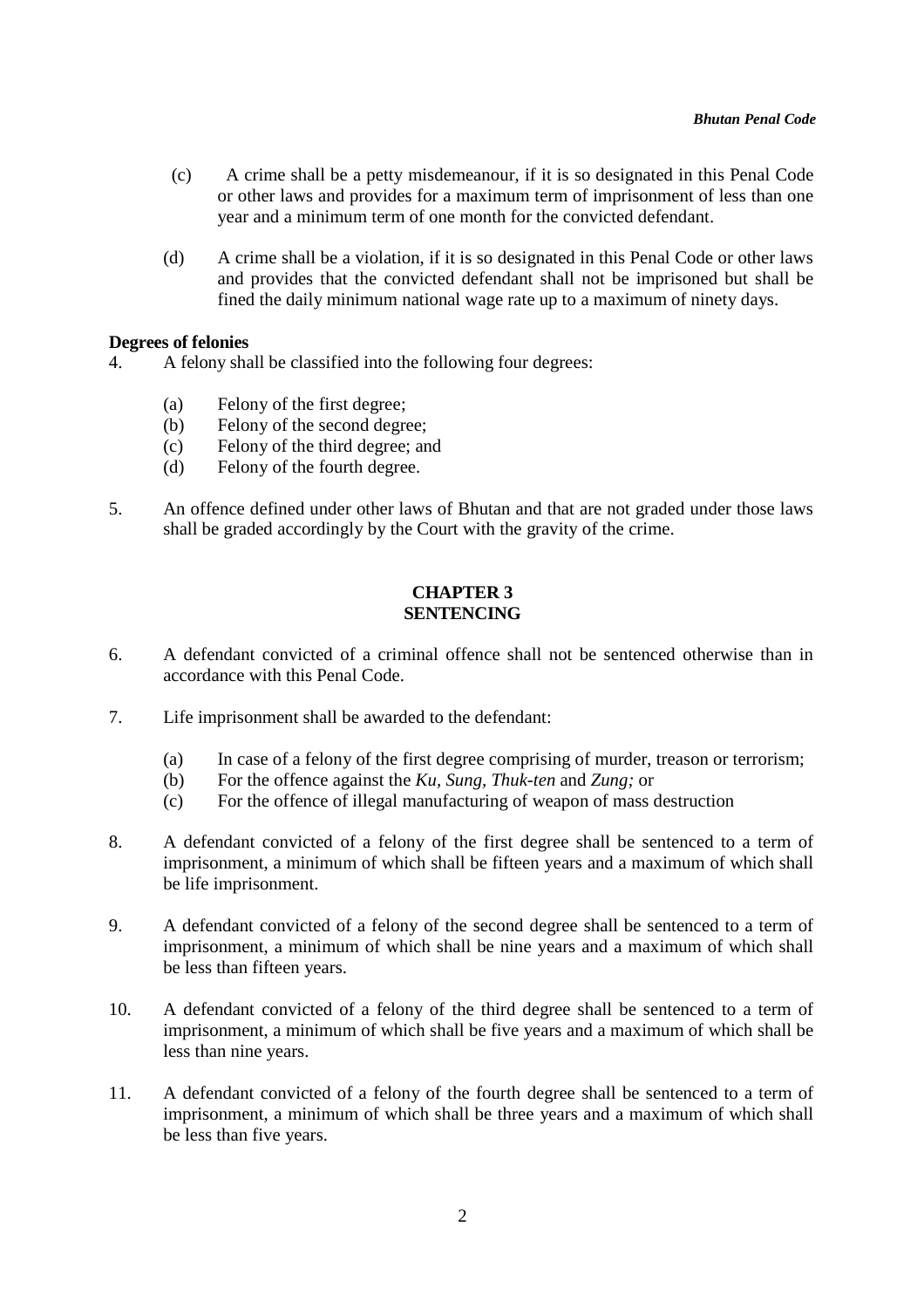(c) A crime shall be a petty misdemeanour, if it is so designated in this Penal Code or other laws and provides for a maximum term of imprisonment of less than one year and a minimum term of one month for the convicted defendant.

(d) A crime shall be a violation, if it is so designated in this Penal Code or other laws and provides that the convicted defendant shall not be imprisoned but shall be fined the daily minimum national wage rate up to a maximum of ninety days.

**Degrees of felonies**

4. A felony shall be classified into the following four degrees:

   (a) Felony of the first degree;
   (b) Felony of the second degree;
   (c) Felony of the third degree; and
   (d) Felony of the fourth degree.

5. An offence defined under other laws of Bhutan and that are not graded under those laws shall be graded accordingly by the Court with the gravity of the crime.

## CHAPTER 3
## SENTENCING

6. A defendant convicted of a criminal offence shall not be sentenced otherwise than in accordance with this Penal Code.

7. Life imprisonment shall be awarded to the defendant:

   (a) In case of a felony of the first degree comprising of murder, treason or terrorism;
   (b) For the offence against the *Ku, Sung, Thuk-ten* and *Zung;* or
   (c) For the offence of illegal manufacturing of weapon of mass destruction

8. A defendant convicted of a felony of the first degree shall be sentenced to a term of imprisonment, a minimum of which shall be fifteen years and a maximum of which shall be life imprisonment.

9. A defendant convicted of a felony of the second degree shall be sentenced to a term of imprisonment, a minimum of which shall be nine years and a maximum of which shall be less than fifteen years.

10. A defendant convicted of a felony of the third degree shall be sentenced to a term of imprisonment, a minimum of which shall be five years and a maximum of which shall be less than nine years.

11. A defendant convicted of a felony of the fourth degree shall be sentenced to a term of imprisonment, a minimum of which shall be three years and a maximum of which shall be less than five years.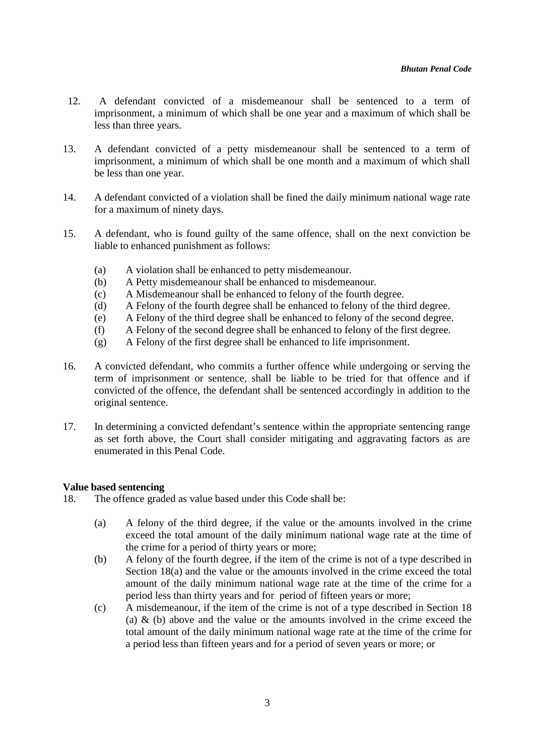12. A defendant convicted of a misdemeanour shall be sentenced to a term of imprisonment, a minimum of which shall be one year and a maximum of which shall be less than three years.

13. A defendant convicted of a petty misdemeanour shall be sentenced to a term of imprisonment, a minimum of which shall be one month and a maximum of which shall be less than one year.

14. A defendant convicted of a violation shall be fined the daily minimum national wage rate for a maximum of ninety days.

15. A defendant, who is found guilty of the same offence, shall on the next conviction be liable to enhanced punishment as follows:

    (a) A violation shall be enhanced to petty misdemeanour.
    (b) A Petty misdemeanour shall be enhanced to misdemeanour.
    (c) A Misdemeanour shall be enhanced to felony of the fourth degree.
    (d) A Felony of the fourth degree shall be enhanced to felony of the third degree.
    (e) A Felony of the third degree shall be enhanced to felony of the second degree.
    (f) A Felony of the second degree shall be enhanced to felony of the first degree.
    (g) A Felony of the first degree shall be enhanced to life imprisonment.

16. A convicted defendant, who commits a further offence while undergoing or serving the term of imprisonment or sentence, shall be liable to be tried for that offence and if convicted of the offence, the defendant shall be sentenced accordingly in addition to the original sentence.

17. In determining a convicted defendant's sentence within the appropriate sentencing range as set forth above, the Court shall consider mitigating and aggravating factors as are enumerated in this Penal Code.

**Value based sentencing**

18. The offence graded as value based under this Code shall be:

    (a) A felony of the third degree, if the value or the amounts involved in the crime exceed the total amount of the daily minimum national wage rate at the time of the crime for a period of thirty years or more;
    (b) A felony of the fourth degree, if the item of the crime is not of a type described in Section 18(a) and the value or the amounts involved in the crime exceed the total amount of the daily minimum national wage rate at the time of the crime for a period less than thirty years and for period of fifteen years or more;
    (c) A misdemeanour, if the item of the crime is not of a type described in Section 18 (a) & (b) above and the value or the amounts involved in the crime exceed the total amount of the daily minimum national wage rate at the time of the crime for a period less than fifteen years and for a period of seven years or more; or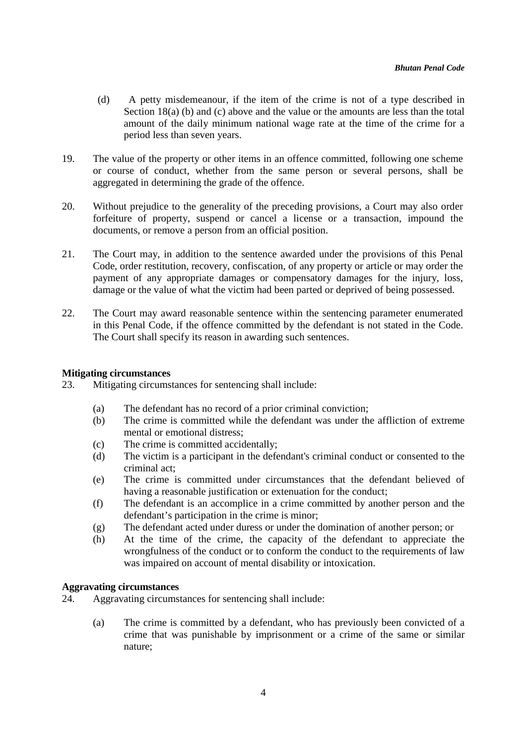(d) A petty misdemeanour, if the item of the crime is not of a type described in Section 18(a) (b) and (c) above and the value or the amounts are less than the total amount of the daily minimum national wage rate at the time of the crime for a period less than seven years.

19. The value of the property or other items in an offence committed, following one scheme or course of conduct, whether from the same person or several persons, shall be aggregated in determining the grade of the offence.

20. Without prejudice to the generality of the preceding provisions, a Court may also order forfeiture of property, suspend or cancel a license or a transaction, impound the documents, or remove a person from an official position.

21. The Court may, in addition to the sentence awarded under the provisions of this Penal Code, order restitution, recovery, confiscation, of any property or article or may order the payment of any appropriate damages or compensatory damages for the injury, loss, damage or the value of what the victim had been parted or deprived of being possessed.

22. The Court may award reasonable sentence within the sentencing parameter enumerated in this Penal Code, if the offence committed by the defendant is not stated in the Code. The Court shall specify its reason in awarding such sentences.

**Mitigating circumstances**

23. Mitigating circumstances for sentencing shall include:

(a) The defendant has no record of a prior criminal conviction;
(b) The crime is committed while the defendant was under the affliction of extreme mental or emotional distress;
(c) The crime is committed accidentally;
(d) The victim is a participant in the defendant's criminal conduct or consented to the criminal act;
(e) The crime is committed under circumstances that the defendant believed of having a reasonable justification or extenuation for the conduct;
(f) The defendant is an accomplice in a crime committed by another person and the defendant's participation in the crime is minor;
(g) The defendant acted under duress or under the domination of another person; or
(h) At the time of the crime, the capacity of the defendant to appreciate the wrongfulness of the conduct or to conform the conduct to the requirements of law was impaired on account of mental disability or intoxication.

**Aggravating circumstances**

24. Aggravating circumstances for sentencing shall include:

(a) The crime is committed by a defendant, who has previously been convicted of a crime that was punishable by imprisonment or a crime of the same or similar nature;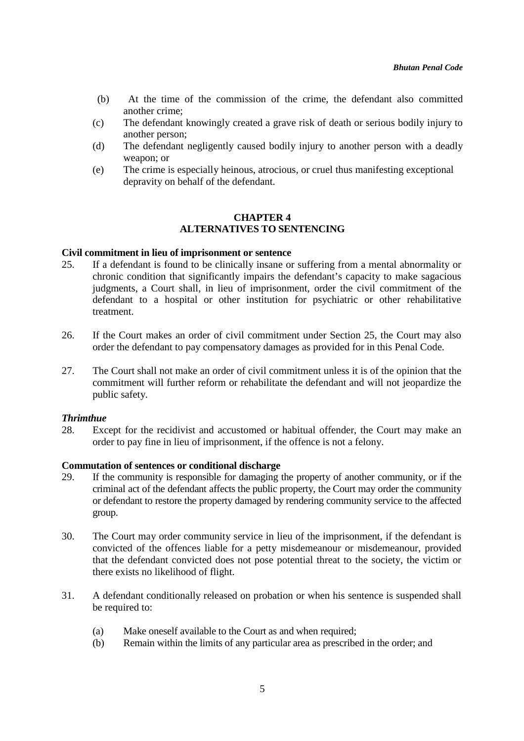(b) At the time of the commission of the crime, the defendant also committed another crime;

(c) The defendant knowingly created a grave risk of death or serious bodily injury to another person;

(d) The defendant negligently caused bodily injury to another person with a deadly weapon; or

(e) The crime is especially heinous, atrocious, or cruel thus manifesting exceptional depravity on behalf of the defendant.

## CHAPTER 4
## ALTERNATIVES TO SENTENCING

**Civil commitment in lieu of imprisonment or sentence**

25. If a defendant is found to be clinically insane or suffering from a mental abnormality or chronic condition that significantly impairs the defendant's capacity to make sagacious judgments, a Court shall, in lieu of imprisonment, order the civil commitment of the defendant to a hospital or other institution for psychiatric or other rehabilitative treatment.

26. If the Court makes an order of civil commitment under Section 25, the Court may also order the defendant to pay compensatory damages as provided for in this Penal Code.

27. The Court shall not make an order of civil commitment unless it is of the opinion that the commitment will further reform or rehabilitate the defendant and will not jeopardize the public safety.

***Thrimthue***

28. Except for the recidivist and accustomed or habitual offender, the Court may make an order to pay fine in lieu of imprisonment, if the offence is not a felony.

**Commutation of sentences or conditional discharge**

29. If the community is responsible for damaging the property of another community, or if the criminal act of the defendant affects the public property, the Court may order the community or defendant to restore the property damaged by rendering community service to the affected group.

30. The Court may order community service in lieu of the imprisonment, if the defendant is convicted of the offences liable for a petty misdemeanour or misdemeanour, provided that the defendant convicted does not pose potential threat to the society, the victim or there exists no likelihood of flight.

31. A defendant conditionally released on probation or when his sentence is suspended shall be required to:

    (a) Make oneself available to the Court as and when required;
    (b) Remain within the limits of any particular area as prescribed in the order; and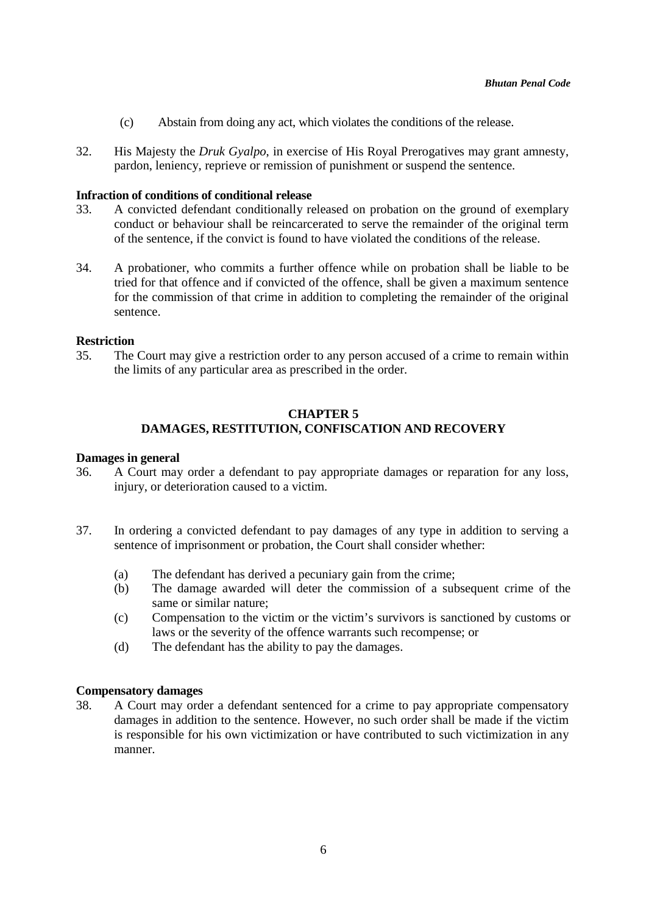(c) Abstain from doing any act, which violates the conditions of the release.

32. His Majesty the *Druk Gyalpo*, in exercise of His Royal Prerogatives may grant amnesty, pardon, leniency, reprieve or remission of punishment or suspend the sentence.

**Infraction of conditions of conditional release**

33. A convicted defendant conditionally released on probation on the ground of exemplary conduct or behaviour shall be reincarcerated to serve the remainder of the original term of the sentence, if the convict is found to have violated the conditions of the release.

34. A probationer, who commits a further offence while on probation shall be liable to be tried for that offence and if convicted of the offence, shall be given a maximum sentence for the commission of that crime in addition to completing the remainder of the original sentence.

**Restriction**

35. The Court may give a restriction order to any person accused of a crime to remain within the limits of any particular area as prescribed in the order.

## CHAPTER 5
## DAMAGES, RESTITUTION, CONFISCATION AND RECOVERY

**Damages in general**

36. A Court may order a defendant to pay appropriate damages or reparation for any loss, injury, or deterioration caused to a victim.

37. In ordering a convicted defendant to pay damages of any type in addition to serving a sentence of imprisonment or probation, the Court shall consider whether:

    (a) The defendant has derived a pecuniary gain from the crime;
    (b) The damage awarded will deter the commission of a subsequent crime of the same or similar nature;
    (c) Compensation to the victim or the victim's survivors is sanctioned by customs or laws or the severity of the offence warrants such recompense; or
    (d) The defendant has the ability to pay the damages.

**Compensatory damages**

38. A Court may order a defendant sentenced for a crime to pay appropriate compensatory damages in addition to the sentence. However, no such order shall be made if the victim is responsible for his own victimization or have contributed to such victimization in any manner.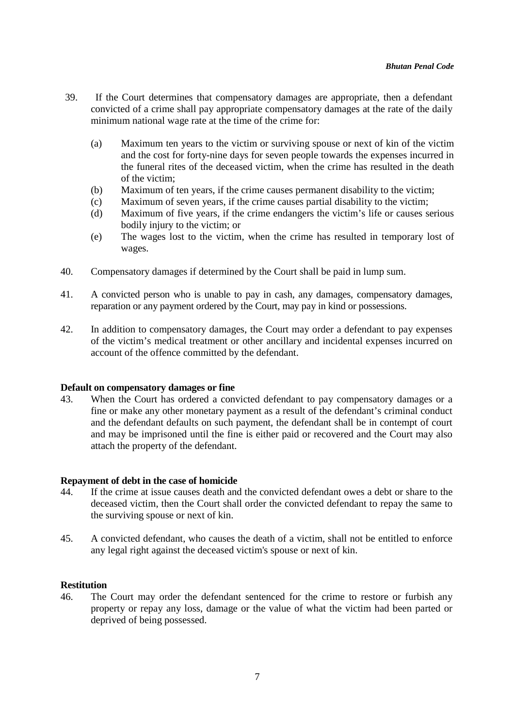39. If the Court determines that compensatory damages are appropriate, then a defendant convicted of a crime shall pay appropriate compensatory damages at the rate of the daily minimum national wage rate at the time of the crime for:

    (a) Maximum ten years to the victim or surviving spouse or next of kin of the victim and the cost for forty-nine days for seven people towards the expenses incurred in the funeral rites of the deceased victim, when the crime has resulted in the death of the victim;
    (b) Maximum of ten years, if the crime causes permanent disability to the victim;
    (c) Maximum of seven years, if the crime causes partial disability to the victim;
    (d) Maximum of five years, if the crime endangers the victim's life or causes serious bodily injury to the victim; or
    (e) The wages lost to the victim, when the crime has resulted in temporary lost of wages.

40. Compensatory damages if determined by the Court shall be paid in lump sum.

41. A convicted person who is unable to pay in cash, any damages, compensatory damages, reparation or any payment ordered by the Court, may pay in kind or possessions.

42. In addition to compensatory damages, the Court may order a defendant to pay expenses of the victim's medical treatment or other ancillary and incidental expenses incurred on account of the offence committed by the defendant.

**Default on compensatory damages or fine**

43. When the Court has ordered a convicted defendant to pay compensatory damages or a fine or make any other monetary payment as a result of the defendant's criminal conduct and the defendant defaults on such payment, the defendant shall be in contempt of court and may be imprisoned until the fine is either paid or recovered and the Court may also attach the property of the defendant.

**Repayment of debt in the case of homicide**

44. If the crime at issue causes death and the convicted defendant owes a debt or share to the deceased victim, then the Court shall order the convicted defendant to repay the same to the surviving spouse or next of kin.

45. A convicted defendant, who causes the death of a victim, shall not be entitled to enforce any legal right against the deceased victim's spouse or next of kin.

**Restitution**

46. The Court may order the defendant sentenced for the crime to restore or furbish any property or repay any loss, damage or the value of what the victim had been parted or deprived of being possessed.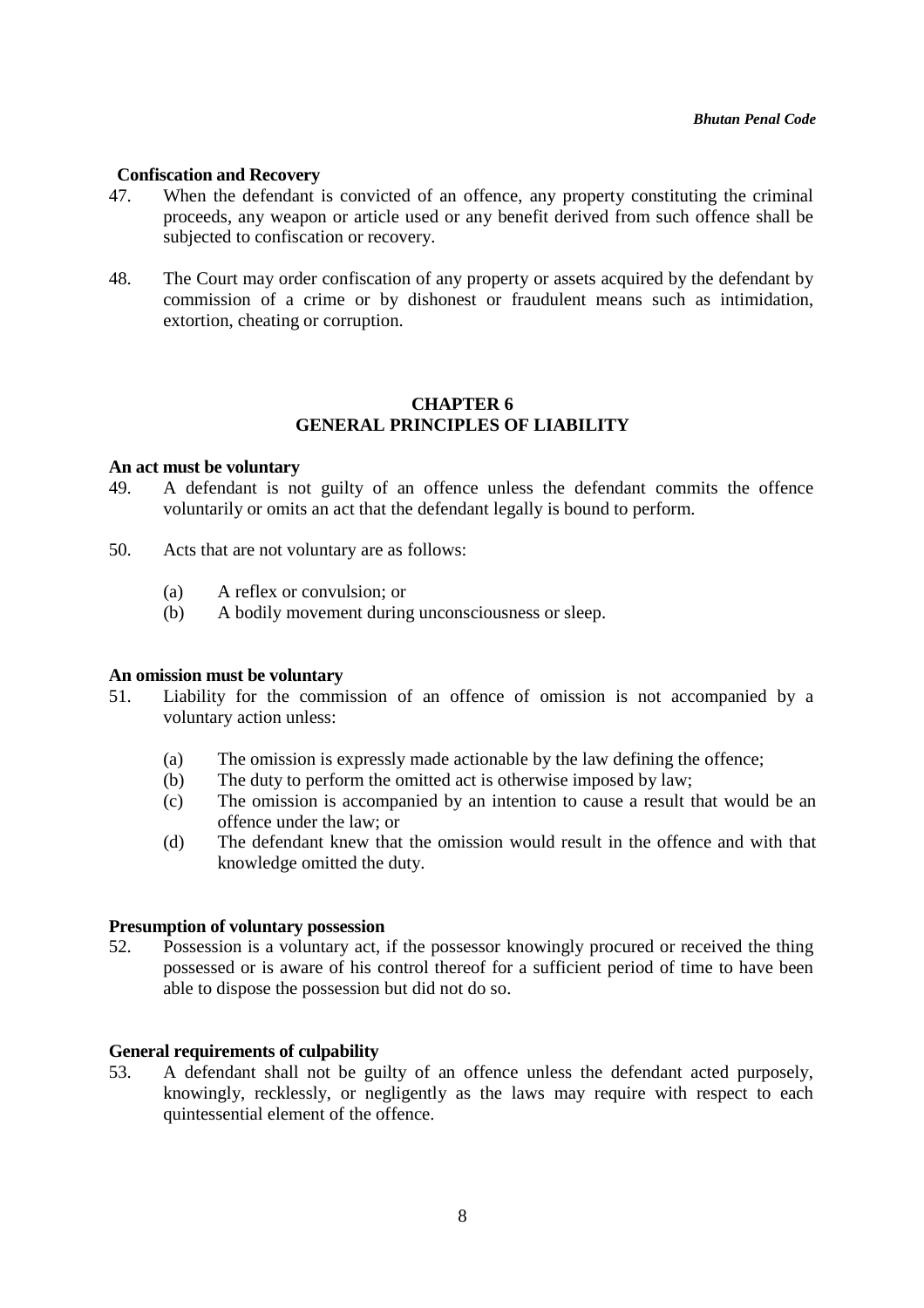**Confiscation and Recovery**

47. When the defendant is convicted of an offence, any property constituting the criminal proceeds, any weapon or article used or any benefit derived from such offence shall be subjected to confiscation or recovery.

48. The Court may order confiscation of any property or assets acquired by the defendant by commission of a crime or by dishonest or fraudulent means such as intimidation, extortion, cheating or corruption.

## CHAPTER 6
## GENERAL PRINCIPLES OF LIABILITY

**An act must be voluntary**

49. A defendant is not guilty of an offence unless the defendant commits the offence voluntarily or omits an act that the defendant legally is bound to perform.

50. Acts that are not voluntary are as follows:

    (a) A reflex or convulsion; or
    (b) A bodily movement during unconsciousness or sleep.

**An omission must be voluntary**

51. Liability for the commission of an offence of omission is not accompanied by a voluntary action unless:

    (a) The omission is expressly made actionable by the law defining the offence;
    (b) The duty to perform the omitted act is otherwise imposed by law;
    (c) The omission is accompanied by an intention to cause a result that would be an offence under the law; or
    (d) The defendant knew that the omission would result in the offence and with that knowledge omitted the duty.

**Presumption of voluntary possession**

52. Possession is a voluntary act, if the possessor knowingly procured or received the thing possessed or is aware of his control thereof for a sufficient period of time to have been able to dispose the possession but did not do so.

**General requirements of culpability**

53. A defendant shall not be guilty of an offence unless the defendant acted purposely, knowingly, recklessly, or negligently as the laws may require with respect to each quintessential element of the offence.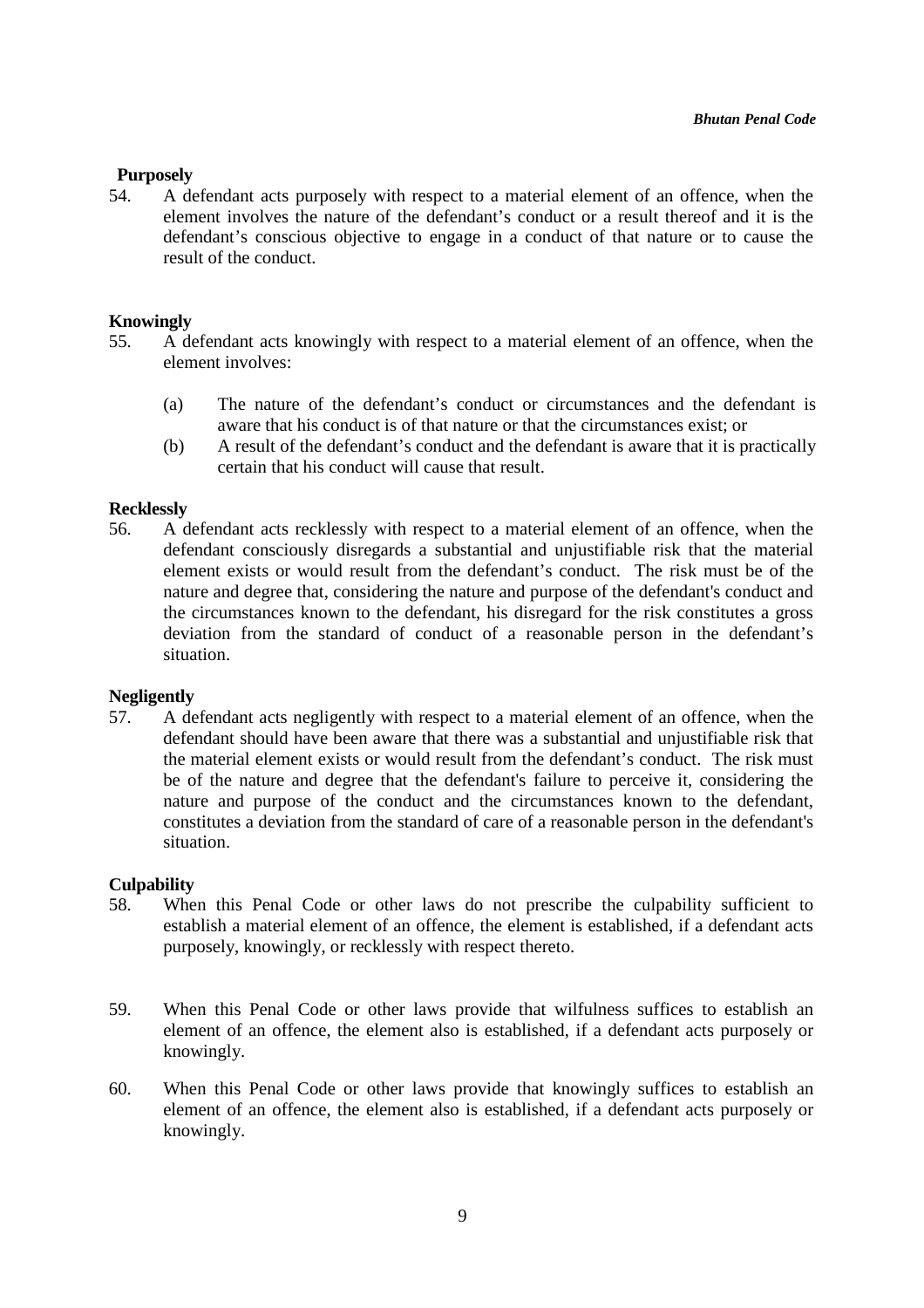**Purposely**

54. A defendant acts purposely with respect to a material element of an offence, when the element involves the nature of the defendant's conduct or a result thereof and it is the defendant's conscious objective to engage in a conduct of that nature or to cause the result of the conduct.

**Knowingly**

55. A defendant acts knowingly with respect to a material element of an offence, when the element involves:

    (a) The nature of the defendant's conduct or circumstances and the defendant is aware that his conduct is of that nature or that the circumstances exist; or

    (b) A result of the defendant's conduct and the defendant is aware that it is practically certain that his conduct will cause that result.

**Recklessly**

56. A defendant acts recklessly with respect to a material element of an offence, when the defendant consciously disregards a substantial and unjustifiable risk that the material element exists or would result from the defendant's conduct. The risk must be of the nature and degree that, considering the nature and purpose of the defendant's conduct and the circumstances known to the defendant, his disregard for the risk constitutes a gross deviation from the standard of conduct of a reasonable person in the defendant's situation.

**Negligently**

57. A defendant acts negligently with respect to a material element of an offence, when the defendant should have been aware that there was a substantial and unjustifiable risk that the material element exists or would result from the defendant's conduct. The risk must be of the nature and degree that the defendant's failure to perceive it, considering the nature and purpose of the conduct and the circumstances known to the defendant, constitutes a deviation from the standard of care of a reasonable person in the defendant's situation.

**Culpability**

58. When this Penal Code or other laws do not prescribe the culpability sufficient to establish a material element of an offence, the element is established, if a defendant acts purposely, knowingly, or recklessly with respect thereto.

59. When this Penal Code or other laws provide that wilfulness suffices to establish an element of an offence, the element also is established, if a defendant acts purposely or knowingly.

60. When this Penal Code or other laws provide that knowingly suffices to establish an element of an offence, the element also is established, if a defendant acts purposely or knowingly.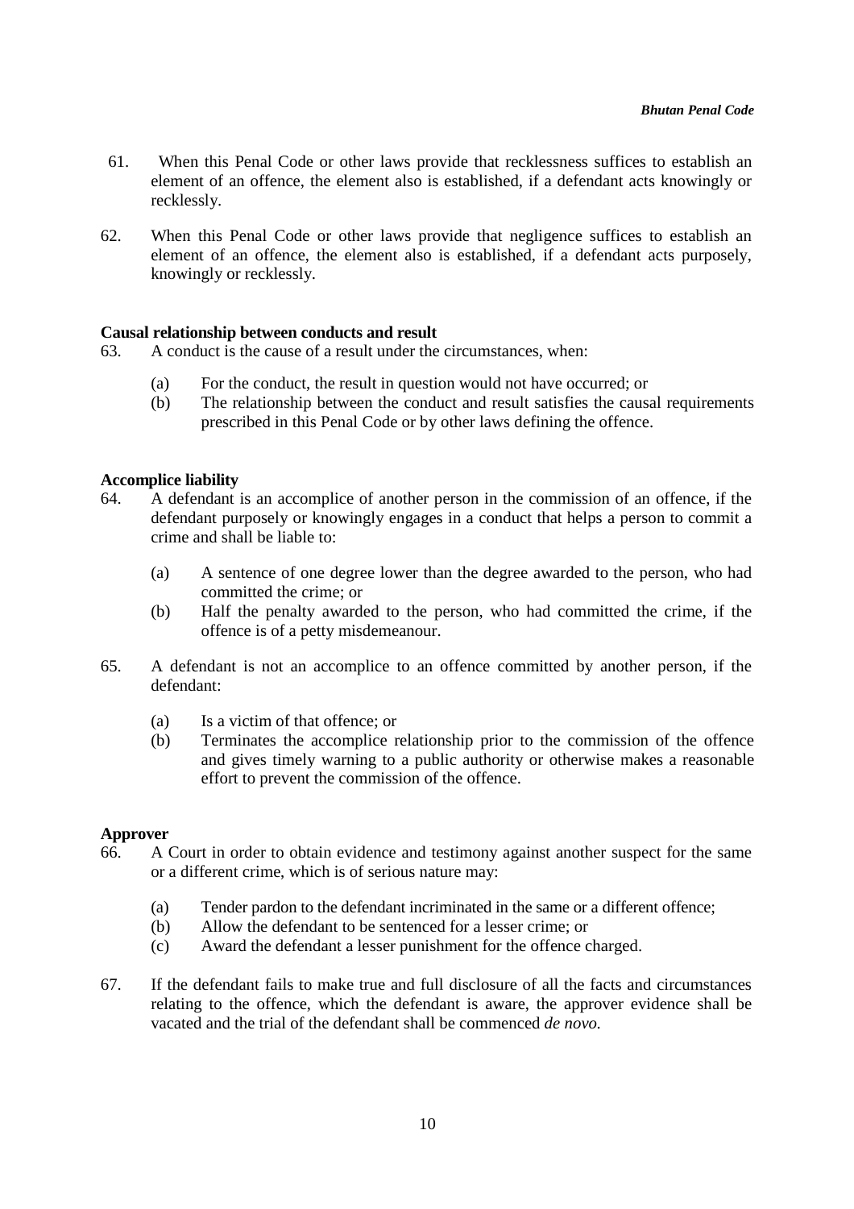61. When this Penal Code or other laws provide that recklessness suffices to establish an element of an offence, the element also is established, if a defendant acts knowingly or recklessly.

62. When this Penal Code or other laws provide that negligence suffices to establish an element of an offence, the element also is established, if a defendant acts purposely, knowingly or recklessly.

**Causal relationship between conducts and result**

63. A conduct is the cause of a result under the circumstances, when:

    (a) For the conduct, the result in question would not have occurred; or
    (b) The relationship between the conduct and result satisfies the causal requirements prescribed in this Penal Code or by other laws defining the offence.

**Accomplice liability**

64. A defendant is an accomplice of another person in the commission of an offence, if the defendant purposely or knowingly engages in a conduct that helps a person to commit a crime and shall be liable to:

    (a) A sentence of one degree lower than the degree awarded to the person, who had committed the crime; or
    (b) Half the penalty awarded to the person, who had committed the crime, if the offence is of a petty misdemeanour.

65. A defendant is not an accomplice to an offence committed by another person, if the defendant:

    (a) Is a victim of that offence; or
    (b) Terminates the accomplice relationship prior to the commission of the offence and gives timely warning to a public authority or otherwise makes a reasonable effort to prevent the commission of the offence.

**Approver**

66. A Court in order to obtain evidence and testimony against another suspect for the same or a different crime, which is of serious nature may:

    (a) Tender pardon to the defendant incriminated in the same or a different offence;
    (b) Allow the defendant to be sentenced for a lesser crime; or
    (c) Award the defendant a lesser punishment for the offence charged.

67. If the defendant fails to make true and full disclosure of all the facts and circumstances relating to the offence, which the defendant is aware, the approver evidence shall be vacated and the trial of the defendant shall be commenced *de novo.*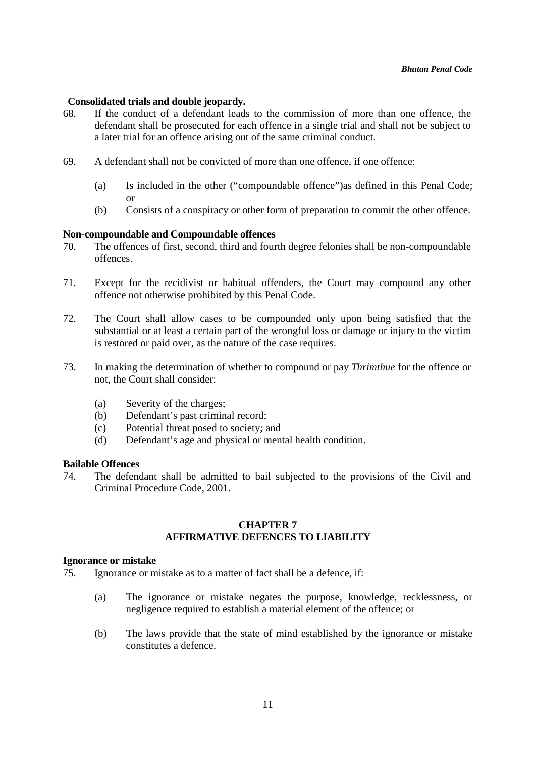**Consolidated trials and double jeopardy.**

68. If the conduct of a defendant leads to the commission of more than one offence, the defendant shall be prosecuted for each offence in a single trial and shall not be subject to a later trial for an offence arising out of the same criminal conduct.

69. A defendant shall not be convicted of more than one offence, if one offence:

    (a) Is included in the other ("compoundable offence")as defined in this Penal Code; or
    (b) Consists of a conspiracy or other form of preparation to commit the other offence.

**Non-compoundable and Compoundable offences**

70. The offences of first, second, third and fourth degree felonies shall be non-compoundable offences.

71. Except for the recidivist or habitual offenders, the Court may compound any other offence not otherwise prohibited by this Penal Code.

72. The Court shall allow cases to be compounded only upon being satisfied that the substantial or at least a certain part of the wrongful loss or damage or injury to the victim is restored or paid over, as the nature of the case requires.

73. In making the determination of whether to compound or pay *Thrimthue* for the offence or not, the Court shall consider:

    (a) Severity of the charges;
    (b) Defendant's past criminal record;
    (c) Potential threat posed to society; and
    (d) Defendant's age and physical or mental health condition.

**Bailable Offences**

74. The defendant shall be admitted to bail subjected to the provisions of the Civil and Criminal Procedure Code, 2001.

## CHAPTER 7
## AFFIRMATIVE DEFENCES TO LIABILITY

**Ignorance or mistake**

75. Ignorance or mistake as to a matter of fact shall be a defence, if:

    (a) The ignorance or mistake negates the purpose, knowledge, recklessness, or negligence required to establish a material element of the offence; or

    (b) The laws provide that the state of mind established by the ignorance or mistake constitutes a defence.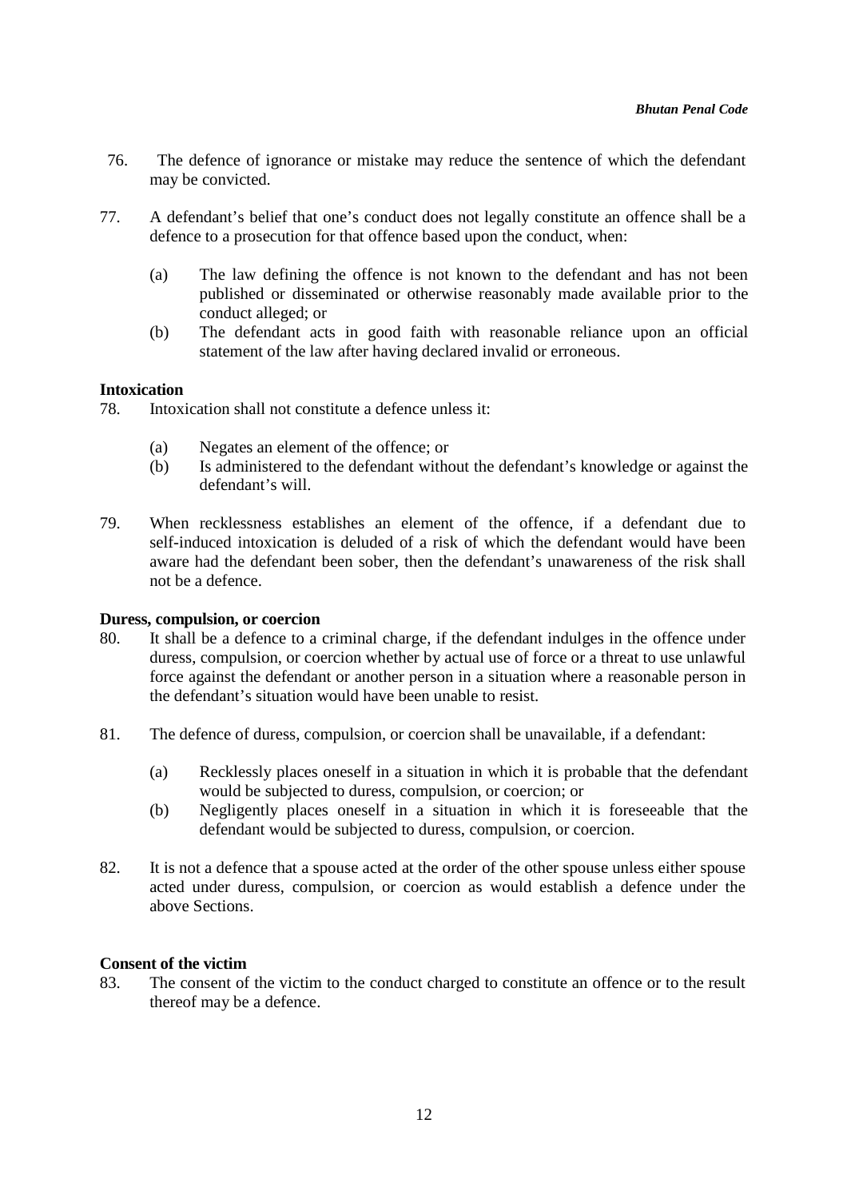76. The defence of ignorance or mistake may reduce the sentence of which the defendant may be convicted.

77. A defendant's belief that one's conduct does not legally constitute an offence shall be a defence to a prosecution for that offence based upon the conduct, when:

    (a) The law defining the offence is not known to the defendant and has not been published or disseminated or otherwise reasonably made available prior to the conduct alleged; or
    (b) The defendant acts in good faith with reasonable reliance upon an official statement of the law after having declared invalid or erroneous.

**Intoxication**

78. Intoxication shall not constitute a defence unless it:

    (a) Negates an element of the offence; or
    (b) Is administered to the defendant without the defendant's knowledge or against the defendant's will.

79. When recklessness establishes an element of the offence, if a defendant due to self-induced intoxication is deluded of a risk of which the defendant would have been aware had the defendant been sober, then the defendant's unawareness of the risk shall not be a defence.

**Duress, compulsion, or coercion**

80. It shall be a defence to a criminal charge, if the defendant indulges in the offence under duress, compulsion, or coercion whether by actual use of force or a threat to use unlawful force against the defendant or another person in a situation where a reasonable person in the defendant's situation would have been unable to resist.

81. The defence of duress, compulsion, or coercion shall be unavailable, if a defendant:

    (a) Recklessly places oneself in a situation in which it is probable that the defendant would be subjected to duress, compulsion, or coercion; or
    (b) Negligently places oneself in a situation in which it is foreseeable that the defendant would be subjected to duress, compulsion, or coercion.

82. It is not a defence that a spouse acted at the order of the other spouse unless either spouse acted under duress, compulsion, or coercion as would establish a defence under the above Sections.

**Consent of the victim**

83. The consent of the victim to the conduct charged to constitute an offence or to the result thereof may be a defence.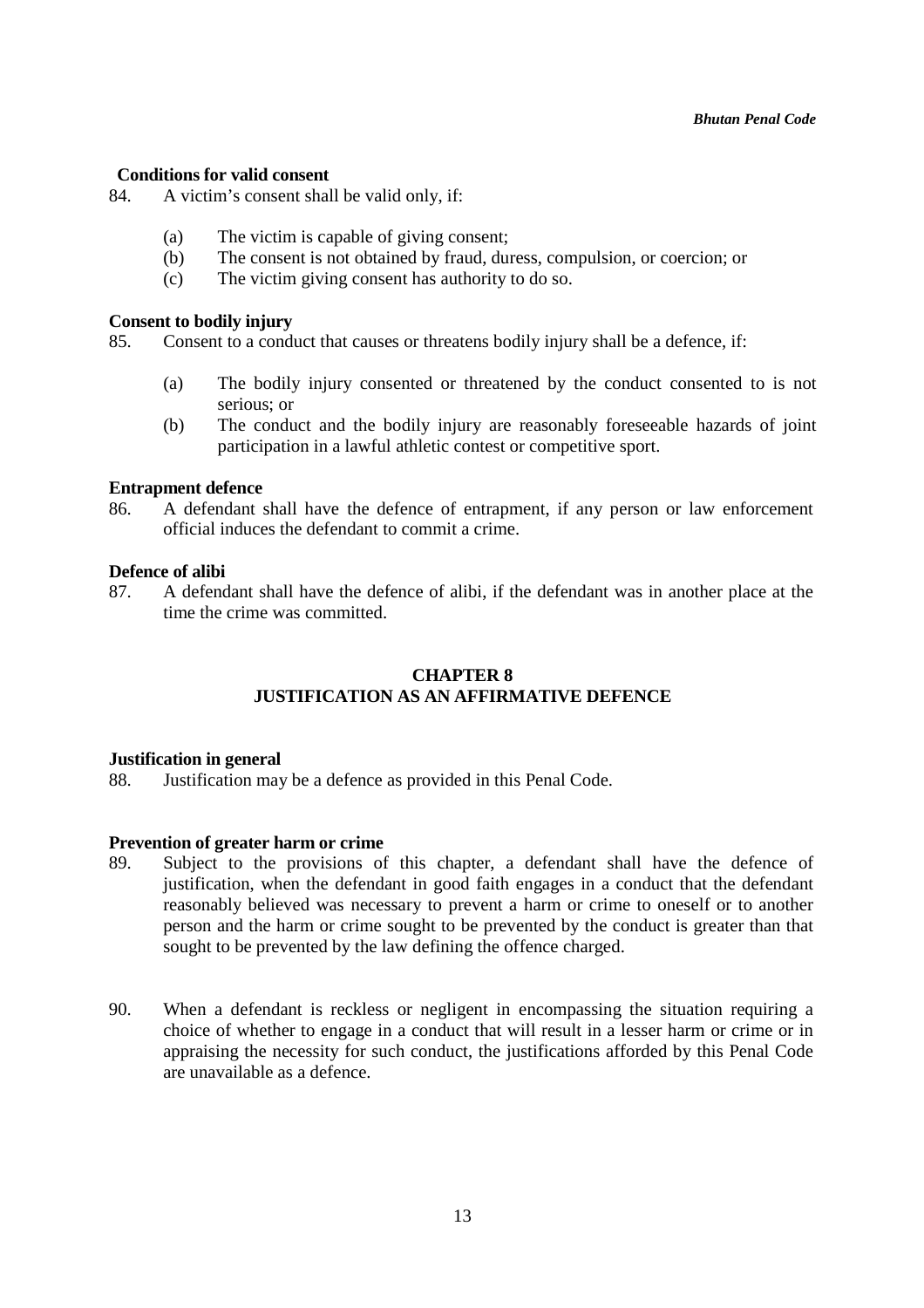**Conditions for valid consent**

84. A victim's consent shall be valid only, if:

    (a) The victim is capable of giving consent;
    (b) The consent is not obtained by fraud, duress, compulsion, or coercion; or
    (c) The victim giving consent has authority to do so.

**Consent to bodily injury**

85. Consent to a conduct that causes or threatens bodily injury shall be a defence, if:

    (a) The bodily injury consented or threatened by the conduct consented to is not serious; or
    (b) The conduct and the bodily injury are reasonably foreseeable hazards of joint participation in a lawful athletic contest or competitive sport.

**Entrapment defence**

86. A defendant shall have the defence of entrapment, if any person or law enforcement official induces the defendant to commit a crime.

**Defence of alibi**

87. A defendant shall have the defence of alibi, if the defendant was in another place at the time the crime was committed.

## CHAPTER 8
## JUSTIFICATION AS AN AFFIRMATIVE DEFENCE

**Justification in general**

88. Justification may be a defence as provided in this Penal Code.

**Prevention of greater harm or crime**

89. Subject to the provisions of this chapter, a defendant shall have the defence of justification, when the defendant in good faith engages in a conduct that the defendant reasonably believed was necessary to prevent a harm or crime to oneself or to another person and the harm or crime sought to be prevented by the conduct is greater than that sought to be prevented by the law defining the offence charged.

90. When a defendant is reckless or negligent in encompassing the situation requiring a choice of whether to engage in a conduct that will result in a lesser harm or crime or in appraising the necessity for such conduct, the justifications afforded by this Penal Code are unavailable as a defence.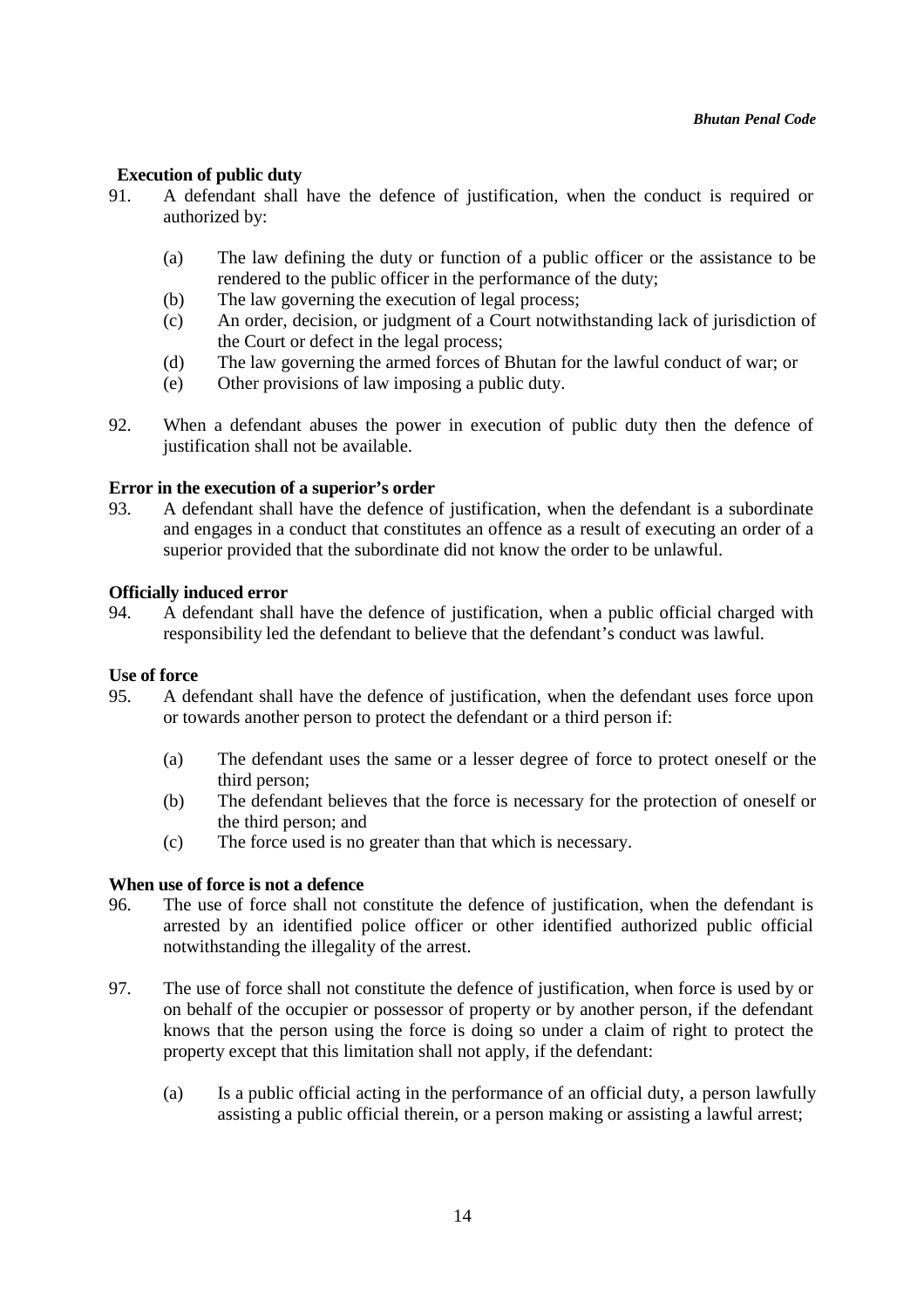**Execution of public duty**

91. A defendant shall have the defence of justification, when the conduct is required or authorized by:

    (a) The law defining the duty or function of a public officer or the assistance to be rendered to the public officer in the performance of the duty;
    (b) The law governing the execution of legal process;
    (c) An order, decision, or judgment of a Court notwithstanding lack of jurisdiction of the Court or defect in the legal process;
    (d) The law governing the armed forces of Bhutan for the lawful conduct of war; or
    (e) Other provisions of law imposing a public duty.

92. When a defendant abuses the power in execution of public duty then the defence of justification shall not be available.

**Error in the execution of a superior's order**

93. A defendant shall have the defence of justification, when the defendant is a subordinate and engages in a conduct that constitutes an offence as a result of executing an order of a superior provided that the subordinate did not know the order to be unlawful.

**Officially induced error**

94. A defendant shall have the defence of justification, when a public official charged with responsibility led the defendant to believe that the defendant's conduct was lawful.

**Use of force**

95. A defendant shall have the defence of justification, when the defendant uses force upon or towards another person to protect the defendant or a third person if:

    (a) The defendant uses the same or a lesser degree of force to protect oneself or the third person;
    (b) The defendant believes that the force is necessary for the protection of oneself or the third person; and
    (c) The force used is no greater than that which is necessary.

**When use of force is not a defence**

96. The use of force shall not constitute the defence of justification, when the defendant is arrested by an identified police officer or other identified authorized public official notwithstanding the illegality of the arrest.

97. The use of force shall not constitute the defence of justification, when force is used by or on behalf of the occupier or possessor of property or by another person, if the defendant knows that the person using the force is doing so under a claim of right to protect the property except that this limitation shall not apply, if the defendant:

    (a) Is a public official acting in the performance of an official duty, a person lawfully assisting a public official therein, or a person making or assisting a lawful arrest;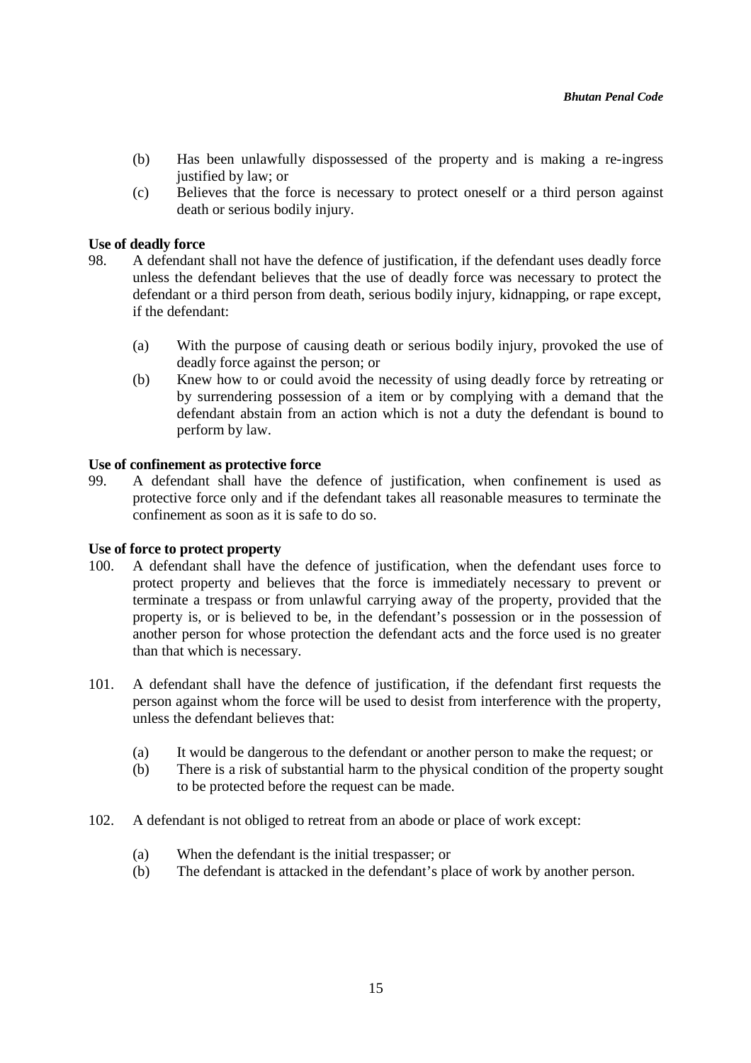(b) Has been unlawfully dispossessed of the property and is making a re-ingress justified by law; or

(c) Believes that the force is necessary to protect oneself or a third person against death or serious bodily injury.

**Use of deadly force**

98. A defendant shall not have the defence of justification, if the defendant uses deadly force unless the defendant believes that the use of deadly force was necessary to protect the defendant or a third person from death, serious bodily injury, kidnapping, or rape except, if the defendant:

    (a) With the purpose of causing death or serious bodily injury, provoked the use of deadly force against the person; or

    (b) Knew how to or could avoid the necessity of using deadly force by retreating or by surrendering possession of a item or by complying with a demand that the defendant abstain from an action which is not a duty the defendant is bound to perform by law.

**Use of confinement as protective force**

99. A defendant shall have the defence of justification, when confinement is used as protective force only and if the defendant takes all reasonable measures to terminate the confinement as soon as it is safe to do so.

**Use of force to protect property**

100. A defendant shall have the defence of justification, when the defendant uses force to protect property and believes that the force is immediately necessary to prevent or terminate a trespass or from unlawful carrying away of the property, provided that the property is, or is believed to be, in the defendant's possession or in the possession of another person for whose protection the defendant acts and the force used is no greater than that which is necessary.

101. A defendant shall have the defence of justification, if the defendant first requests the person against whom the force will be used to desist from interference with the property, unless the defendant believes that:

    (a) It would be dangerous to the defendant or another person to make the request; or

    (b) There is a risk of substantial harm to the physical condition of the property sought to be protected before the request can be made.

102. A defendant is not obliged to retreat from an abode or place of work except:

    (a) When the defendant is the initial trespasser; or

    (b) The defendant is attacked in the defendant's place of work by another person.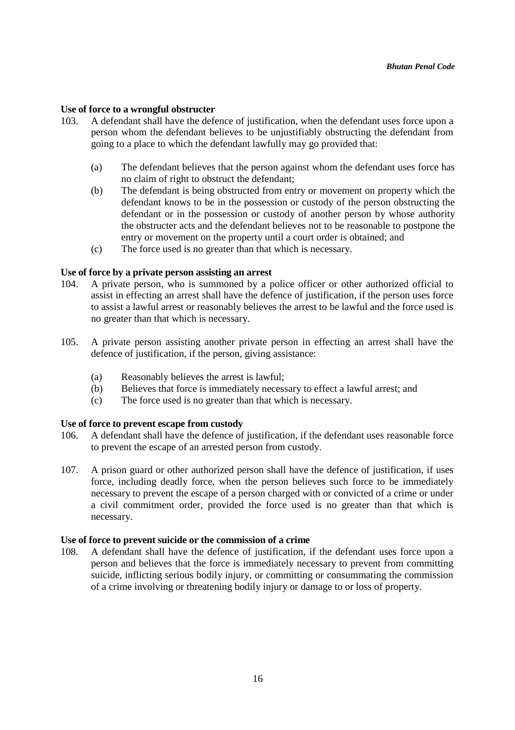**Use of force to a wrongful obstructer**

103. A defendant shall have the defence of justification, when the defendant uses force upon a person whom the defendant believes to be unjustifiably obstructing the defendant from going to a place to which the defendant lawfully may go provided that:

   (a) The defendant believes that the person against whom the defendant uses force has no claim of right to obstruct the defendant;
   (b) The defendant is being obstructed from entry or movement on property which the defendant knows to be in the possession or custody of the person obstructing the defendant or in the possession or custody of another person by whose authority the obstructer acts and the defendant believes not to be reasonable to postpone the entry or movement on the property until a court order is obtained; and
   (c) The force used is no greater than that which is necessary.

**Use of force by a private person assisting an arrest**

104. A private person, who is summoned by a police officer or other authorized official to assist in effecting an arrest shall have the defence of justification, if the person uses force to assist a lawful arrest or reasonably believes the arrest to be lawful and the force used is no greater than that which is necessary.

105. A private person assisting another private person in effecting an arrest shall have the defence of justification, if the person, giving assistance:

   (a) Reasonably believes the arrest is lawful;
   (b) Believes that force is immediately necessary to effect a lawful arrest; and
   (c) The force used is no greater than that which is necessary.

**Use of force to prevent escape from custody**

106. A defendant shall have the defence of justification, if the defendant uses reasonable force to prevent the escape of an arrested person from custody.

107. A prison guard or other authorized person shall have the defence of justification, if uses force, including deadly force, when the person believes such force to be immediately necessary to prevent the escape of a person charged with or convicted of a crime or under a civil commitment order, provided the force used is no greater than that which is necessary.

**Use of force to prevent suicide or the commission of a crime**

108. A defendant shall have the defence of justification, if the defendant uses force upon a person and believes that the force is immediately necessary to prevent from committing suicide, inflicting serious bodily injury, or committing or consummating the commission of a crime involving or threatening bodily injury or damage to or loss of property.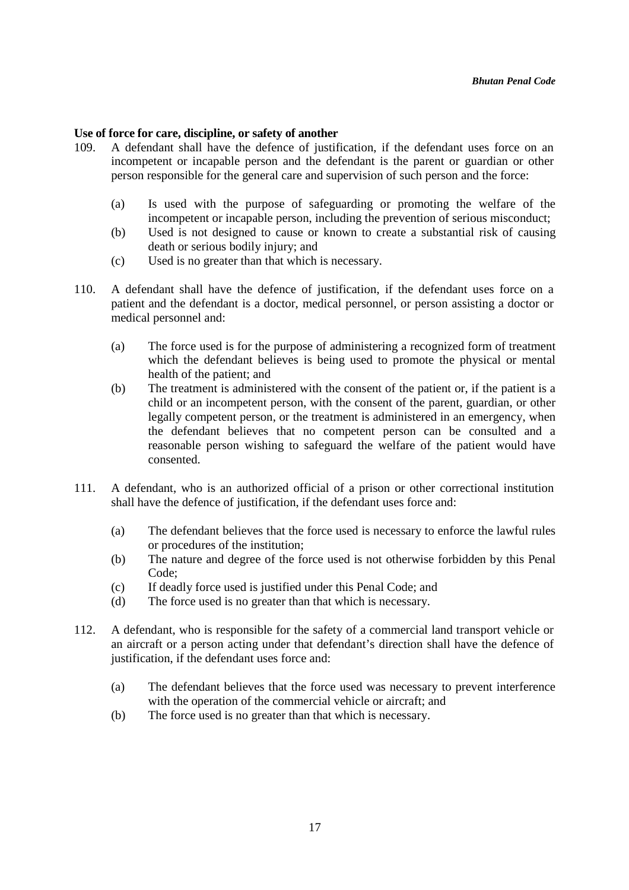**Use of force for care, discipline, or safety of another**

109. A defendant shall have the defence of justification, if the defendant uses force on an incompetent or incapable person and the defendant is the parent or guardian or other person responsible for the general care and supervision of such person and the force:

   (a) Is used with the purpose of safeguarding or promoting the welfare of the incompetent or incapable person, including the prevention of serious misconduct;
   (b) Used is not designed to cause or known to create a substantial risk of causing death or serious bodily injury; and
   (c) Used is no greater than that which is necessary.

110. A defendant shall have the defence of justification, if the defendant uses force on a patient and the defendant is a doctor, medical personnel, or person assisting a doctor or medical personnel and:

   (a) The force used is for the purpose of administering a recognized form of treatment which the defendant believes is being used to promote the physical or mental health of the patient; and
   (b) The treatment is administered with the consent of the patient or, if the patient is a child or an incompetent person, with the consent of the parent, guardian, or other legally competent person, or the treatment is administered in an emergency, when the defendant believes that no competent person can be consulted and a reasonable person wishing to safeguard the welfare of the patient would have consented.

111. A defendant, who is an authorized official of a prison or other correctional institution shall have the defence of justification, if the defendant uses force and:

   (a) The defendant believes that the force used is necessary to enforce the lawful rules or procedures of the institution;
   (b) The nature and degree of the force used is not otherwise forbidden by this Penal Code;
   (c) If deadly force used is justified under this Penal Code; and
   (d) The force used is no greater than that which is necessary.

112. A defendant, who is responsible for the safety of a commercial land transport vehicle or an aircraft or a person acting under that defendant's direction shall have the defence of justification, if the defendant uses force and:

   (a) The defendant believes that the force used was necessary to prevent interference with the operation of the commercial vehicle or aircraft; and
   (b) The force used is no greater than that which is necessary.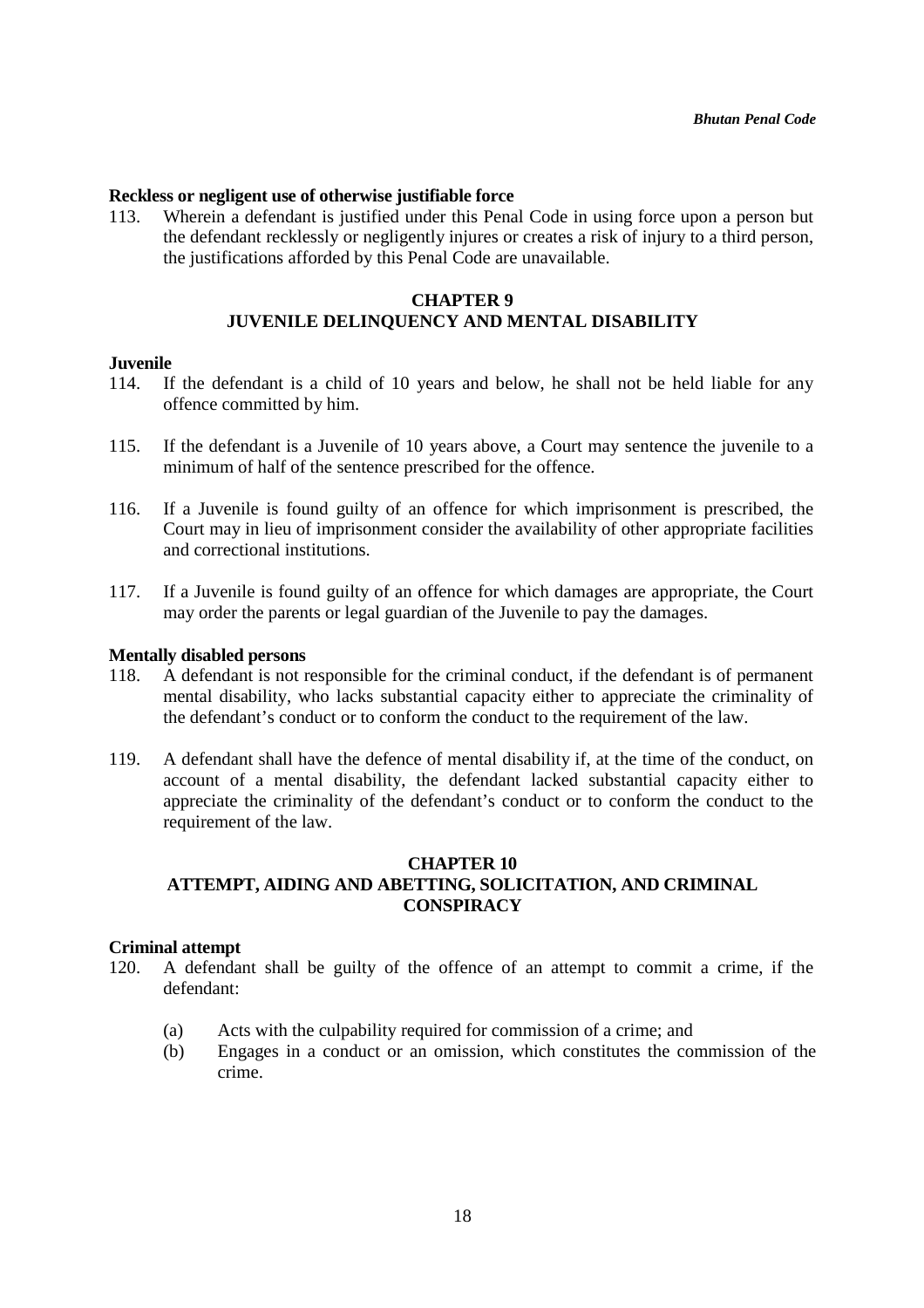**Reckless or negligent use of otherwise justifiable force**

113. Wherein a defendant is justified under this Penal Code in using force upon a person but the defendant recklessly or negligently injures or creates a risk of injury to a third person, the justifications afforded by this Penal Code are unavailable.

## CHAPTER 9
## JUVENILE DELINQUENCY AND MENTAL DISABILITY

**Juvenile**

114. If the defendant is a child of 10 years and below, he shall not be held liable for any offence committed by him.

115. If the defendant is a Juvenile of 10 years above, a Court may sentence the juvenile to a minimum of half of the sentence prescribed for the offence.

116. If a Juvenile is found guilty of an offence for which imprisonment is prescribed, the Court may in lieu of imprisonment consider the availability of other appropriate facilities and correctional institutions.

117. If a Juvenile is found guilty of an offence for which damages are appropriate, the Court may order the parents or legal guardian of the Juvenile to pay the damages.

**Mentally disabled persons**

118. A defendant is not responsible for the criminal conduct, if the defendant is of permanent mental disability, who lacks substantial capacity either to appreciate the criminality of the defendant's conduct or to conform the conduct to the requirement of the law.

119. A defendant shall have the defence of mental disability if, at the time of the conduct, on account of a mental disability, the defendant lacked substantial capacity either to appreciate the criminality of the defendant's conduct or to conform the conduct to the requirement of the law.

## CHAPTER 10
## ATTEMPT, AIDING AND ABETTING, SOLICITATION, AND CRIMINAL CONSPIRACY

**Criminal attempt**

120. A defendant shall be guilty of the offence of an attempt to commit a crime, if the defendant:

    (a) Acts with the culpability required for commission of a crime; and
    (b) Engages in a conduct or an omission, which constitutes the commission of the crime.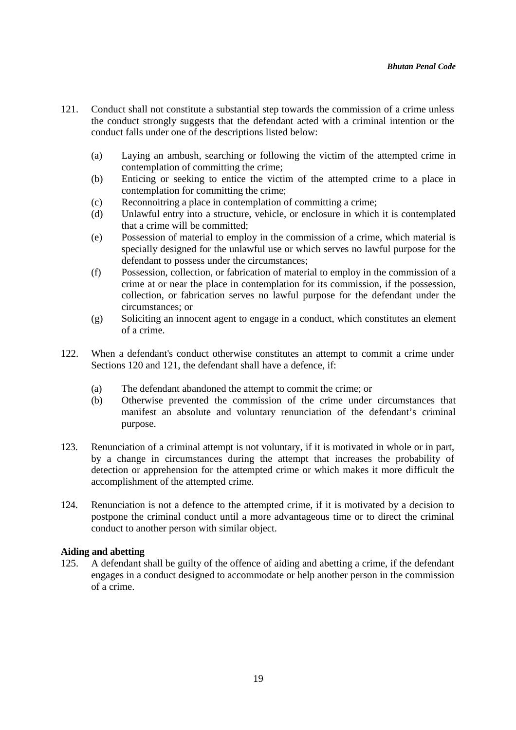121. Conduct shall not constitute a substantial step towards the commission of a crime unless the conduct strongly suggests that the defendant acted with a criminal intention or the conduct falls under one of the descriptions listed below:

    (a) Laying an ambush, searching or following the victim of the attempted crime in contemplation of committing the crime;
    (b) Enticing or seeking to entice the victim of the attempted crime to a place in contemplation for committing the crime;
    (c) Reconnoitring a place in contemplation of committing a crime;
    (d) Unlawful entry into a structure, vehicle, or enclosure in which it is contemplated that a crime will be committed;
    (e) Possession of material to employ in the commission of a crime, which material is specially designed for the unlawful use or which serves no lawful purpose for the defendant to possess under the circumstances;
    (f) Possession, collection, or fabrication of material to employ in the commission of a crime at or near the place in contemplation for its commission, if the possession, collection, or fabrication serves no lawful purpose for the defendant under the circumstances; or
    (g) Soliciting an innocent agent to engage in a conduct, which constitutes an element of a crime.

122. When a defendant's conduct otherwise constitutes an attempt to commit a crime under Sections 120 and 121, the defendant shall have a defence, if:

    (a) The defendant abandoned the attempt to commit the crime; or
    (b) Otherwise prevented the commission of the crime under circumstances that manifest an absolute and voluntary renunciation of the defendant's criminal purpose.

123. Renunciation of a criminal attempt is not voluntary, if it is motivated in whole or in part, by a change in circumstances during the attempt that increases the probability of detection or apprehension for the attempted crime or which makes it more difficult the accomplishment of the attempted crime.

124. Renunciation is not a defence to the attempted crime, if it is motivated by a decision to postpone the criminal conduct until a more advantageous time or to direct the criminal conduct to another person with similar object.

**Aiding and abetting**

125. A defendant shall be guilty of the offence of aiding and abetting a crime, if the defendant engages in a conduct designed to accommodate or help another person in the commission of a crime.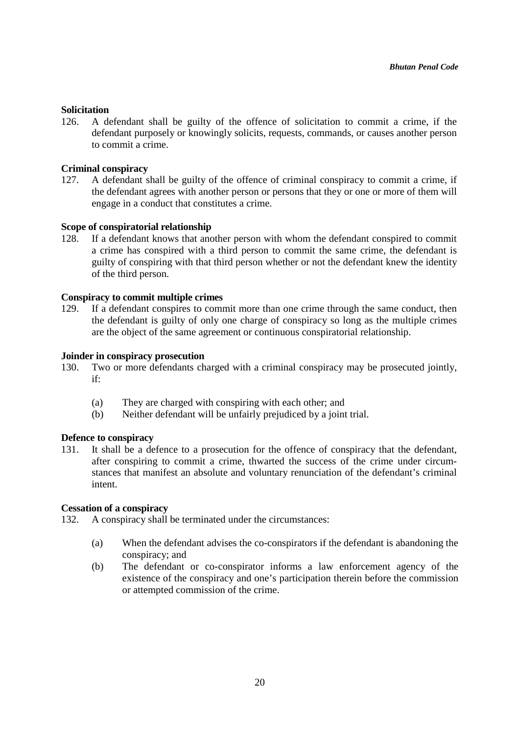**Solicitation**

126. A defendant shall be guilty of the offence of solicitation to commit a crime, if the defendant purposely or knowingly solicits, requests, commands, or causes another person to commit a crime.

**Criminal conspiracy**

127. A defendant shall be guilty of the offence of criminal conspiracy to commit a crime, if the defendant agrees with another person or persons that they or one or more of them will engage in a conduct that constitutes a crime.

**Scope of conspiratorial relationship**

128. If a defendant knows that another person with whom the defendant conspired to commit a crime has conspired with a third person to commit the same crime, the defendant is guilty of conspiring with that third person whether or not the defendant knew the identity of the third person.

**Conspiracy to commit multiple crimes**

129. If a defendant conspires to commit more than one crime through the same conduct, then the defendant is guilty of only one charge of conspiracy so long as the multiple crimes are the object of the same agreement or continuous conspiratorial relationship.

**Joinder in conspiracy prosecution**

130. Two or more defendants charged with a criminal conspiracy may be prosecuted jointly, if:

   (a) They are charged with conspiring with each other; and
   (b) Neither defendant will be unfairly prejudiced by a joint trial.

**Defence to conspiracy**

131. It shall be a defence to a prosecution for the offence of conspiracy that the defendant, after conspiring to commit a crime, thwarted the success of the crime under circumstances that manifest an absolute and voluntary renunciation of the defendant's criminal intent.

**Cessation of a conspiracy**

132. A conspiracy shall be terminated under the circumstances:

   (a) When the defendant advises the co-conspirators if the defendant is abandoning the conspiracy; and
   (b) The defendant or co-conspirator informs a law enforcement agency of the existence of the conspiracy and one's participation therein before the commission or attempted commission of the crime.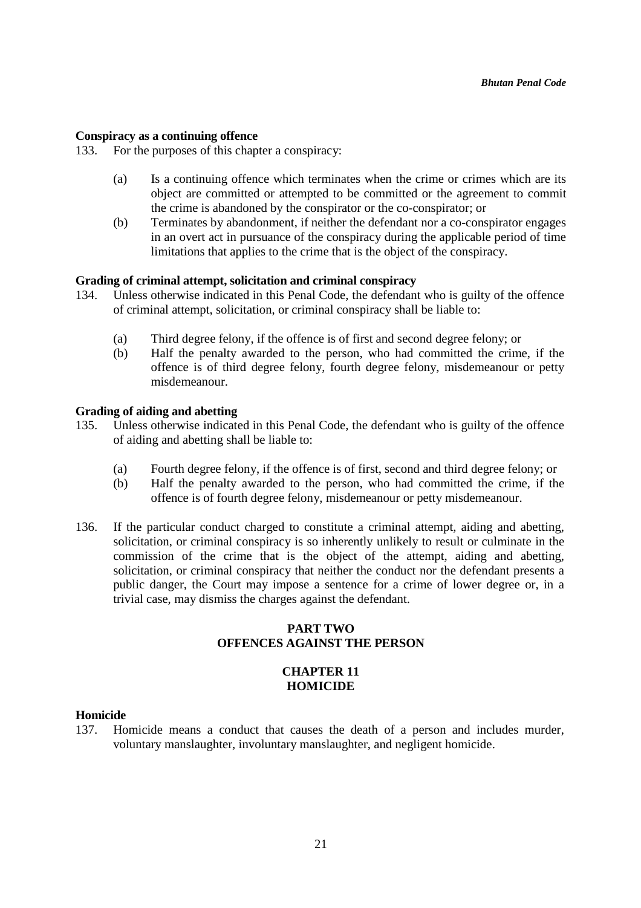**Conspiracy as a continuing offence**

133. For the purposes of this chapter a conspiracy:

(a) Is a continuing offence which terminates when the crime or crimes which are its object are committed or attempted to be committed or the agreement to commit the crime is abandoned by the conspirator or the co-conspirator; or

(b) Terminates by abandonment, if neither the defendant nor a co-conspirator engages in an overt act in pursuance of the conspiracy during the applicable period of time limitations that applies to the crime that is the object of the conspiracy.

**Grading of criminal attempt, solicitation and criminal conspiracy**

134. Unless otherwise indicated in this Penal Code, the defendant who is guilty of the offence of criminal attempt, solicitation, or criminal conspiracy shall be liable to:

(a) Third degree felony, if the offence is of first and second degree felony; or

(b) Half the penalty awarded to the person, who had committed the crime, if the offence is of third degree felony, fourth degree felony, misdemeanour or petty misdemeanour.

**Grading of aiding and abetting**

135. Unless otherwise indicated in this Penal Code, the defendant who is guilty of the offence of aiding and abetting shall be liable to:

(a) Fourth degree felony, if the offence is of first, second and third degree felony; or

(b) Half the penalty awarded to the person, who had committed the crime, if the offence is of fourth degree felony, misdemeanour or petty misdemeanour.

136. If the particular conduct charged to constitute a criminal attempt, aiding and abetting, solicitation, or criminal conspiracy is so inherently unlikely to result or culminate in the commission of the crime that is the object of the attempt, aiding and abetting, solicitation, or criminal conspiracy that neither the conduct nor the defendant presents a public danger, the Court may impose a sentence for a crime of lower degree or, in a trivial case, may dismiss the charges against the defendant.

# PART TWO
# OFFENCES AGAINST THE PERSON

## CHAPTER 11
## HOMICIDE

**Homicide**

137. Homicide means a conduct that causes the death of a person and includes murder, voluntary manslaughter, involuntary manslaughter, and negligent homicide.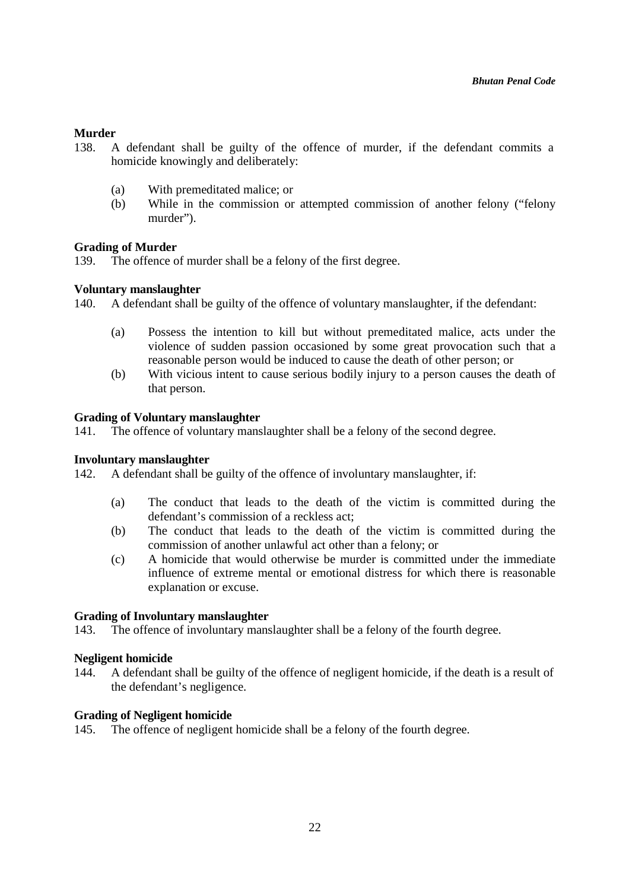**Murder**

138. A defendant shall be guilty of the offence of murder, if the defendant commits a homicide knowingly and deliberately:

   (a) With premeditated malice; or
   (b) While in the commission or attempted commission of another felony ("felony murder").

**Grading of Murder**

139. The offence of murder shall be a felony of the first degree.

**Voluntary manslaughter**

140. A defendant shall be guilty of the offence of voluntary manslaughter, if the defendant:

   (a) Possess the intention to kill but without premeditated malice, acts under the violence of sudden passion occasioned by some great provocation such that a reasonable person would be induced to cause the death of other person; or
   (b) With vicious intent to cause serious bodily injury to a person causes the death of that person.

**Grading of Voluntary manslaughter**

141. The offence of voluntary manslaughter shall be a felony of the second degree.

**Involuntary manslaughter**

142. A defendant shall be guilty of the offence of involuntary manslaughter, if:

   (a) The conduct that leads to the death of the victim is committed during the defendant's commission of a reckless act;
   (b) The conduct that leads to the death of the victim is committed during the commission of another unlawful act other than a felony; or
   (c) A homicide that would otherwise be murder is committed under the immediate influence of extreme mental or emotional distress for which there is reasonable explanation or excuse.

**Grading of Involuntary manslaughter**

143. The offence of involuntary manslaughter shall be a felony of the fourth degree.

**Negligent homicide**

144. A defendant shall be guilty of the offence of negligent homicide, if the death is a result of the defendant's negligence.

**Grading of Negligent homicide**

145. The offence of negligent homicide shall be a felony of the fourth degree.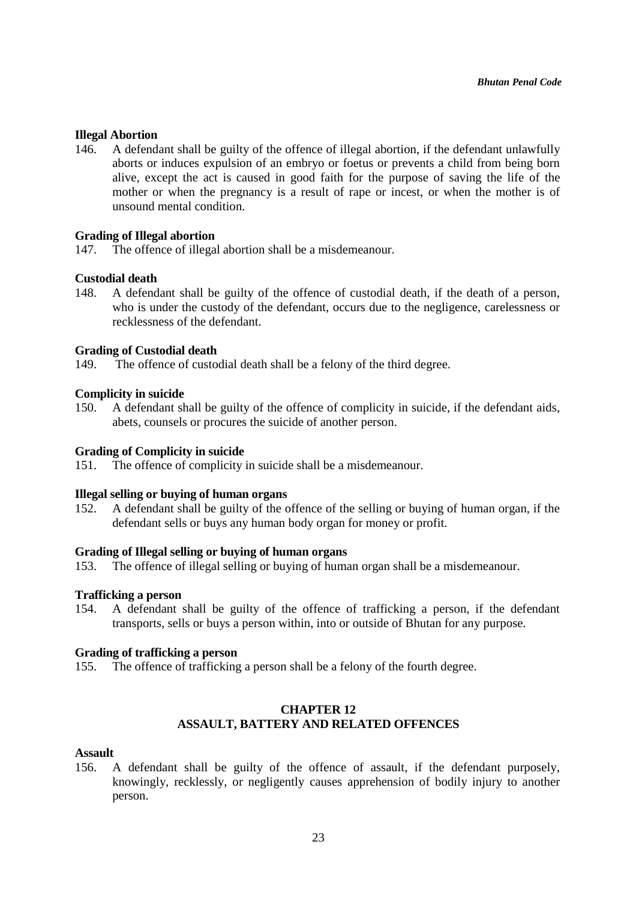**Illegal Abortion**

146. A defendant shall be guilty of the offence of illegal abortion, if the defendant unlawfully aborts or induces expulsion of an embryo or foetus or prevents a child from being born alive, except the act is caused in good faith for the purpose of saving the life of the mother or when the pregnancy is a result of rape or incest, or when the mother is of unsound mental condition.

**Grading of Illegal abortion**

147. The offence of illegal abortion shall be a misdemeanour.

**Custodial death**

148. A defendant shall be guilty of the offence of custodial death, if the death of a person, who is under the custody of the defendant, occurs due to the negligence, carelessness or recklessness of the defendant.

**Grading of Custodial death**

149. The offence of custodial death shall be a felony of the third degree.

**Complicity in suicide**

150. A defendant shall be guilty of the offence of complicity in suicide, if the defendant aids, abets, counsels or procures the suicide of another person.

**Grading of Complicity in suicide**

151. The offence of complicity in suicide shall be a misdemeanour.

**Illegal selling or buying of human organs**

152. A defendant shall be guilty of the offence of the selling or buying of human organ, if the defendant sells or buys any human body organ for money or profit.

**Grading of Illegal selling or buying of human organs**

153. The offence of illegal selling or buying of human organ shall be a misdemeanour.

**Trafficking a person**

154. A defendant shall be guilty of the offence of trafficking a person, if the defendant transports, sells or buys a person within, into or outside of Bhutan for any purpose.

**Grading of trafficking a person**

155. The offence of trafficking a person shall be a felony of the fourth degree.

## CHAPTER 12
## ASSAULT, BATTERY AND RELATED OFFENCES

**Assault**

156. A defendant shall be guilty of the offence of assault, if the defendant purposely, knowingly, recklessly, or negligently causes apprehension of bodily injury to another person.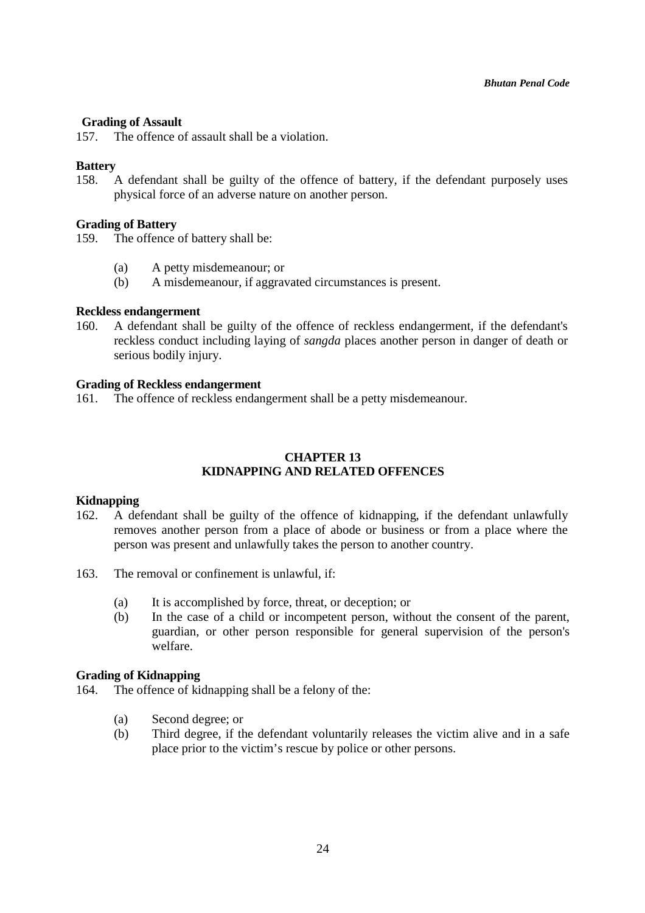**Grading of Assault**

157. The offence of assault shall be a violation.

**Battery**

158. A defendant shall be guilty of the offence of battery, if the defendant purposely uses physical force of an adverse nature on another person.

**Grading of Battery**

159. The offence of battery shall be:

- (a) A petty misdemeanour; or
- (b) A misdemeanour, if aggravated circumstances is present.

**Reckless endangerment**

160. A defendant shall be guilty of the offence of reckless endangerment, if the defendant's reckless conduct including laying of *sangda* places another person in danger of death or serious bodily injury.

**Grading of Reckless endangerment**

161. The offence of reckless endangerment shall be a petty misdemeanour.

## CHAPTER 13
## KIDNAPPING AND RELATED OFFENCES

**Kidnapping**

162. A defendant shall be guilty of the offence of kidnapping, if the defendant unlawfully removes another person from a place of abode or business or from a place where the person was present and unlawfully takes the person to another country.

163. The removal or confinement is unlawful, if:

- (a) It is accomplished by force, threat, or deception; or
- (b) In the case of a child or incompetent person, without the consent of the parent, guardian, or other person responsible for general supervision of the person's welfare.

**Grading of Kidnapping**

164. The offence of kidnapping shall be a felony of the:

- (a) Second degree; or
- (b) Third degree, if the defendant voluntarily releases the victim alive and in a safe place prior to the victim's rescue by police or other persons.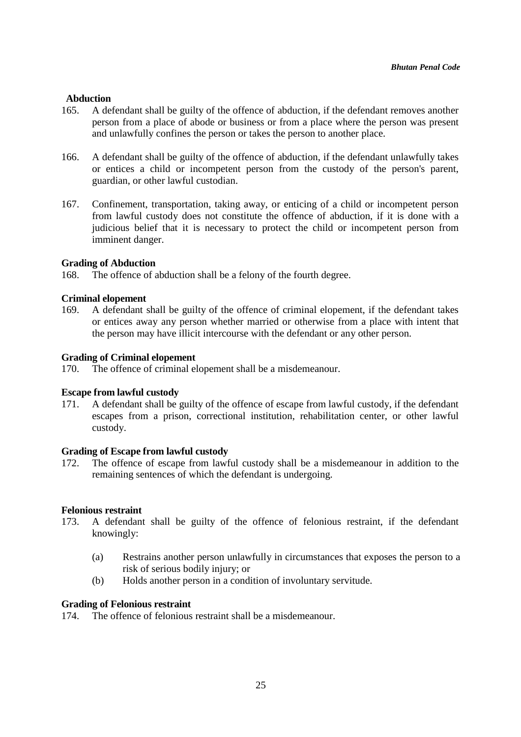**Abduction**

165. A defendant shall be guilty of the offence of abduction, if the defendant removes another person from a place of abode or business or from a place where the person was present and unlawfully confines the person or takes the person to another place.

166. A defendant shall be guilty of the offence of abduction, if the defendant unlawfully takes or entices a child or incompetent person from the custody of the person's parent, guardian, or other lawful custodian.

167. Confinement, transportation, taking away, or enticing of a child or incompetent person from lawful custody does not constitute the offence of abduction, if it is done with a judicious belief that it is necessary to protect the child or incompetent person from imminent danger.

**Grading of Abduction**

168. The offence of abduction shall be a felony of the fourth degree.

**Criminal elopement**

169. A defendant shall be guilty of the offence of criminal elopement, if the defendant takes or entices away any person whether married or otherwise from a place with intent that the person may have illicit intercourse with the defendant or any other person.

**Grading of Criminal elopement**

170. The offence of criminal elopement shall be a misdemeanour.

**Escape from lawful custody**

171. A defendant shall be guilty of the offence of escape from lawful custody, if the defendant escapes from a prison, correctional institution, rehabilitation center, or other lawful custody.

**Grading of Escape from lawful custody**

172. The offence of escape from lawful custody shall be a misdemeanour in addition to the remaining sentences of which the defendant is undergoing.

**Felonious restraint**

173. A defendant shall be guilty of the offence of felonious restraint, if the defendant knowingly:

    (a) Restrains another person unlawfully in circumstances that exposes the person to a risk of serious bodily injury; or
    (b) Holds another person in a condition of involuntary servitude.

**Grading of Felonious restraint**

174. The offence of felonious restraint shall be a misdemeanour.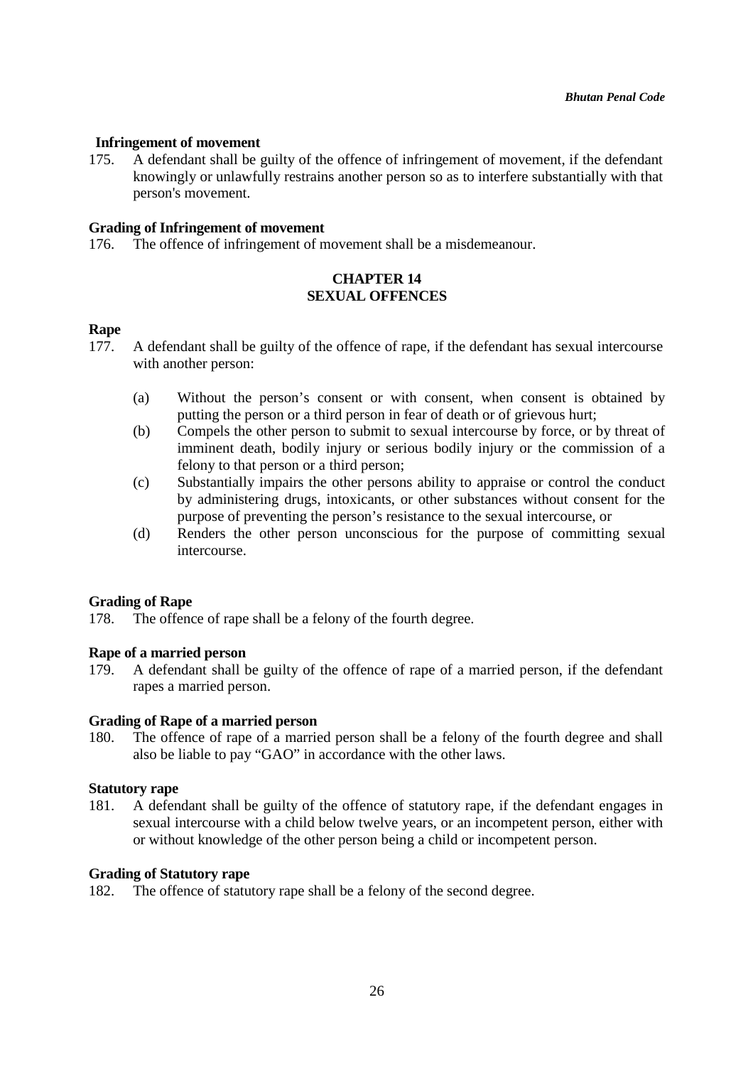**Infringement of movement**

175. A defendant shall be guilty of the offence of infringement of movement, if the defendant knowingly or unlawfully restrains another person so as to interfere substantially with that person's movement.

**Grading of Infringement of movement**

176. The offence of infringement of movement shall be a misdemeanour.

## CHAPTER 14
## SEXUAL OFFENCES

**Rape**

177. A defendant shall be guilty of the offence of rape, if the defendant has sexual intercourse with another person:

   (a) Without the person's consent or with consent, when consent is obtained by putting the person or a third person in fear of death or of grievous hurt;
   (b) Compels the other person to submit to sexual intercourse by force, or by threat of imminent death, bodily injury or serious bodily injury or the commission of a felony to that person or a third person;
   (c) Substantially impairs the other persons ability to appraise or control the conduct by administering drugs, intoxicants, or other substances without consent for the purpose of preventing the person's resistance to the sexual intercourse, or
   (d) Renders the other person unconscious for the purpose of committing sexual intercourse.

**Grading of Rape**

178. The offence of rape shall be a felony of the fourth degree.

**Rape of a married person**

179. A defendant shall be guilty of the offence of rape of a married person, if the defendant rapes a married person.

**Grading of Rape of a married person**

180. The offence of rape of a married person shall be a felony of the fourth degree and shall also be liable to pay "GAO" in accordance with the other laws.

**Statutory rape**

181. A defendant shall be guilty of the offence of statutory rape, if the defendant engages in sexual intercourse with a child below twelve years, or an incompetent person, either with or without knowledge of the other person being a child or incompetent person.

**Grading of Statutory rape**

182. The offence of statutory rape shall be a felony of the second degree.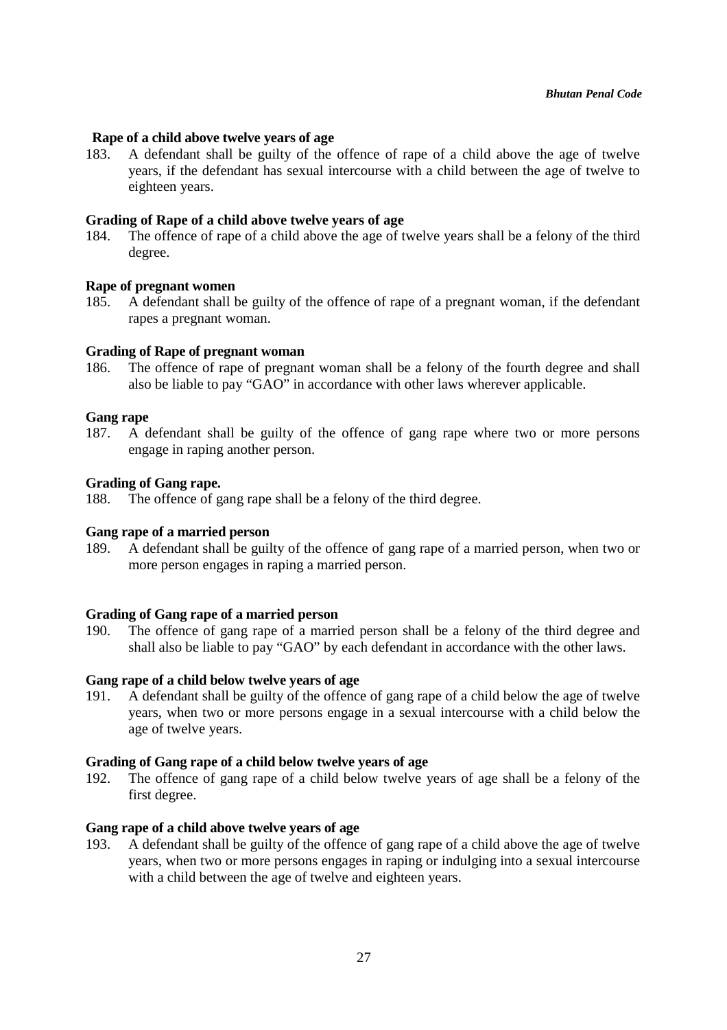**Rape of a child above twelve years of age**

183. A defendant shall be guilty of the offence of rape of a child above the age of twelve years, if the defendant has sexual intercourse with a child between the age of twelve to eighteen years.

**Grading of Rape of a child above twelve years of age**

184. The offence of rape of a child above the age of twelve years shall be a felony of the third degree.

**Rape of pregnant women**

185. A defendant shall be guilty of the offence of rape of a pregnant woman, if the defendant rapes a pregnant woman.

**Grading of Rape of pregnant woman**

186. The offence of rape of pregnant woman shall be a felony of the fourth degree and shall also be liable to pay "GAO" in accordance with other laws wherever applicable.

**Gang rape**

187. A defendant shall be guilty of the offence of gang rape where two or more persons engage in raping another person.

**Grading of Gang rape.**

188. The offence of gang rape shall be a felony of the third degree.

**Gang rape of a married person**

189. A defendant shall be guilty of the offence of gang rape of a married person, when two or more person engages in raping a married person.

**Grading of Gang rape of a married person**

190. The offence of gang rape of a married person shall be a felony of the third degree and shall also be liable to pay "GAO" by each defendant in accordance with the other laws.

**Gang rape of a child below twelve years of age**

191. A defendant shall be guilty of the offence of gang rape of a child below the age of twelve years, when two or more persons engage in a sexual intercourse with a child below the age of twelve years.

**Grading of Gang rape of a child below twelve years of age**

192. The offence of gang rape of a child below twelve years of age shall be a felony of the first degree.

**Gang rape of a child above twelve years of age**

193. A defendant shall be guilty of the offence of gang rape of a child above the age of twelve years, when two or more persons engages in raping or indulging into a sexual intercourse with a child between the age of twelve and eighteen years.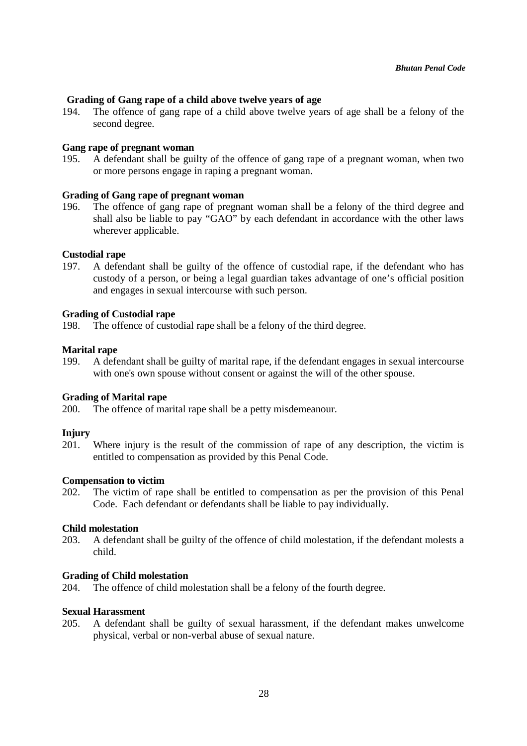**Grading of Gang rape of a child above twelve years of age**

194. The offence of gang rape of a child above twelve years of age shall be a felony of the second degree.

**Gang rape of pregnant woman**

195. A defendant shall be guilty of the offence of gang rape of a pregnant woman, when two or more persons engage in raping a pregnant woman.

**Grading of Gang rape of pregnant woman**

196. The offence of gang rape of pregnant woman shall be a felony of the third degree and shall also be liable to pay "GAO" by each defendant in accordance with the other laws wherever applicable.

**Custodial rape**

197. A defendant shall be guilty of the offence of custodial rape, if the defendant who has custody of a person, or being a legal guardian takes advantage of one's official position and engages in sexual intercourse with such person.

**Grading of Custodial rape**

198. The offence of custodial rape shall be a felony of the third degree.

**Marital rape**

199. A defendant shall be guilty of marital rape, if the defendant engages in sexual intercourse with one's own spouse without consent or against the will of the other spouse.

**Grading of Marital rape**

200. The offence of marital rape shall be a petty misdemeanour.

**Injury**

201. Where injury is the result of the commission of rape of any description, the victim is entitled to compensation as provided by this Penal Code.

**Compensation to victim**

202. The victim of rape shall be entitled to compensation as per the provision of this Penal Code. Each defendant or defendants shall be liable to pay individually.

**Child molestation**

203. A defendant shall be guilty of the offence of child molestation, if the defendant molests a child.

**Grading of Child molestation**

204. The offence of child molestation shall be a felony of the fourth degree.

**Sexual Harassment**

205. A defendant shall be guilty of sexual harassment, if the defendant makes unwelcome physical, verbal or non-verbal abuse of sexual nature.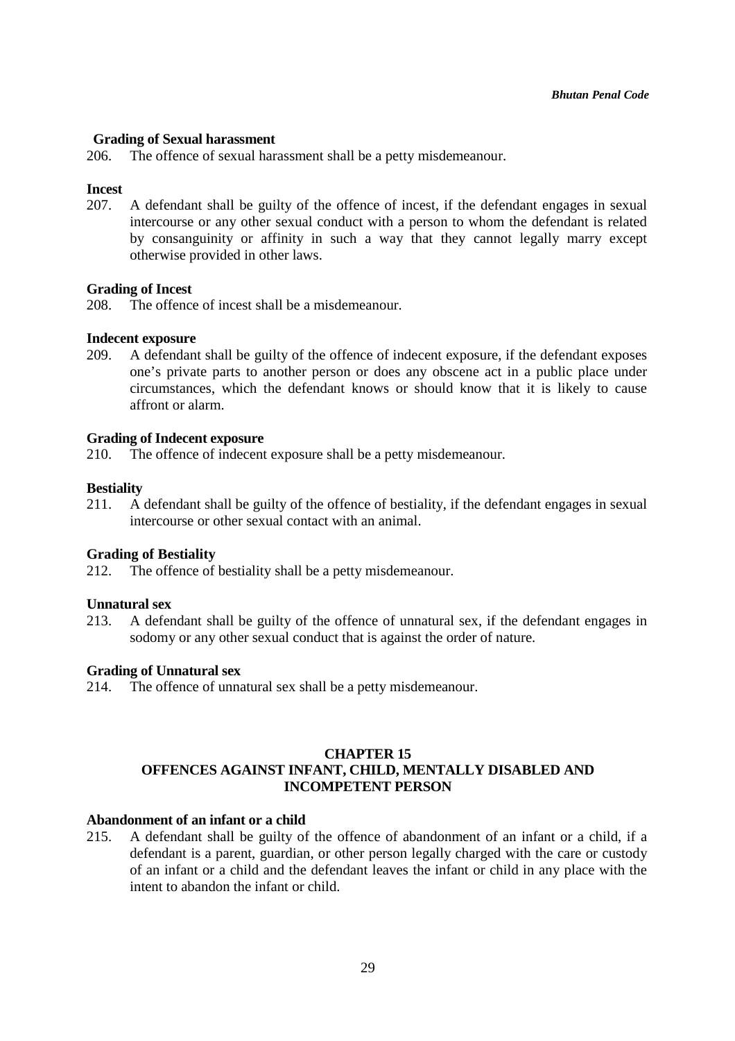**Grading of Sexual harassment**

206. The offence of sexual harassment shall be a petty misdemeanour.

**Incest**

207. A defendant shall be guilty of the offence of incest, if the defendant engages in sexual intercourse or any other sexual conduct with a person to whom the defendant is related by consanguinity or affinity in such a way that they cannot legally marry except otherwise provided in other laws.

**Grading of Incest**

208. The offence of incest shall be a misdemeanour.

**Indecent exposure**

209. A defendant shall be guilty of the offence of indecent exposure, if the defendant exposes one's private parts to another person or does any obscene act in a public place under circumstances, which the defendant knows or should know that it is likely to cause affront or alarm.

**Grading of Indecent exposure**

210. The offence of indecent exposure shall be a petty misdemeanour.

**Bestiality**

211. A defendant shall be guilty of the offence of bestiality, if the defendant engages in sexual intercourse or other sexual contact with an animal.

**Grading of Bestiality**

212. The offence of bestiality shall be a petty misdemeanour.

**Unnatural sex**

213. A defendant shall be guilty of the offence of unnatural sex, if the defendant engages in sodomy or any other sexual conduct that is against the order of nature.

**Grading of Unnatural sex**

214. The offence of unnatural sex shall be a petty misdemeanour.

## CHAPTER 15
## OFFENCES AGAINST INFANT, CHILD, MENTALLY DISABLED AND INCOMPETENT PERSON

**Abandonment of an infant or a child**

215. A defendant shall be guilty of the offence of abandonment of an infant or a child, if a defendant is a parent, guardian, or other person legally charged with the care or custody of an infant or a child and the defendant leaves the infant or child in any place with the intent to abandon the infant or child.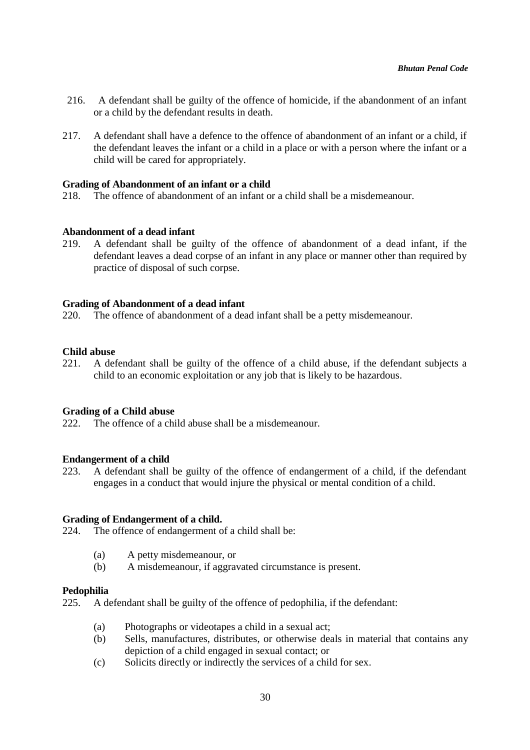216. A defendant shall be guilty of the offence of homicide, if the abandonment of an infant or a child by the defendant results in death.

217. A defendant shall have a defence to the offence of abandonment of an infant or a child, if the defendant leaves the infant or a child in a place or with a person where the infant or a child will be cared for appropriately.

**Grading of Abandonment of an infant or a child**

218. The offence of abandonment of an infant or a child shall be a misdemeanour.

**Abandonment of a dead infant**

219. A defendant shall be guilty of the offence of abandonment of a dead infant, if the defendant leaves a dead corpse of an infant in any place or manner other than required by practice of disposal of such corpse.

**Grading of Abandonment of a dead infant**

220. The offence of abandonment of a dead infant shall be a petty misdemeanour.

**Child abuse**

221. A defendant shall be guilty of the offence of a child abuse, if the defendant subjects a child to an economic exploitation or any job that is likely to be hazardous.

**Grading of a Child abuse**

222. The offence of a child abuse shall be a misdemeanour.

**Endangerment of a child**

223. A defendant shall be guilty of the offence of endangerment of a child, if the defendant engages in a conduct that would injure the physical or mental condition of a child.

**Grading of Endangerment of a child.**

224. The offence of endangerment of a child shall be:

(a) A petty misdemeanour, or
(b) A misdemeanour, if aggravated circumstance is present.

**Pedophilia**

225. A defendant shall be guilty of the offence of pedophilia, if the defendant:

(a) Photographs or videotapes a child in a sexual act;
(b) Sells, manufactures, distributes, or otherwise deals in material that contains any depiction of a child engaged in sexual contact; or
(c) Solicits directly or indirectly the services of a child for sex.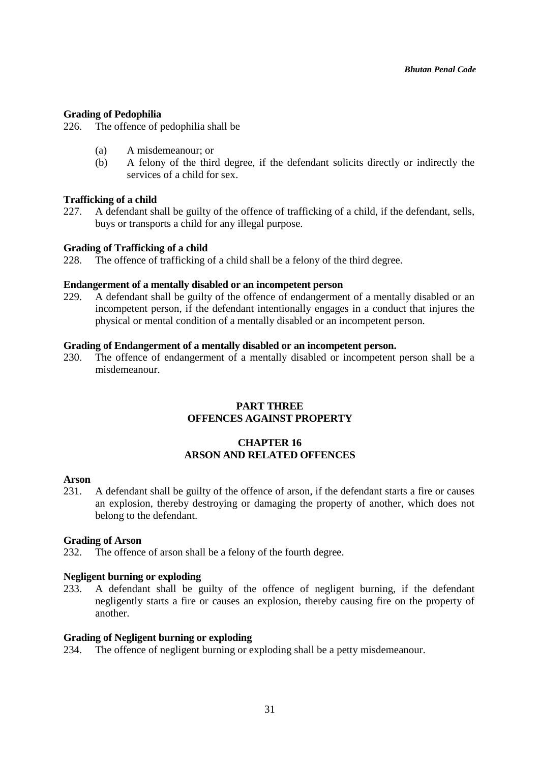**Grading of Pedophilia**

226. The offence of pedophilia shall be

   (a) A misdemeanour; or
   (b) A felony of the third degree, if the defendant solicits directly or indirectly the services of a child for sex.

**Trafficking of a child**

227. A defendant shall be guilty of the offence of trafficking of a child, if the defendant, sells, buys or transports a child for any illegal purpose.

**Grading of Trafficking of a child**

228. The offence of trafficking of a child shall be a felony of the third degree.

**Endangerment of a mentally disabled or an incompetent person**

229. A defendant shall be guilty of the offence of endangerment of a mentally disabled or an incompetent person, if the defendant intentionally engages in a conduct that injures the physical or mental condition of a mentally disabled or an incompetent person.

**Grading of Endangerment of a mentally disabled or an incompetent person.**

230. The offence of endangerment of a mentally disabled or incompetent person shall be a misdemeanour.

## PART THREE
## OFFENCES AGAINST PROPERTY

### CHAPTER 16
### ARSON AND RELATED OFFENCES

**Arson**

231. A defendant shall be guilty of the offence of arson, if the defendant starts a fire or causes an explosion, thereby destroying or damaging the property of another, which does not belong to the defendant.

**Grading of Arson**

232. The offence of arson shall be a felony of the fourth degree.

**Negligent burning or exploding**

233. A defendant shall be guilty of the offence of negligent burning, if the defendant negligently starts a fire or causes an explosion, thereby causing fire on the property of another.

**Grading of Negligent burning or exploding**

234. The offence of negligent burning or exploding shall be a petty misdemeanour.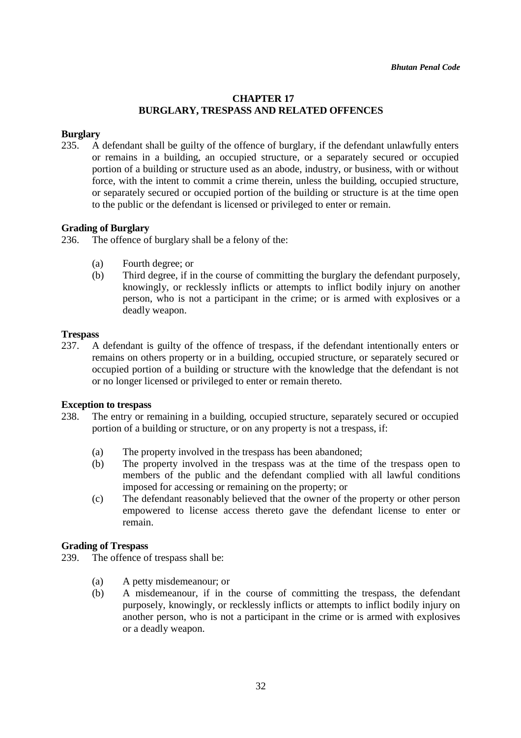# CHAPTER 17
# BURGLARY, TRESPASS AND RELATED OFFENCES

**Burglary**

235. A defendant shall be guilty of the offence of burglary, if the defendant unlawfully enters or remains in a building, an occupied structure, or a separately secured or occupied portion of a building or structure used as an abode, industry, or business, with or without force, with the intent to commit a crime therein, unless the building, occupied structure, or separately secured or occupied portion of the building or structure is at the time open to the public or the defendant is licensed or privileged to enter or remain.

**Grading of Burglary**

236. The offence of burglary shall be a felony of the:

(a) Fourth degree; or
(b) Third degree, if in the course of committing the burglary the defendant purposely, knowingly, or recklessly inflicts or attempts to inflict bodily injury on another person, who is not a participant in the crime; or is armed with explosives or a deadly weapon.

**Trespass**

237. A defendant is guilty of the offence of trespass, if the defendant intentionally enters or remains on others property or in a building, occupied structure, or separately secured or occupied portion of a building or structure with the knowledge that the defendant is not or no longer licensed or privileged to enter or remain thereto.

**Exception to trespass**

238. The entry or remaining in a building, occupied structure, separately secured or occupied portion of a building or structure, or on any property is not a trespass, if:

(a) The property involved in the trespass has been abandoned;
(b) The property involved in the trespass was at the time of the trespass open to members of the public and the defendant complied with all lawful conditions imposed for accessing or remaining on the property; or
(c) The defendant reasonably believed that the owner of the property or other person empowered to license access thereto gave the defendant license to enter or remain.

**Grading of Trespass**

239. The offence of trespass shall be:

(a) A petty misdemeanour; or
(b) A misdemeanour, if in the course of committing the trespass, the defendant purposely, knowingly, or recklessly inflicts or attempts to inflict bodily injury on another person, who is not a participant in the crime or is armed with explosives or a deadly weapon.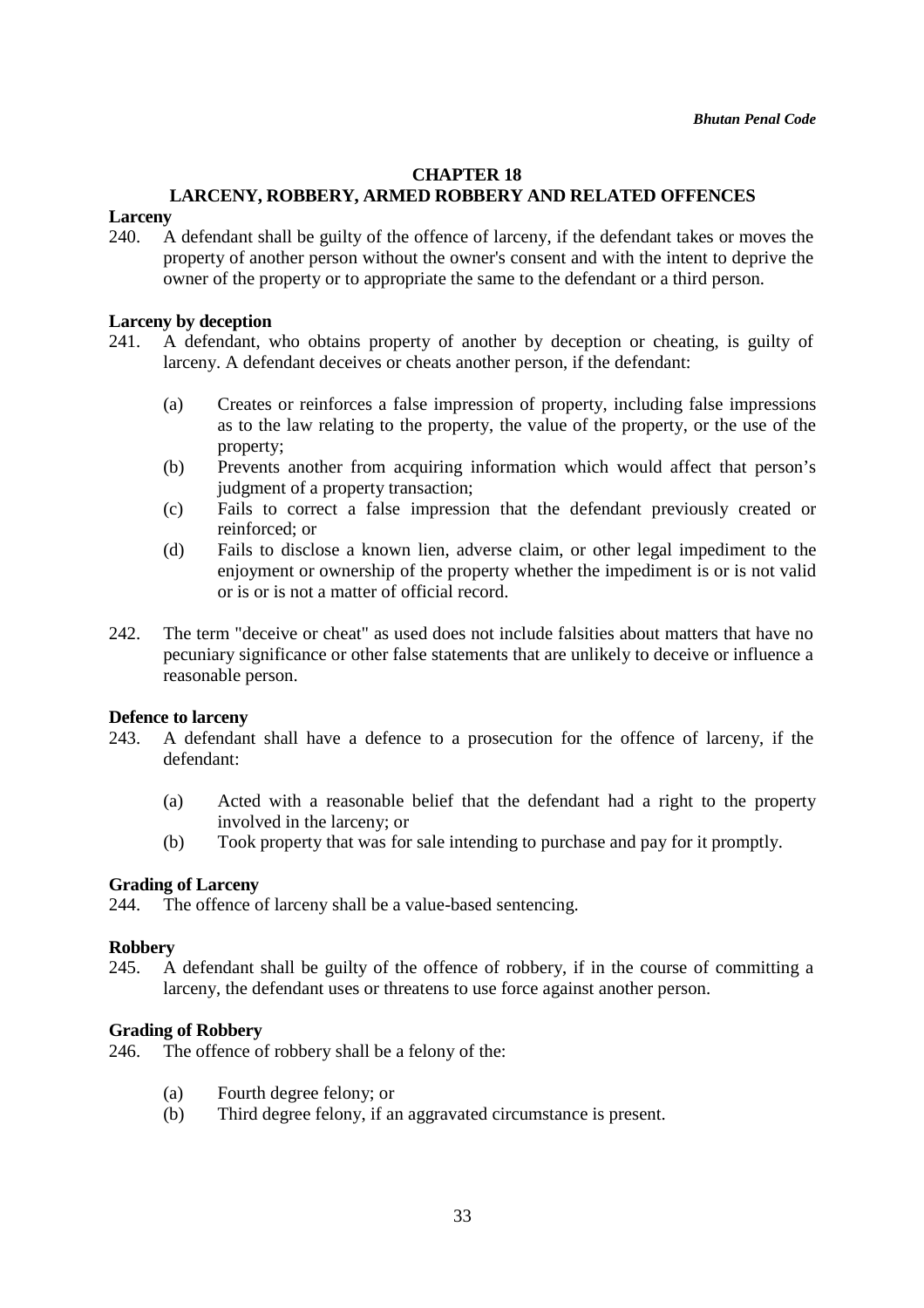## CHAPTER 18
## LARCENY, ROBBERY, ARMED ROBBERY AND RELATED OFFENCES

**Larceny**

240. A defendant shall be guilty of the offence of larceny, if the defendant takes or moves the property of another person without the owner's consent and with the intent to deprive the owner of the property or to appropriate the same to the defendant or a third person.

**Larceny by deception**

241. A defendant, who obtains property of another by deception or cheating, is guilty of larceny. A defendant deceives or cheats another person, if the defendant:

(a) Creates or reinforces a false impression of property, including false impressions as to the law relating to the property, the value of the property, or the use of the property;

(b) Prevents another from acquiring information which would affect that person's judgment of a property transaction;

(c) Fails to correct a false impression that the defendant previously created or reinforced; or

(d) Fails to disclose a known lien, adverse claim, or other legal impediment to the enjoyment or ownership of the property whether the impediment is or is not valid or is or is not a matter of official record.

242. The term "deceive or cheat" as used does not include falsities about matters that have no pecuniary significance or other false statements that are unlikely to deceive or influence a reasonable person.

**Defence to larceny**

243. A defendant shall have a defence to a prosecution for the offence of larceny, if the defendant:

(a) Acted with a reasonable belief that the defendant had a right to the property involved in the larceny; or

(b) Took property that was for sale intending to purchase and pay for it promptly.

**Grading of Larceny**

244. The offence of larceny shall be a value-based sentencing.

**Robbery**

245. A defendant shall be guilty of the offence of robbery, if in the course of committing a larceny, the defendant uses or threatens to use force against another person.

**Grading of Robbery**

246. The offence of robbery shall be a felony of the:

(a) Fourth degree felony; or

(b) Third degree felony, if an aggravated circumstance is present.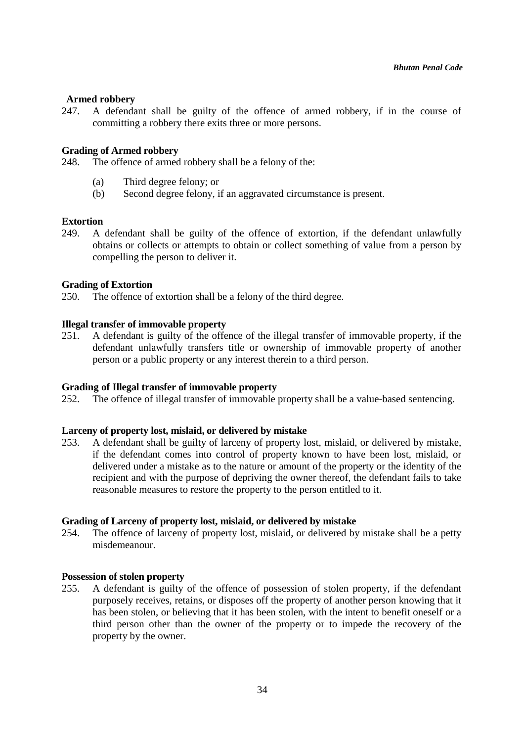**Armed robbery**

247. A defendant shall be guilty of the offence of armed robbery, if in the course of committing a robbery there exits three or more persons.

**Grading of Armed robbery**

248. The offence of armed robbery shall be a felony of the:

   (a) Third degree felony; or
   (b) Second degree felony, if an aggravated circumstance is present.

**Extortion**

249. A defendant shall be guilty of the offence of extortion, if the defendant unlawfully obtains or collects or attempts to obtain or collect something of value from a person by compelling the person to deliver it.

**Grading of Extortion**

250. The offence of extortion shall be a felony of the third degree.

**Illegal transfer of immovable property**

251. A defendant is guilty of the offence of the illegal transfer of immovable property, if the defendant unlawfully transfers title or ownership of immovable property of another person or a public property or any interest therein to a third person.

**Grading of Illegal transfer of immovable property**

252. The offence of illegal transfer of immovable property shall be a value-based sentencing.

**Larceny of property lost, mislaid, or delivered by mistake**

253. A defendant shall be guilty of larceny of property lost, mislaid, or delivered by mistake, if the defendant comes into control of property known to have been lost, mislaid, or delivered under a mistake as to the nature or amount of the property or the identity of the recipient and with the purpose of depriving the owner thereof, the defendant fails to take reasonable measures to restore the property to the person entitled to it.

**Grading of Larceny of property lost, mislaid, or delivered by mistake**

254. The offence of larceny of property lost, mislaid, or delivered by mistake shall be a petty misdemeanour.

**Possession of stolen property**

255. A defendant is guilty of the offence of possession of stolen property, if the defendant purposely receives, retains, or disposes off the property of another person knowing that it has been stolen, or believing that it has been stolen, with the intent to benefit oneself or a third person other than the owner of the property or to impede the recovery of the property by the owner.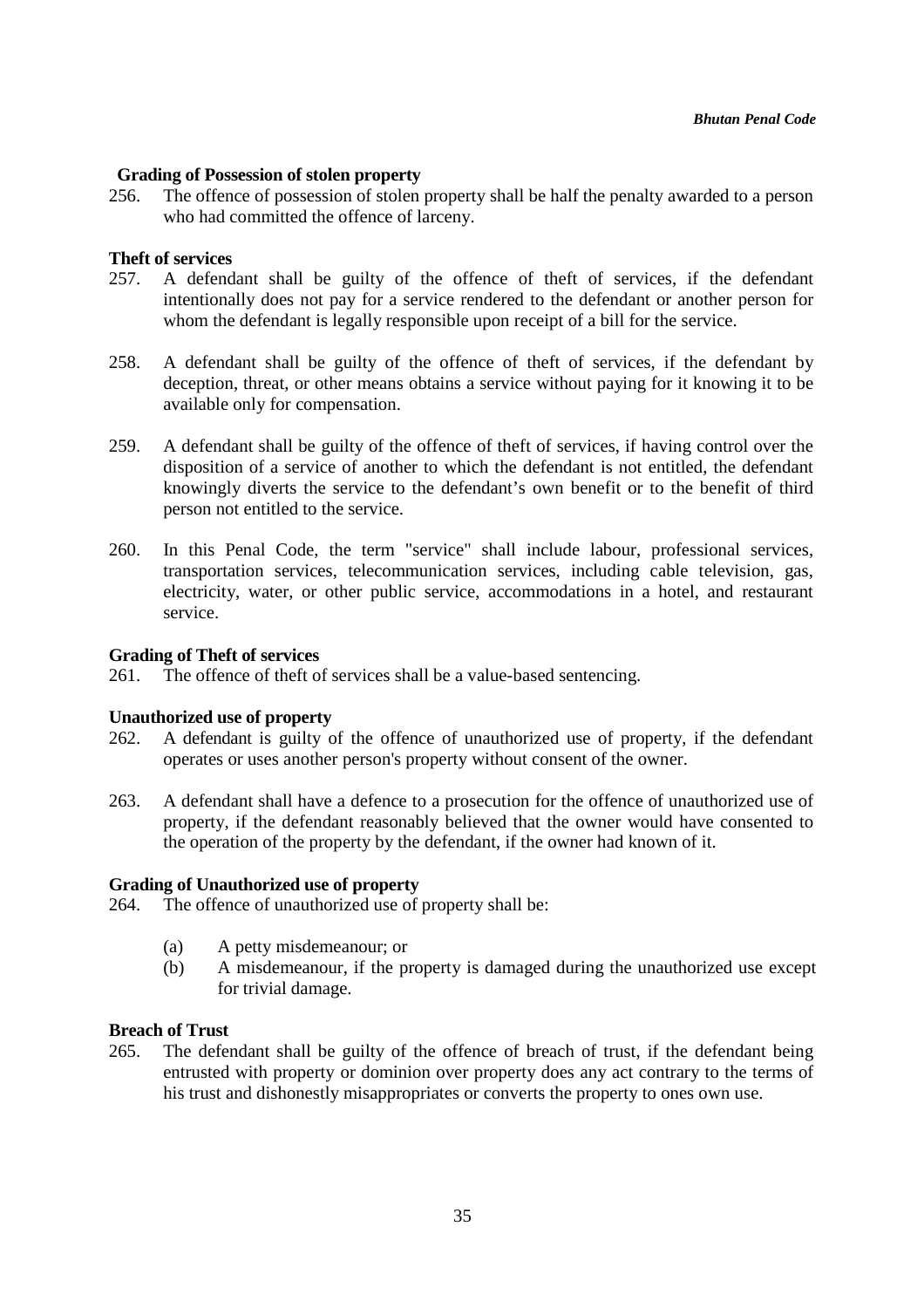**Grading of Possession of stolen property**

256. The offence of possession of stolen property shall be half the penalty awarded to a person who had committed the offence of larceny.

**Theft of services**

257. A defendant shall be guilty of the offence of theft of services, if the defendant intentionally does not pay for a service rendered to the defendant or another person for whom the defendant is legally responsible upon receipt of a bill for the service.

258. A defendant shall be guilty of the offence of theft of services, if the defendant by deception, threat, or other means obtains a service without paying for it knowing it to be available only for compensation.

259. A defendant shall be guilty of the offence of theft of services, if having control over the disposition of a service of another to which the defendant is not entitled, the defendant knowingly diverts the service to the defendant's own benefit or to the benefit of third person not entitled to the service.

260. In this Penal Code, the term "service" shall include labour, professional services, transportation services, telecommunication services, including cable television, gas, electricity, water, or other public service, accommodations in a hotel, and restaurant service.

**Grading of Theft of services**

261. The offence of theft of services shall be a value-based sentencing.

**Unauthorized use of property**

262. A defendant is guilty of the offence of unauthorized use of property, if the defendant operates or uses another person's property without consent of the owner.

263. A defendant shall have a defence to a prosecution for the offence of unauthorized use of property, if the defendant reasonably believed that the owner would have consented to the operation of the property by the defendant, if the owner had known of it.

**Grading of Unauthorized use of property**

264. The offence of unauthorized use of property shall be:

(a) A petty misdemeanour; or
(b) A misdemeanour, if the property is damaged during the unauthorized use except for trivial damage.

**Breach of Trust**

265. The defendant shall be guilty of the offence of breach of trust, if the defendant being entrusted with property or dominion over property does any act contrary to the terms of his trust and dishonestly misappropriates or converts the property to ones own use.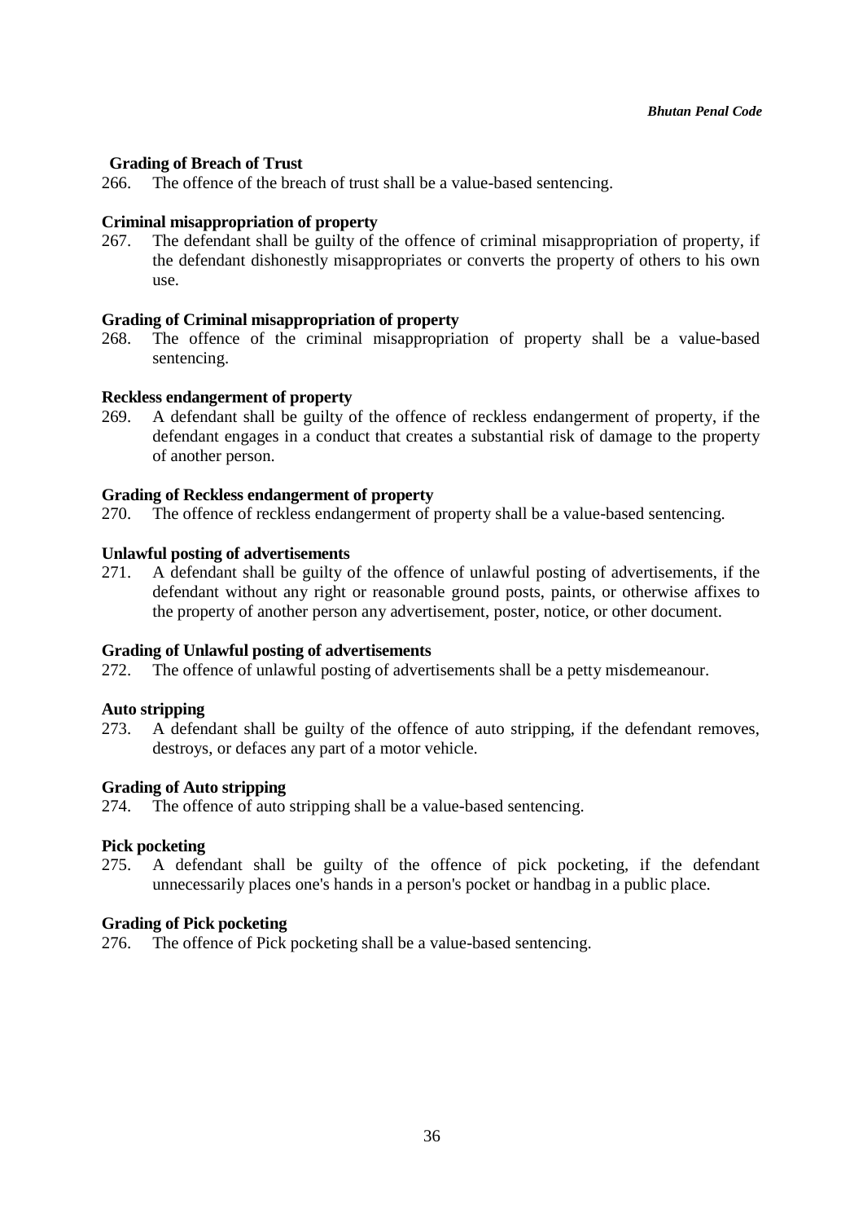**Grading of Breach of Trust**

266. The offence of the breach of trust shall be a value-based sentencing.

**Criminal misappropriation of property**

267. The defendant shall be guilty of the offence of criminal misappropriation of property, if the defendant dishonestly misappropriates or converts the property of others to his own use.

**Grading of Criminal misappropriation of property**

268. The offence of the criminal misappropriation of property shall be a value-based sentencing.

**Reckless endangerment of property**

269. A defendant shall be guilty of the offence of reckless endangerment of property, if the defendant engages in a conduct that creates a substantial risk of damage to the property of another person.

**Grading of Reckless endangerment of property**

270. The offence of reckless endangerment of property shall be a value-based sentencing.

**Unlawful posting of advertisements**

271. A defendant shall be guilty of the offence of unlawful posting of advertisements, if the defendant without any right or reasonable ground posts, paints, or otherwise affixes to the property of another person any advertisement, poster, notice, or other document.

**Grading of Unlawful posting of advertisements**

272. The offence of unlawful posting of advertisements shall be a petty misdemeanour.

**Auto stripping**

273. A defendant shall be guilty of the offence of auto stripping, if the defendant removes, destroys, or defaces any part of a motor vehicle.

**Grading of Auto stripping**

274. The offence of auto stripping shall be a value-based sentencing.

**Pick pocketing**

275. A defendant shall be guilty of the offence of pick pocketing, if the defendant unnecessarily places one's hands in a person's pocket or handbag in a public place.

**Grading of Pick pocketing**

276. The offence of Pick pocketing shall be a value-based sentencing.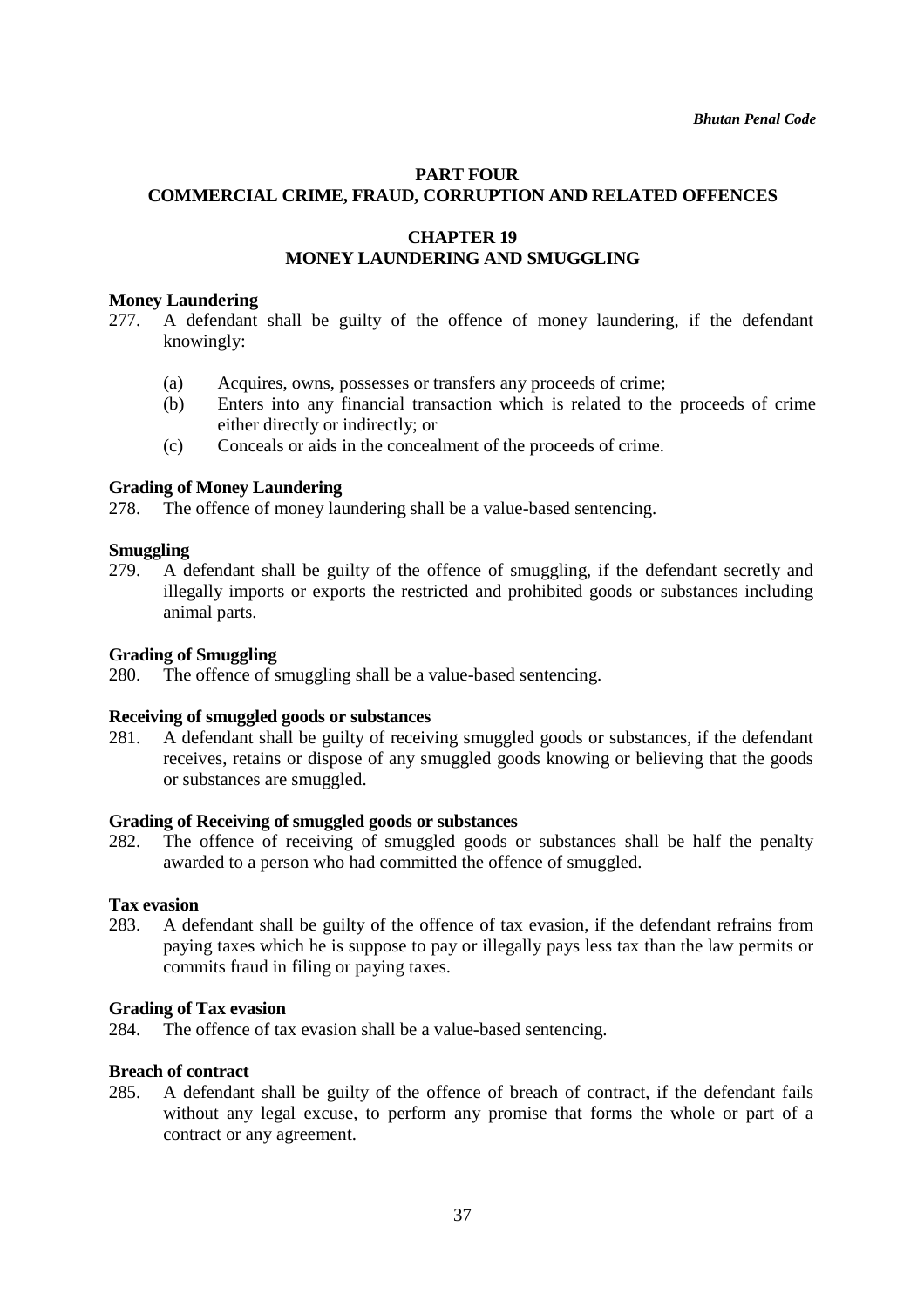## PART FOUR
## COMMERCIAL CRIME, FRAUD, CORRUPTION AND RELATED OFFENCES

### CHAPTER 19
### MONEY LAUNDERING AND SMUGGLING

**Money Laundering**

277. A defendant shall be guilty of the offence of money laundering, if the defendant knowingly:

   (a) Acquires, owns, possesses or transfers any proceeds of crime;
   (b) Enters into any financial transaction which is related to the proceeds of crime either directly or indirectly; or
   (c) Conceals or aids in the concealment of the proceeds of crime.

**Grading of Money Laundering**

278. The offence of money laundering shall be a value-based sentencing.

**Smuggling**

279. A defendant shall be guilty of the offence of smuggling, if the defendant secretly and illegally imports or exports the restricted and prohibited goods or substances including animal parts.

**Grading of Smuggling**

280. The offence of smuggling shall be a value-based sentencing.

**Receiving of smuggled goods or substances**

281. A defendant shall be guilty of receiving smuggled goods or substances, if the defendant receives, retains or dispose of any smuggled goods knowing or believing that the goods or substances are smuggled.

**Grading of Receiving of smuggled goods or substances**

282. The offence of receiving of smuggled goods or substances shall be half the penalty awarded to a person who had committed the offence of smuggled.

**Tax evasion**

283. A defendant shall be guilty of the offence of tax evasion, if the defendant refrains from paying taxes which he is suppose to pay or illegally pays less tax than the law permits or commits fraud in filing or paying taxes.

**Grading of Tax evasion**

284. The offence of tax evasion shall be a value-based sentencing.

**Breach of contract**

285. A defendant shall be guilty of the offence of breach of contract, if the defendant fails without any legal excuse, to perform any promise that forms the whole or part of a contract or any agreement.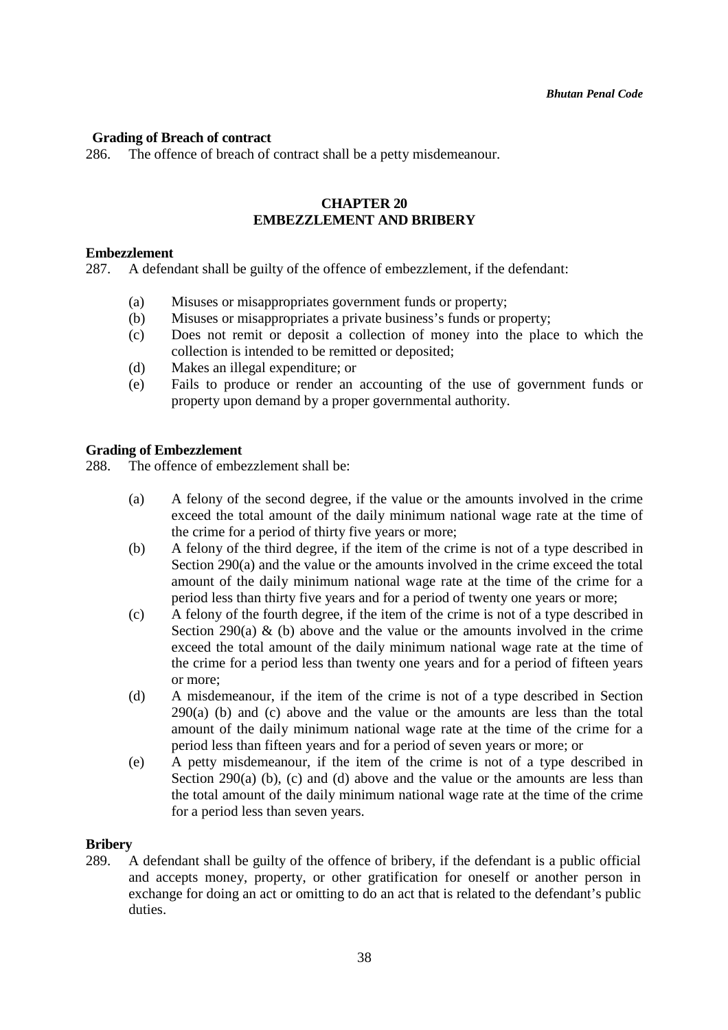**Grading of Breach of contract**

286. The offence of breach of contract shall be a petty misdemeanour.

## CHAPTER 20
## EMBEZZLEMENT AND BRIBERY

**Embezzlement**

287. A defendant shall be guilty of the offence of embezzlement, if the defendant:

   (a) Misuses or misappropriates government funds or property;
   (b) Misuses or misappropriates a private business's funds or property;
   (c) Does not remit or deposit a collection of money into the place to which the collection is intended to be remitted or deposited;
   (d) Makes an illegal expenditure; or
   (e) Fails to produce or render an accounting of the use of government funds or property upon demand by a proper governmental authority.

**Grading of Embezzlement**

288. The offence of embezzlement shall be:

   (a) A felony of the second degree, if the value or the amounts involved in the crime exceed the total amount of the daily minimum national wage rate at the time of the crime for a period of thirty five years or more;
   (b) A felony of the third degree, if the item of the crime is not of a type described in Section 290(a) and the value or the amounts involved in the crime exceed the total amount of the daily minimum national wage rate at the time of the crime for a period less than thirty five years and for a period of twenty one years or more;
   (c) A felony of the fourth degree, if the item of the crime is not of a type described in Section 290(a) & (b) above and the value or the amounts involved in the crime exceed the total amount of the daily minimum national wage rate at the time of the crime for a period less than twenty one years and for a period of fifteen years or more;
   (d) A misdemeanour, if the item of the crime is not of a type described in Section 290(a) (b) and (c) above and the value or the amounts are less than the total amount of the daily minimum national wage rate at the time of the crime for a period less than fifteen years and for a period of seven years or more; or
   (e) A petty misdemeanour, if the item of the crime is not of a type described in Section 290(a) (b), (c) and (d) above and the value or the amounts are less than the total amount of the daily minimum national wage rate at the time of the crime for a period less than seven years.

**Bribery**

289. A defendant shall be guilty of the offence of bribery, if the defendant is a public official and accepts money, property, or other gratification for oneself or another person in exchange for doing an act or omitting to do an act that is related to the defendant's public duties.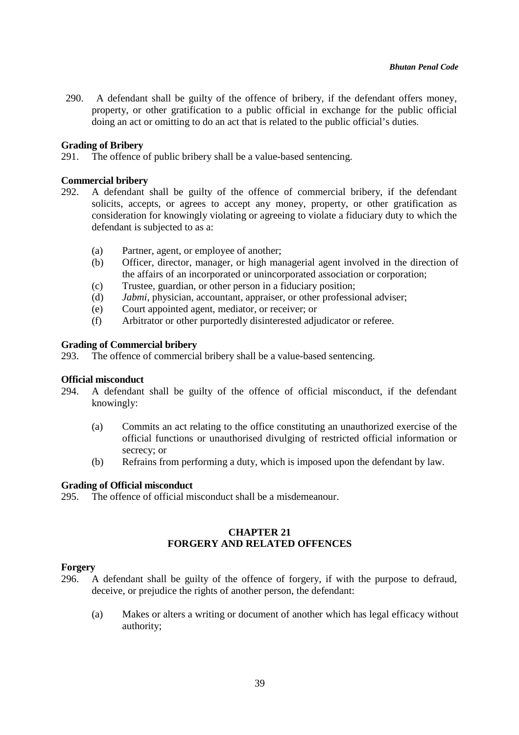290. A defendant shall be guilty of the offence of bribery, if the defendant offers money, property, or other gratification to a public official in exchange for the public official doing an act or omitting to do an act that is related to the public official's duties.

**Grading of Bribery**

291. The offence of public bribery shall be a value-based sentencing.

**Commercial bribery**

292. A defendant shall be guilty of the offence of commercial bribery, if the defendant solicits, accepts, or agrees to accept any money, property, or other gratification as consideration for knowingly violating or agreeing to violate a fiduciary duty to which the defendant is subjected to as a:

   (a) Partner, agent, or employee of another;
   (b) Officer, director, manager, or high managerial agent involved in the direction of the affairs of an incorporated or unincorporated association or corporation;
   (c) Trustee, guardian, or other person in a fiduciary position;
   (d) *Jabmi*, physician, accountant, appraiser, or other professional adviser;
   (e) Court appointed agent, mediator, or receiver; or
   (f) Arbitrator or other purportedly disinterested adjudicator or referee.

**Grading of Commercial bribery**

293. The offence of commercial bribery shall be a value-based sentencing.

**Official misconduct**

294. A defendant shall be guilty of the offence of official misconduct, if the defendant knowingly:

   (a) Commits an act relating to the office constituting an unauthorized exercise of the official functions or unauthorised divulging of restricted official information or secrecy; or
   (b) Refrains from performing a duty, which is imposed upon the defendant by law.

**Grading of Official misconduct**

295. The offence of official misconduct shall be a misdemeanour.

## CHAPTER 21
## FORGERY AND RELATED OFFENCES

**Forgery**

296. A defendant shall be guilty of the offence of forgery, if with the purpose to defraud, deceive, or prejudice the rights of another person, the defendant:

   (a) Makes or alters a writing or document of another which has legal efficacy without authority;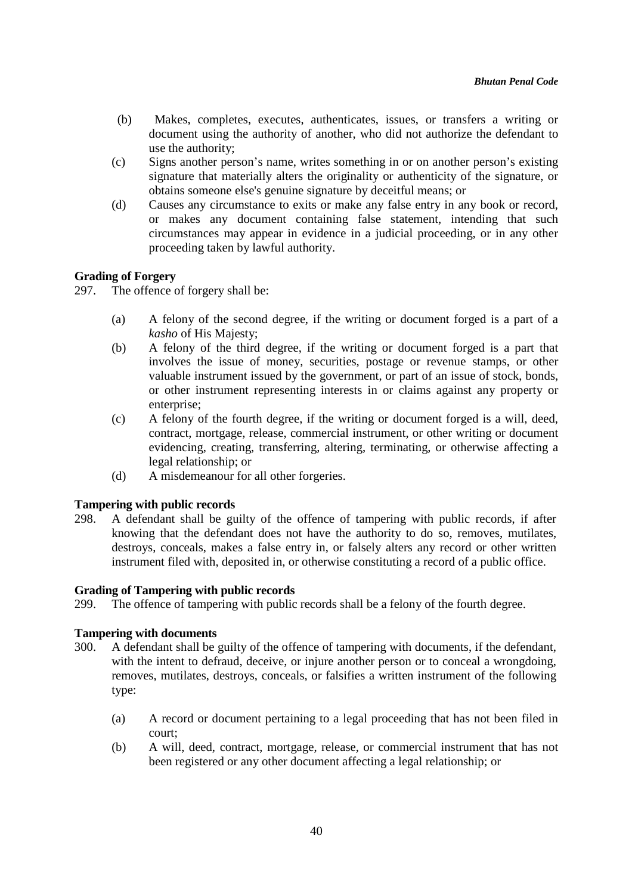(b) Makes, completes, executes, authenticates, issues, or transfers a writing or document using the authority of another, who did not authorize the defendant to use the authority;

(c) Signs another person's name, writes something in or on another person's existing signature that materially alters the originality or authenticity of the signature, or obtains someone else's genuine signature by deceitful means; or

(d) Causes any circumstance to exits or make any false entry in any book or record, or makes any document containing false statement, intending that such circumstances may appear in evidence in a judicial proceeding, or in any other proceeding taken by lawful authority.

**Grading of Forgery**

297. The offence of forgery shall be:

(a) A felony of the second degree, if the writing or document forged is a part of a *kasho* of His Majesty;

(b) A felony of the third degree, if the writing or document forged is a part that involves the issue of money, securities, postage or revenue stamps, or other valuable instrument issued by the government, or part of an issue of stock, bonds, or other instrument representing interests in or claims against any property or enterprise;

(c) A felony of the fourth degree, if the writing or document forged is a will, deed, contract, mortgage, release, commercial instrument, or other writing or document evidencing, creating, transferring, altering, terminating, or otherwise affecting a legal relationship; or

(d) A misdemeanour for all other forgeries.

**Tampering with public records**

298. A defendant shall be guilty of the offence of tampering with public records, if after knowing that the defendant does not have the authority to do so, removes, mutilates, destroys, conceals, makes a false entry in, or falsely alters any record or other written instrument filed with, deposited in, or otherwise constituting a record of a public office.

**Grading of Tampering with public records**

299. The offence of tampering with public records shall be a felony of the fourth degree.

**Tampering with documents**

300. A defendant shall be guilty of the offence of tampering with documents, if the defendant, with the intent to defraud, deceive, or injure another person or to conceal a wrongdoing, removes, mutilates, destroys, conceals, or falsifies a written instrument of the following type:

(a) A record or document pertaining to a legal proceeding that has not been filed in court;

(b) A will, deed, contract, mortgage, release, or commercial instrument that has not been registered or any other document affecting a legal relationship; or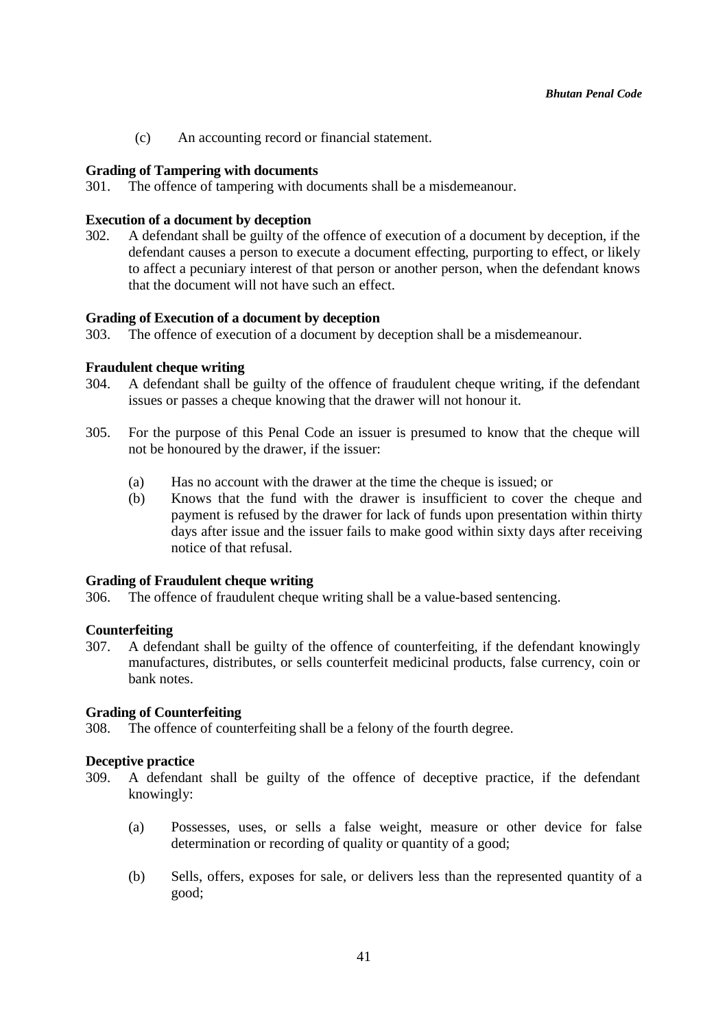(c) An accounting record or financial statement.

**Grading of Tampering with documents**

301. The offence of tampering with documents shall be a misdemeanour.

**Execution of a document by deception**

302. A defendant shall be guilty of the offence of execution of a document by deception, if the defendant causes a person to execute a document effecting, purporting to effect, or likely to affect a pecuniary interest of that person or another person, when the defendant knows that the document will not have such an effect.

**Grading of Execution of a document by deception**

303. The offence of execution of a document by deception shall be a misdemeanour.

**Fraudulent cheque writing**

304. A defendant shall be guilty of the offence of fraudulent cheque writing, if the defendant issues or passes a cheque knowing that the drawer will not honour it.

305. For the purpose of this Penal Code an issuer is presumed to know that the cheque will not be honoured by the drawer, if the issuer:

   (a) Has no account with the drawer at the time the cheque is issued; or
   (b) Knows that the fund with the drawer is insufficient to cover the cheque and payment is refused by the drawer for lack of funds upon presentation within thirty days after issue and the issuer fails to make good within sixty days after receiving notice of that refusal.

**Grading of Fraudulent cheque writing**

306. The offence of fraudulent cheque writing shall be a value-based sentencing.

**Counterfeiting**

307. A defendant shall be guilty of the offence of counterfeiting, if the defendant knowingly manufactures, distributes, or sells counterfeit medicinal products, false currency, coin or bank notes.

**Grading of Counterfeiting**

308. The offence of counterfeiting shall be a felony of the fourth degree.

**Deceptive practice**

309. A defendant shall be guilty of the offence of deceptive practice, if the defendant knowingly:

   (a) Possesses, uses, or sells a false weight, measure or other device for false determination or recording of quality or quantity of a good;

   (b) Sells, offers, exposes for sale, or delivers less than the represented quantity of a good;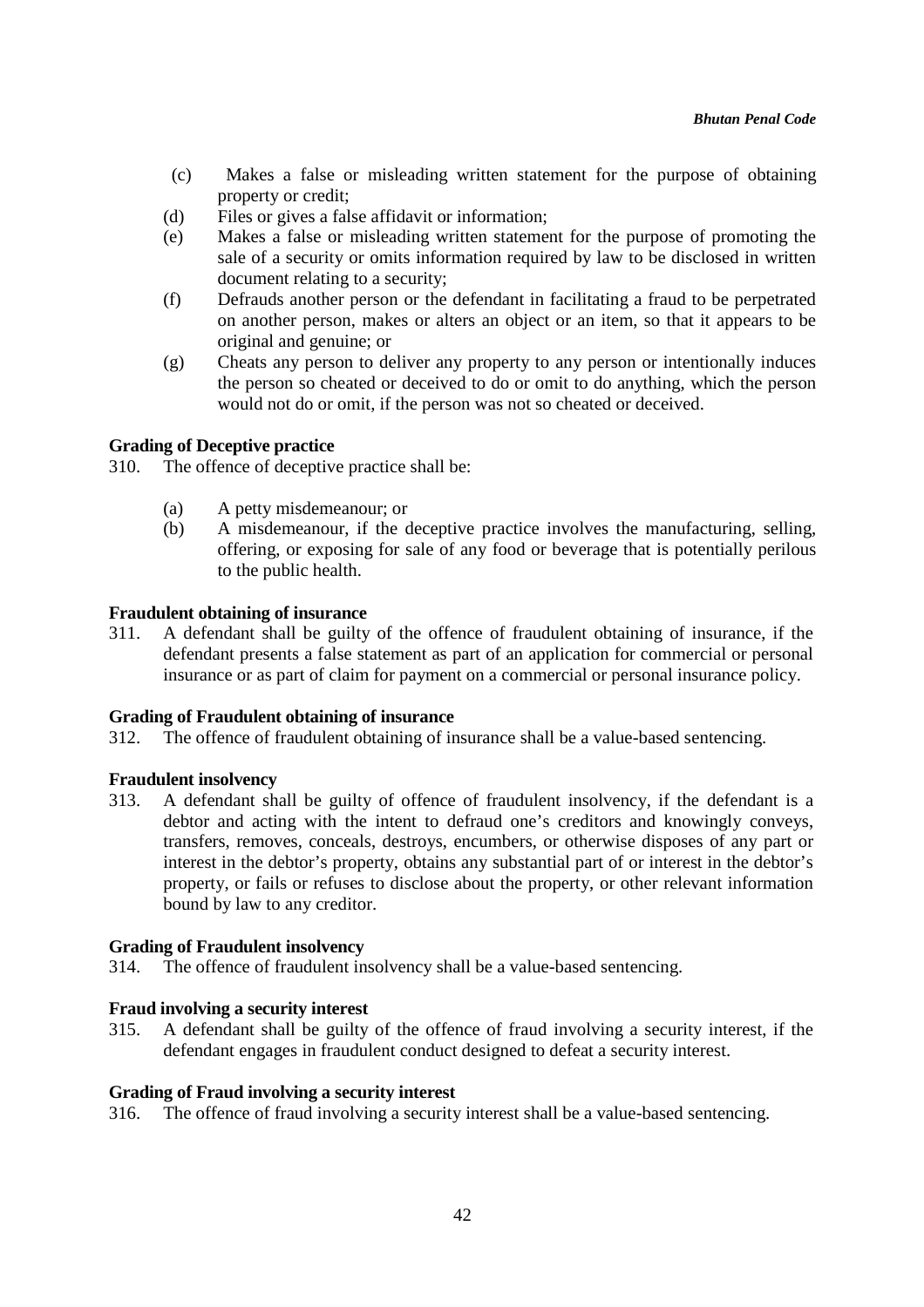(c) Makes a false or misleading written statement for the purpose of obtaining property or credit;

(d) Files or gives a false affidavit or information;

(e) Makes a false or misleading written statement for the purpose of promoting the sale of a security or omits information required by law to be disclosed in written document relating to a security;

(f) Defrauds another person or the defendant in facilitating a fraud to be perpetrated on another person, makes or alters an object or an item, so that it appears to be original and genuine; or

(g) Cheats any person to deliver any property to any person or intentionally induces the person so cheated or deceived to do or omit to do anything, which the person would not do or omit, if the person was not so cheated or deceived.

**Grading of Deceptive practice**

310. The offence of deceptive practice shall be:

(a) A petty misdemeanour; or

(b) A misdemeanour, if the deceptive practice involves the manufacturing, selling, offering, or exposing for sale of any food or beverage that is potentially perilous to the public health.

**Fraudulent obtaining of insurance**

311. A defendant shall be guilty of the offence of fraudulent obtaining of insurance, if the defendant presents a false statement as part of an application for commercial or personal insurance or as part of claim for payment on a commercial or personal insurance policy.

**Grading of Fraudulent obtaining of insurance**

312. The offence of fraudulent obtaining of insurance shall be a value-based sentencing.

**Fraudulent insolvency**

313. A defendant shall be guilty of offence of fraudulent insolvency, if the defendant is a debtor and acting with the intent to defraud one's creditors and knowingly conveys, transfers, removes, conceals, destroys, encumbers, or otherwise disposes of any part or interest in the debtor's property, obtains any substantial part of or interest in the debtor's property, or fails or refuses to disclose about the property, or other relevant information bound by law to any creditor.

**Grading of Fraudulent insolvency**

314. The offence of fraudulent insolvency shall be a value-based sentencing.

**Fraud involving a security interest**

315. A defendant shall be guilty of the offence of fraud involving a security interest, if the defendant engages in fraudulent conduct designed to defeat a security interest.

**Grading of Fraud involving a security interest**

316. The offence of fraud involving a security interest shall be a value-based sentencing.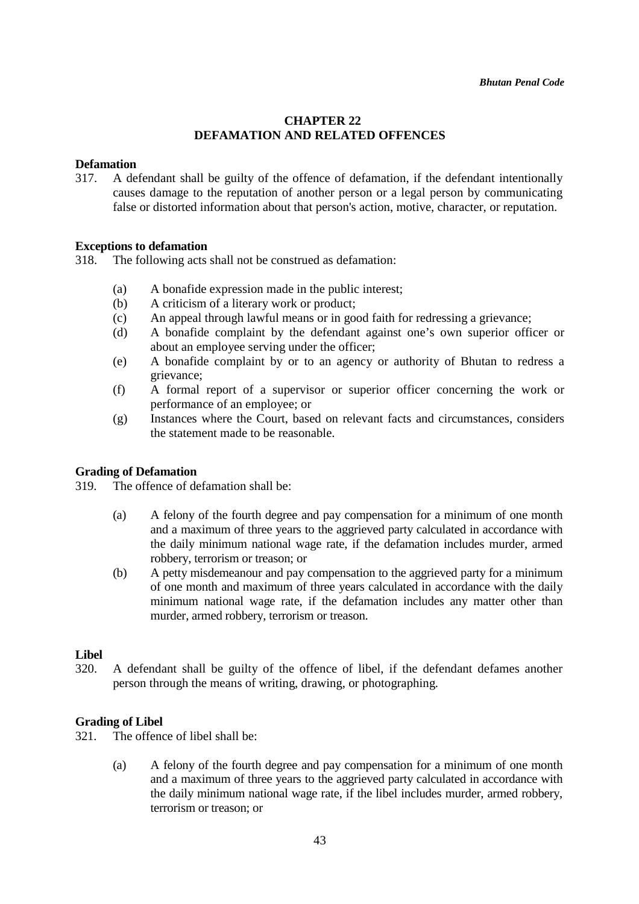# CHAPTER 22
# DEFAMATION AND RELATED OFFENCES

**Defamation**

317. A defendant shall be guilty of the offence of defamation, if the defendant intentionally causes damage to the reputation of another person or a legal person by communicating false or distorted information about that person's action, motive, character, or reputation.

**Exceptions to defamation**

318. The following acts shall not be construed as defamation:

(a) A bonafide expression made in the public interest;
(b) A criticism of a literary work or product;
(c) An appeal through lawful means or in good faith for redressing a grievance;
(d) A bonafide complaint by the defendant against one's own superior officer or about an employee serving under the officer;
(e) A bonafide complaint by or to an agency or authority of Bhutan to redress a grievance;
(f) A formal report of a supervisor or superior officer concerning the work or performance of an employee; or
(g) Instances where the Court, based on relevant facts and circumstances, considers the statement made to be reasonable.

**Grading of Defamation**

319. The offence of defamation shall be:

(a) A felony of the fourth degree and pay compensation for a minimum of one month and a maximum of three years to the aggrieved party calculated in accordance with the daily minimum national wage rate, if the defamation includes murder, armed robbery, terrorism or treason; or
(b) A petty misdemeanour and pay compensation to the aggrieved party for a minimum of one month and maximum of three years calculated in accordance with the daily minimum national wage rate, if the defamation includes any matter other than murder, armed robbery, terrorism or treason.

**Libel**

320. A defendant shall be guilty of the offence of libel, if the defendant defames another person through the means of writing, drawing, or photographing.

**Grading of Libel**

321. The offence of libel shall be:

(a) A felony of the fourth degree and pay compensation for a minimum of one month and a maximum of three years to the aggrieved party calculated in accordance with the daily minimum national wage rate, if the libel includes murder, armed robbery, terrorism or treason; or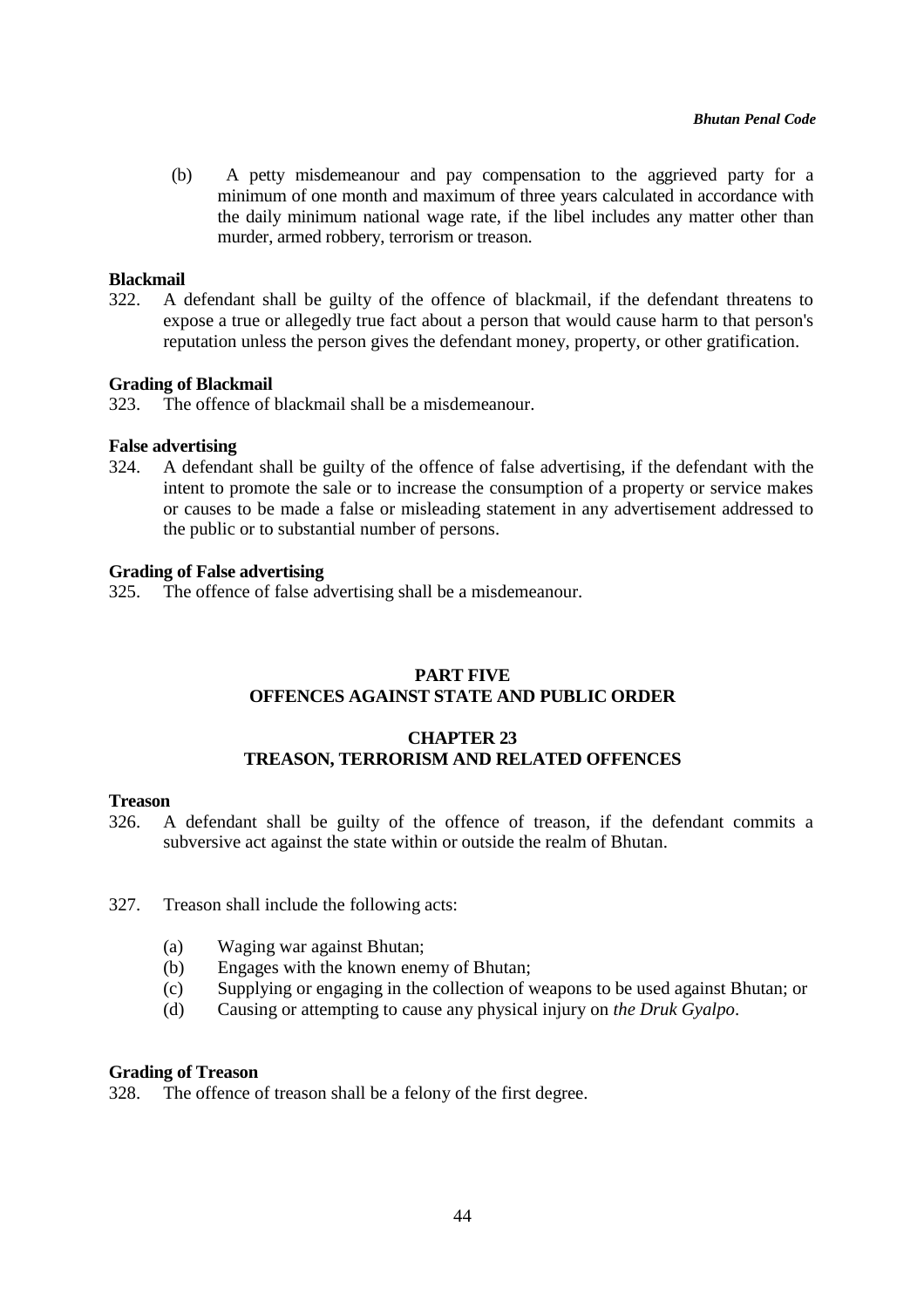(b) A petty misdemeanour and pay compensation to the aggrieved party for a minimum of one month and maximum of three years calculated in accordance with the daily minimum national wage rate, if the libel includes any matter other than murder, armed robbery, terrorism or treason.

**Blackmail**

322. A defendant shall be guilty of the offence of blackmail, if the defendant threatens to expose a true or allegedly true fact about a person that would cause harm to that person's reputation unless the person gives the defendant money, property, or other gratification.

**Grading of Blackmail**

323. The offence of blackmail shall be a misdemeanour.

**False advertising**

324. A defendant shall be guilty of the offence of false advertising, if the defendant with the intent to promote the sale or to increase the consumption of a property or service makes or causes to be made a false or misleading statement in any advertisement addressed to the public or to substantial number of persons.

**Grading of False advertising**

325. The offence of false advertising shall be a misdemeanour.

# PART FIVE
# OFFENCES AGAINST STATE AND PUBLIC ORDER

## CHAPTER 23
## TREASON, TERRORISM AND RELATED OFFENCES

**Treason**

326. A defendant shall be guilty of the offence of treason, if the defendant commits a subversive act against the state within or outside the realm of Bhutan.

327. Treason shall include the following acts:

(a) Waging war against Bhutan;
(b) Engages with the known enemy of Bhutan;
(c) Supplying or engaging in the collection of weapons to be used against Bhutan; or
(d) Causing or attempting to cause any physical injury on *the Druk Gyalpo*.

**Grading of Treason**

328. The offence of treason shall be a felony of the first degree.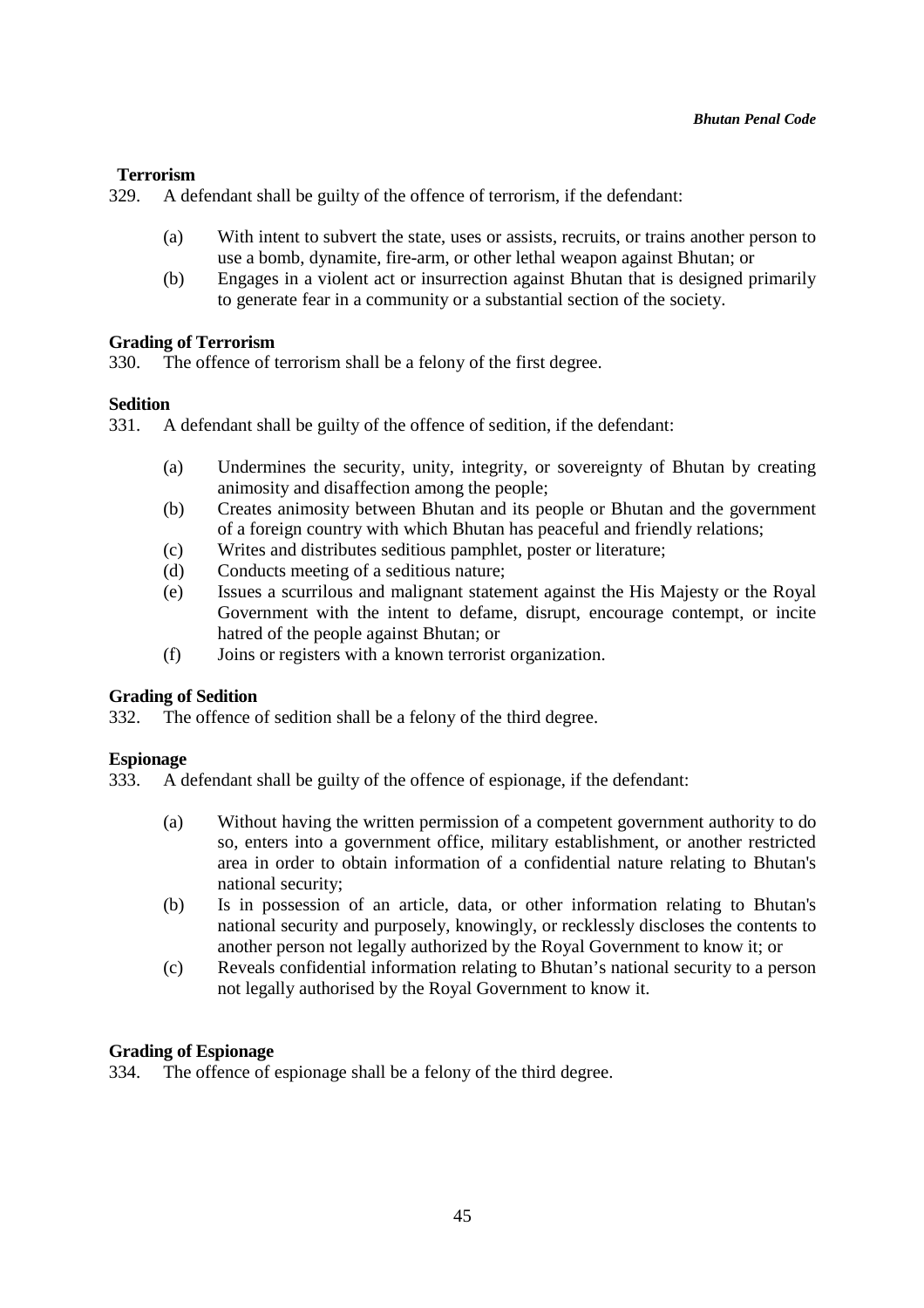**Terrorism**

329. A defendant shall be guilty of the offence of terrorism, if the defendant:

   (a) With intent to subvert the state, uses or assists, recruits, or trains another person to use a bomb, dynamite, fire-arm, or other lethal weapon against Bhutan; or
   
   (b) Engages in a violent act or insurrection against Bhutan that is designed primarily to generate fear in a community or a substantial section of the society.

**Grading of Terrorism**

330. The offence of terrorism shall be a felony of the first degree.

**Sedition**

331. A defendant shall be guilty of the offence of sedition, if the defendant:

   (a) Undermines the security, unity, integrity, or sovereignty of Bhutan by creating animosity and disaffection among the people;
   
   (b) Creates animosity between Bhutan and its people or Bhutan and the government of a foreign country with which Bhutan has peaceful and friendly relations;
   
   (c) Writes and distributes seditious pamphlet, poster or literature;
   
   (d) Conducts meeting of a seditious nature;
   
   (e) Issues a scurrilous and malignant statement against the His Majesty or the Royal Government with the intent to defame, disrupt, encourage contempt, or incite hatred of the people against Bhutan; or
   
   (f) Joins or registers with a known terrorist organization.

**Grading of Sedition**

332. The offence of sedition shall be a felony of the third degree.

**Espionage**

333. A defendant shall be guilty of the offence of espionage, if the defendant:

   (a) Without having the written permission of a competent government authority to do so, enters into a government office, military establishment, or another restricted area in order to obtain information of a confidential nature relating to Bhutan's national security;
   
   (b) Is in possession of an article, data, or other information relating to Bhutan's national security and purposely, knowingly, or recklessly discloses the contents to another person not legally authorized by the Royal Government to know it; or
   
   (c) Reveals confidential information relating to Bhutan's national security to a person not legally authorised by the Royal Government to know it.

**Grading of Espionage**

334. The offence of espionage shall be a felony of the third degree.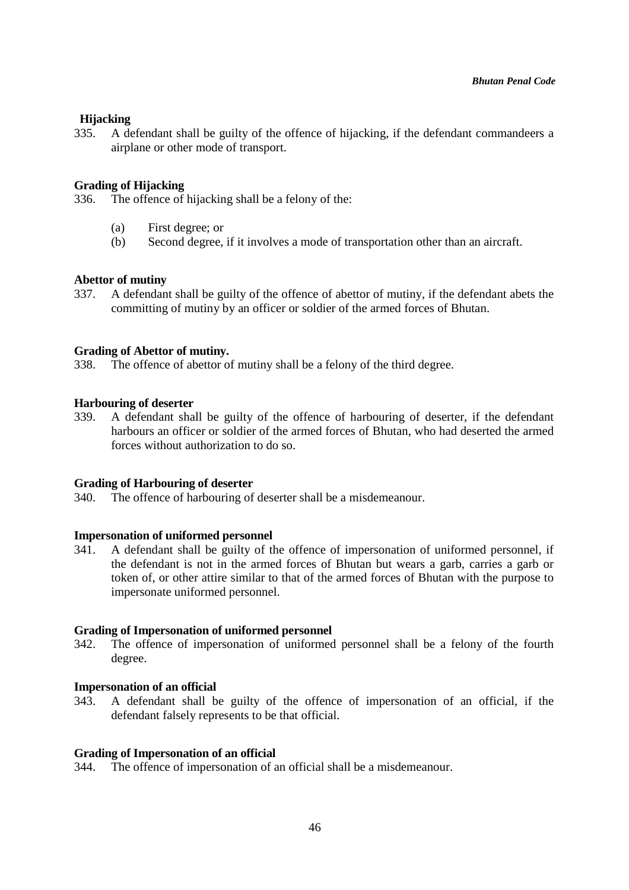**Hijacking**

335. A defendant shall be guilty of the offence of hijacking, if the defendant commandeers a airplane or other mode of transport.

**Grading of Hijacking**

336. The offence of hijacking shall be a felony of the:

   (a) First degree; or
   (b) Second degree, if it involves a mode of transportation other than an aircraft.

**Abettor of mutiny**

337. A defendant shall be guilty of the offence of abettor of mutiny, if the defendant abets the committing of mutiny by an officer or soldier of the armed forces of Bhutan.

**Grading of Abettor of mutiny.**

338. The offence of abettor of mutiny shall be a felony of the third degree.

**Harbouring of deserter**

339. A defendant shall be guilty of the offence of harbouring of deserter, if the defendant harbours an officer or soldier of the armed forces of Bhutan, who had deserted the armed forces without authorization to do so.

**Grading of Harbouring of deserter**

340. The offence of harbouring of deserter shall be a misdemeanour.

**Impersonation of uniformed personnel**

341. A defendant shall be guilty of the offence of impersonation of uniformed personnel, if the defendant is not in the armed forces of Bhutan but wears a garb, carries a garb or token of, or other attire similar to that of the armed forces of Bhutan with the purpose to impersonate uniformed personnel.

**Grading of Impersonation of uniformed personnel**

342. The offence of impersonation of uniformed personnel shall be a felony of the fourth degree.

**Impersonation of an official**

343. A defendant shall be guilty of the offence of impersonation of an official, if the defendant falsely represents to be that official.

**Grading of Impersonation of an official**

344. The offence of impersonation of an official shall be a misdemeanour.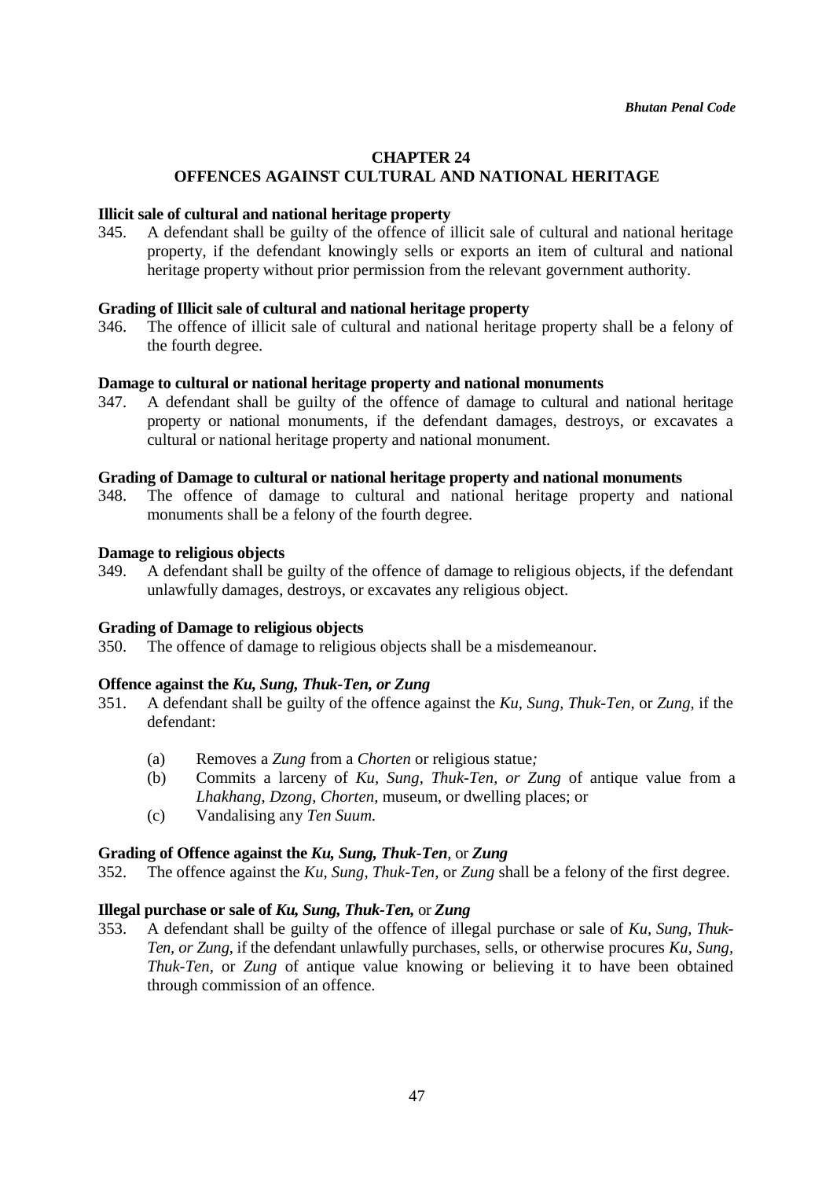# CHAPTER 24
# OFFENCES AGAINST CULTURAL AND NATIONAL HERITAGE

**Illicit sale of cultural and national heritage property**

345. A defendant shall be guilty of the offence of illicit sale of cultural and national heritage property, if the defendant knowingly sells or exports an item of cultural and national heritage property without prior permission from the relevant government authority.

**Grading of Illicit sale of cultural and national heritage property**

346. The offence of illicit sale of cultural and national heritage property shall be a felony of the fourth degree.

**Damage to cultural or national heritage property and national monuments**

347. A defendant shall be guilty of the offence of damage to cultural and national heritage property or national monuments, if the defendant damages, destroys, or excavates a cultural or national heritage property and national monument.

**Grading of Damage to cultural or national heritage property and national monuments**

348. The offence of damage to cultural and national heritage property and national monuments shall be a felony of the fourth degree.

**Damage to religious objects**

349. A defendant shall be guilty of the offence of damage to religious objects, if the defendant unlawfully damages, destroys, or excavates any religious object.

**Grading of Damage to religious objects**

350. The offence of damage to religious objects shall be a misdemeanour.

**Offence against the *Ku, Sung, Thuk-Ten, or Zung***

351. A defendant shall be guilty of the offence against the *Ku, Sung, Thuk-Ten,* or *Zung,* if the defendant:

    (a) Removes a *Zung* from a *Chorten* or religious statue*;*
    (b) Commits a larceny of *Ku, Sung, Thuk-Ten, or Zung* of antique value from a *Lhakhang, Dzong, Chorten,* museum, or dwelling places; or
    (c) Vandalising any *Ten Suum.*

**Grading of Offence against the *Ku, Sung, Thuk-Ten,* or *Zung***

352. The offence against the *Ku, Sung, Thuk-Ten,* or *Zung* shall be a felony of the first degree.

**Illegal purchase or sale of *Ku, Sung, Thuk-Ten,* or *Zung***

353. A defendant shall be guilty of the offence of illegal purchase or sale of *Ku, Sung, Thuk-Ten, or Zung,* if the defendant unlawfully purchases, sells, or otherwise procures *Ku, Sung, Thuk-Ten*, or *Zung* of antique value knowing or believing it to have been obtained through commission of an offence.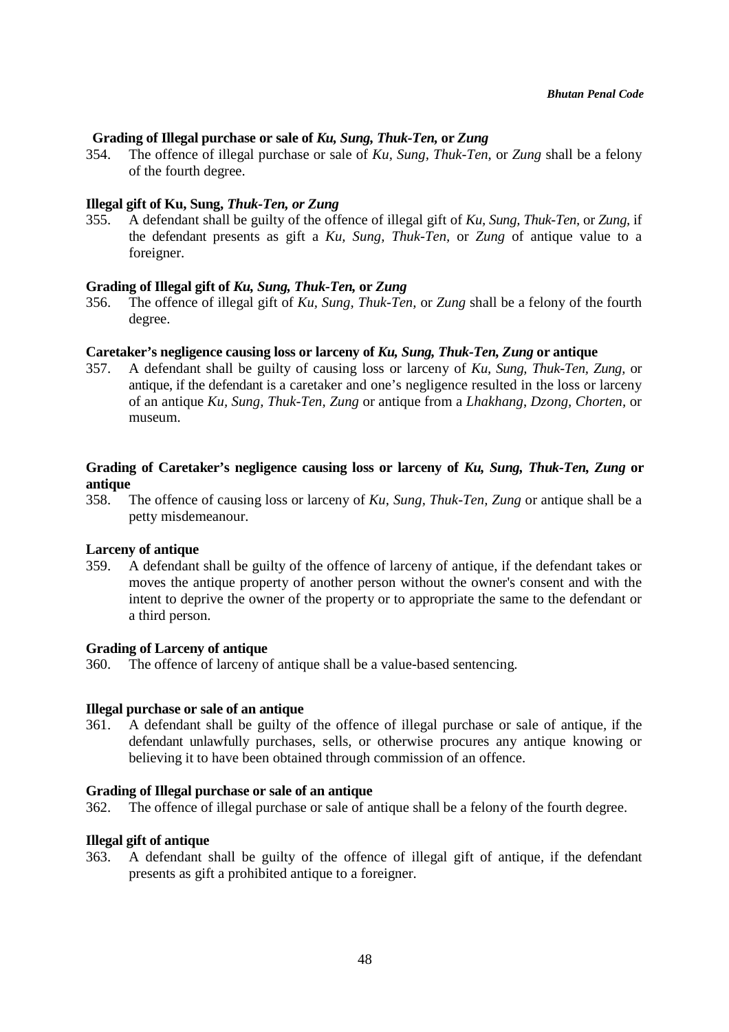**Grading of Illegal purchase or sale of *Ku, Sung, Thuk-Ten,* or *Zung***

354. The offence of illegal purchase or sale of *Ku, Sung, Thuk-Ten,* or *Zung* shall be a felony of the fourth degree.

**Illegal gift of Ku, Sung, *Thuk-Ten, or Zung***

355. A defendant shall be guilty of the offence of illegal gift of *Ku, Sung, Thuk-Ten,* or *Zung,* if the defendant presents as gift a *Ku, Sung, Thuk-Ten,* or *Zung* of antique value to a foreigner.

**Grading of Illegal gift of *Ku, Sung, Thuk-Ten,* or *Zung***

356. The offence of illegal gift of *Ku, Sung, Thuk-Ten,* or *Zung* shall be a felony of the fourth degree.

**Caretaker's negligence causing loss or larceny of *Ku, Sung, Thuk-Ten, Zung* or antique**

357. A defendant shall be guilty of causing loss or larceny of *Ku, Sung, Thuk-Ten, Zung,* or antique, if the defendant is a caretaker and one's negligence resulted in the loss or larceny of an antique *Ku, Sung, Thuk-Ten, Zung* or antique from a *Lhakhang, Dzong, Chorten,* or museum.

**Grading of Caretaker's negligence causing loss or larceny of *Ku, Sung, Thuk-Ten, Zung* or antique**

358. The offence of causing loss or larceny of *Ku, Sung, Thuk-Ten, Zung* or antique shall be a petty misdemeanour.

**Larceny of antique**

359. A defendant shall be guilty of the offence of larceny of antique, if the defendant takes or moves the antique property of another person without the owner's consent and with the intent to deprive the owner of the property or to appropriate the same to the defendant or a third person.

**Grading of Larceny of antique**

360. The offence of larceny of antique shall be a value-based sentencing.

**Illegal purchase or sale of an antique**

361. A defendant shall be guilty of the offence of illegal purchase or sale of antique, if the defendant unlawfully purchases, sells, or otherwise procures any antique knowing or believing it to have been obtained through commission of an offence.

**Grading of Illegal purchase or sale of an antique**

362. The offence of illegal purchase or sale of antique shall be a felony of the fourth degree.

**Illegal gift of antique**

363. A defendant shall be guilty of the offence of illegal gift of antique, if the defendant presents as gift a prohibited antique to a foreigner.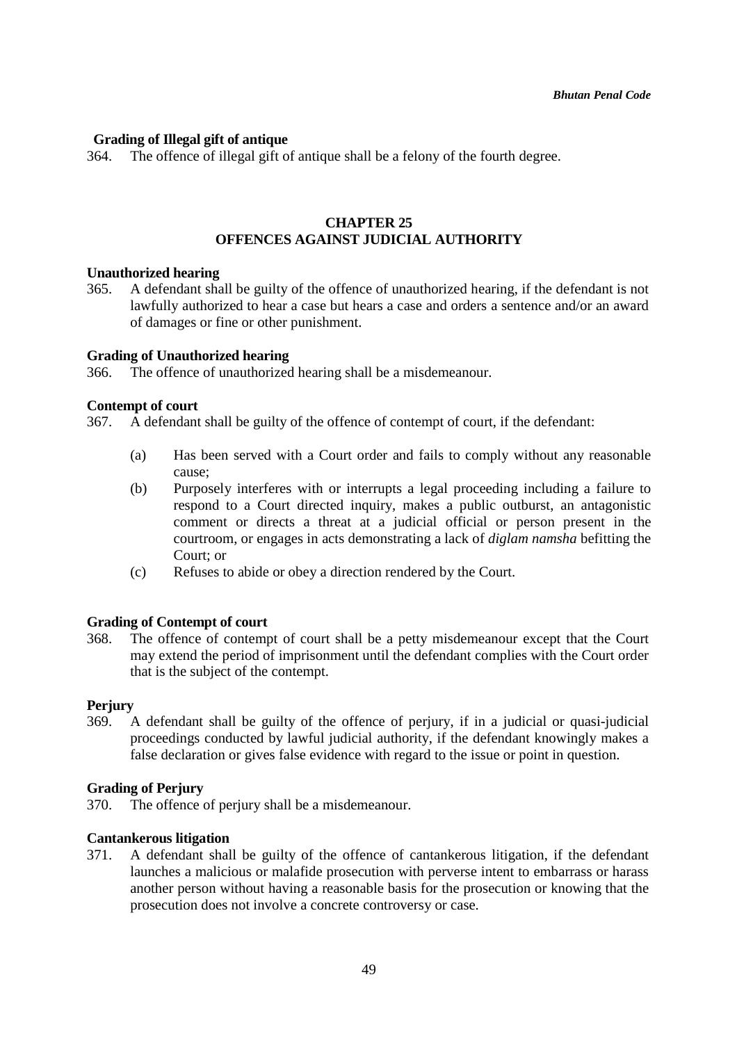**Grading of Illegal gift of antique**

364. The offence of illegal gift of antique shall be a felony of the fourth degree.

## CHAPTER 25
## OFFENCES AGAINST JUDICIAL AUTHORITY

**Unauthorized hearing**

365. A defendant shall be guilty of the offence of unauthorized hearing, if the defendant is not lawfully authorized to hear a case but hears a case and orders a sentence and/or an award of damages or fine or other punishment.

**Grading of Unauthorized hearing**

366. The offence of unauthorized hearing shall be a misdemeanour.

**Contempt of court**

367. A defendant shall be guilty of the offence of contempt of court, if the defendant:

(a) Has been served with a Court order and fails to comply without any reasonable cause;

(b) Purposely interferes with or interrupts a legal proceeding including a failure to respond to a Court directed inquiry, makes a public outburst, an antagonistic comment or directs a threat at a judicial official or person present in the courtroom, or engages in acts demonstrating a lack of *diglam namsha* befitting the Court; or

(c) Refuses to abide or obey a direction rendered by the Court.

**Grading of Contempt of court**

368. The offence of contempt of court shall be a petty misdemeanour except that the Court may extend the period of imprisonment until the defendant complies with the Court order that is the subject of the contempt.

**Perjury**

369. A defendant shall be guilty of the offence of perjury, if in a judicial or quasi-judicial proceedings conducted by lawful judicial authority, if the defendant knowingly makes a false declaration or gives false evidence with regard to the issue or point in question.

**Grading of Perjury**

370. The offence of perjury shall be a misdemeanour.

**Cantankerous litigation**

371. A defendant shall be guilty of the offence of cantankerous litigation, if the defendant launches a malicious or malafide prosecution with perverse intent to embarrass or harass another person without having a reasonable basis for the prosecution or knowing that the prosecution does not involve a concrete controversy or case.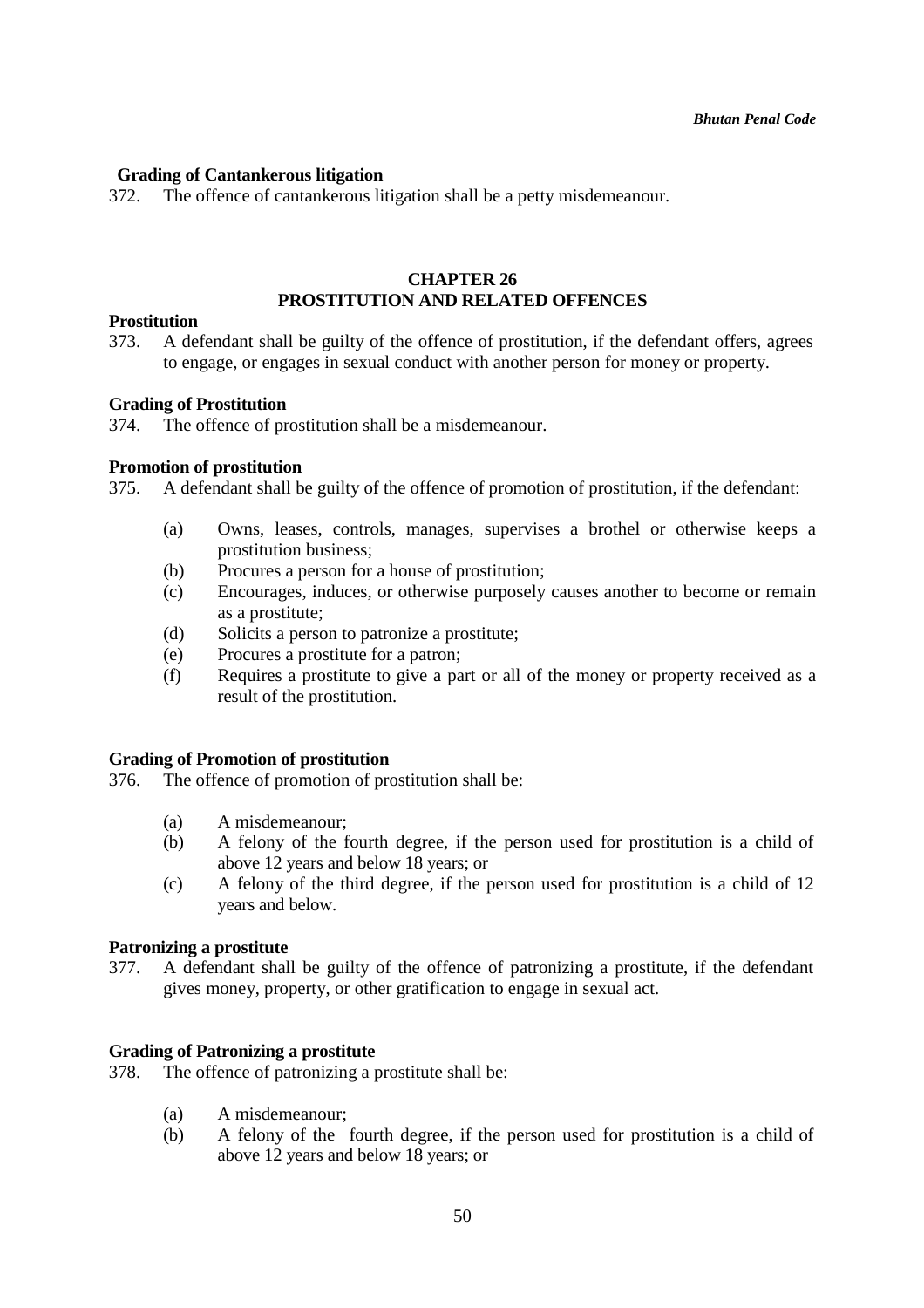**Grading of Cantankerous litigation**

372. The offence of cantankerous litigation shall be a petty misdemeanour.

## CHAPTER 26
## PROSTITUTION AND RELATED OFFENCES

**Prostitution**

373. A defendant shall be guilty of the offence of prostitution, if the defendant offers, agrees to engage, or engages in sexual conduct with another person for money or property.

**Grading of Prostitution**

374. The offence of prostitution shall be a misdemeanour.

**Promotion of prostitution**

375. A defendant shall be guilty of the offence of promotion of prostitution, if the defendant:

(a) Owns, leases, controls, manages, supervises a brothel or otherwise keeps a prostitution business;
(b) Procures a person for a house of prostitution;
(c) Encourages, induces, or otherwise purposely causes another to become or remain as a prostitute;
(d) Solicits a person to patronize a prostitute;
(e) Procures a prostitute for a patron;
(f) Requires a prostitute to give a part or all of the money or property received as a result of the prostitution.

**Grading of Promotion of prostitution**

376. The offence of promotion of prostitution shall be:

(a) A misdemeanour;
(b) A felony of the fourth degree, if the person used for prostitution is a child of above 12 years and below 18 years; or
(c) A felony of the third degree, if the person used for prostitution is a child of 12 years and below.

**Patronizing a prostitute**

377. A defendant shall be guilty of the offence of patronizing a prostitute, if the defendant gives money, property, or other gratification to engage in sexual act.

**Grading of Patronizing a prostitute**

378. The offence of patronizing a prostitute shall be:

(a) A misdemeanour;
(b) A felony of the fourth degree, if the person used for prostitution is a child of above 12 years and below 18 years; or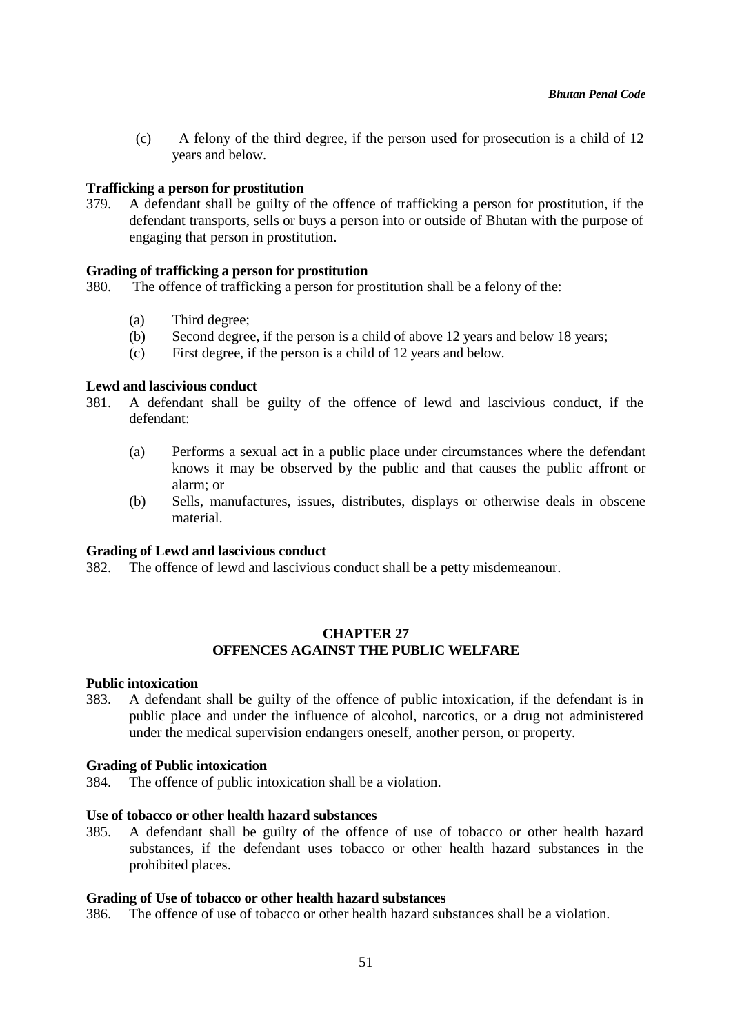(c) A felony of the third degree, if the person used for prosecution is a child of 12 years and below.

**Trafficking a person for prostitution**

379. A defendant shall be guilty of the offence of trafficking a person for prostitution, if the defendant transports, sells or buys a person into or outside of Bhutan with the purpose of engaging that person in prostitution.

**Grading of trafficking a person for prostitution**

380. The offence of trafficking a person for prostitution shall be a felony of the:

(a) Third degree;
(b) Second degree, if the person is a child of above 12 years and below 18 years;
(c) First degree, if the person is a child of 12 years and below.

**Lewd and lascivious conduct**

381. A defendant shall be guilty of the offence of lewd and lascivious conduct, if the defendant:

(a) Performs a sexual act in a public place under circumstances where the defendant knows it may be observed by the public and that causes the public affront or alarm; or
(b) Sells, manufactures, issues, distributes, displays or otherwise deals in obscene material.

**Grading of Lewd and lascivious conduct**

382. The offence of lewd and lascivious conduct shall be a petty misdemeanour.

## CHAPTER 27
## OFFENCES AGAINST THE PUBLIC WELFARE

**Public intoxication**

383. A defendant shall be guilty of the offence of public intoxication, if the defendant is in public place and under the influence of alcohol, narcotics, or a drug not administered under the medical supervision endangers oneself, another person, or property.

**Grading of Public intoxication**

384. The offence of public intoxication shall be a violation.

**Use of tobacco or other health hazard substances**

385. A defendant shall be guilty of the offence of use of tobacco or other health hazard substances, if the defendant uses tobacco or other health hazard substances in the prohibited places.

**Grading of Use of tobacco or other health hazard substances**

386. The offence of use of tobacco or other health hazard substances shall be a violation.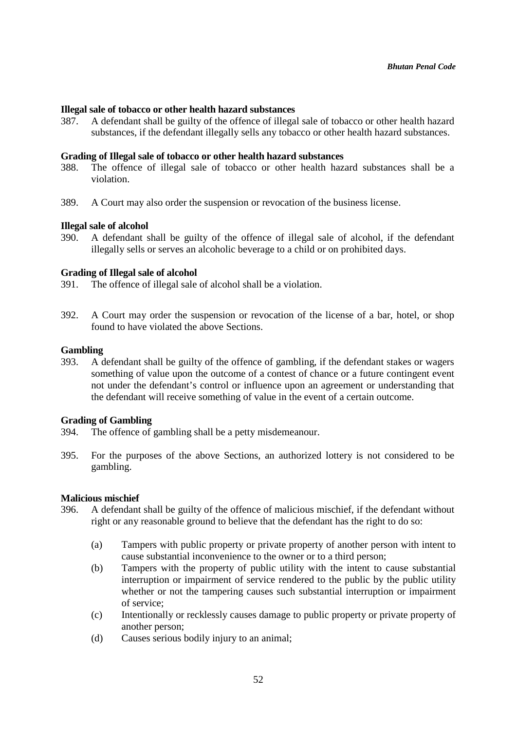**Illegal sale of tobacco or other health hazard substances**

387. A defendant shall be guilty of the offence of illegal sale of tobacco or other health hazard substances, if the defendant illegally sells any tobacco or other health hazard substances.

**Grading of Illegal sale of tobacco or other health hazard substances**

388. The offence of illegal sale of tobacco or other health hazard substances shall be a violation.

389. A Court may also order the suspension or revocation of the business license.

**Illegal sale of alcohol**

390. A defendant shall be guilty of the offence of illegal sale of alcohol, if the defendant illegally sells or serves an alcoholic beverage to a child or on prohibited days.

**Grading of Illegal sale of alcohol**

391. The offence of illegal sale of alcohol shall be a violation.

392. A Court may order the suspension or revocation of the license of a bar, hotel, or shop found to have violated the above Sections.

**Gambling**

393. A defendant shall be guilty of the offence of gambling, if the defendant stakes or wagers something of value upon the outcome of a contest of chance or a future contingent event not under the defendant's control or influence upon an agreement or understanding that the defendant will receive something of value in the event of a certain outcome.

**Grading of Gambling**

394. The offence of gambling shall be a petty misdemeanour.

395. For the purposes of the above Sections, an authorized lottery is not considered to be gambling.

**Malicious mischief**

396. A defendant shall be guilty of the offence of malicious mischief, if the defendant without right or any reasonable ground to believe that the defendant has the right to do so:

 (a) Tampers with public property or private property of another person with intent to cause substantial inconvenience to the owner or to a third person;
 (b) Tampers with the property of public utility with the intent to cause substantial interruption or impairment of service rendered to the public by the public utility whether or not the tampering causes such substantial interruption or impairment of service;
 (c) Intentionally or recklessly causes damage to public property or private property of another person;
 (d) Causes serious bodily injury to an animal;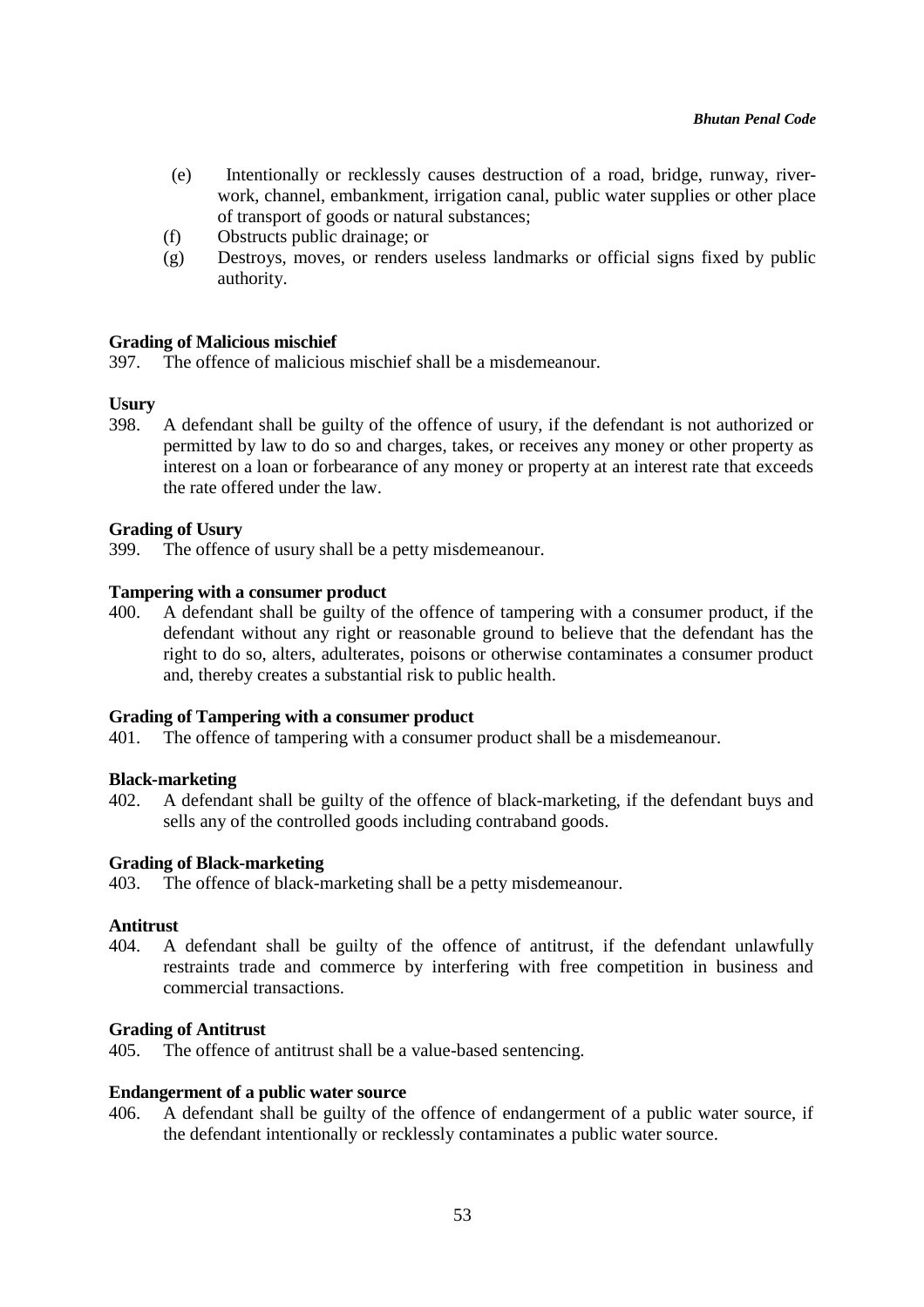(e) Intentionally or recklessly causes destruction of a road, bridge, runway, river-work, channel, embankment, irrigation canal, public water supplies or other place of transport of goods or natural substances;

(f) Obstructs public drainage; or

(g) Destroys, moves, or renders useless landmarks or official signs fixed by public authority.

**Grading of Malicious mischief**

397. The offence of malicious mischief shall be a misdemeanour.

**Usury**

398. A defendant shall be guilty of the offence of usury, if the defendant is not authorized or permitted by law to do so and charges, takes, or receives any money or other property as interest on a loan or forbearance of any money or property at an interest rate that exceeds the rate offered under the law.

**Grading of Usury**

399. The offence of usury shall be a petty misdemeanour.

**Tampering with a consumer product**

400. A defendant shall be guilty of the offence of tampering with a consumer product, if the defendant without any right or reasonable ground to believe that the defendant has the right to do so, alters, adulterates, poisons or otherwise contaminates a consumer product and, thereby creates a substantial risk to public health.

**Grading of Tampering with a consumer product**

401. The offence of tampering with a consumer product shall be a misdemeanour.

**Black-marketing**

402. A defendant shall be guilty of the offence of black-marketing, if the defendant buys and sells any of the controlled goods including contraband goods.

**Grading of Black-marketing**

403. The offence of black-marketing shall be a petty misdemeanour.

**Antitrust**

404. A defendant shall be guilty of the offence of antitrust, if the defendant unlawfully restraints trade and commerce by interfering with free competition in business and commercial transactions.

**Grading of Antitrust**

405. The offence of antitrust shall be a value-based sentencing.

**Endangerment of a public water source**

406. A defendant shall be guilty of the offence of endangerment of a public water source, if the defendant intentionally or recklessly contaminates a public water source.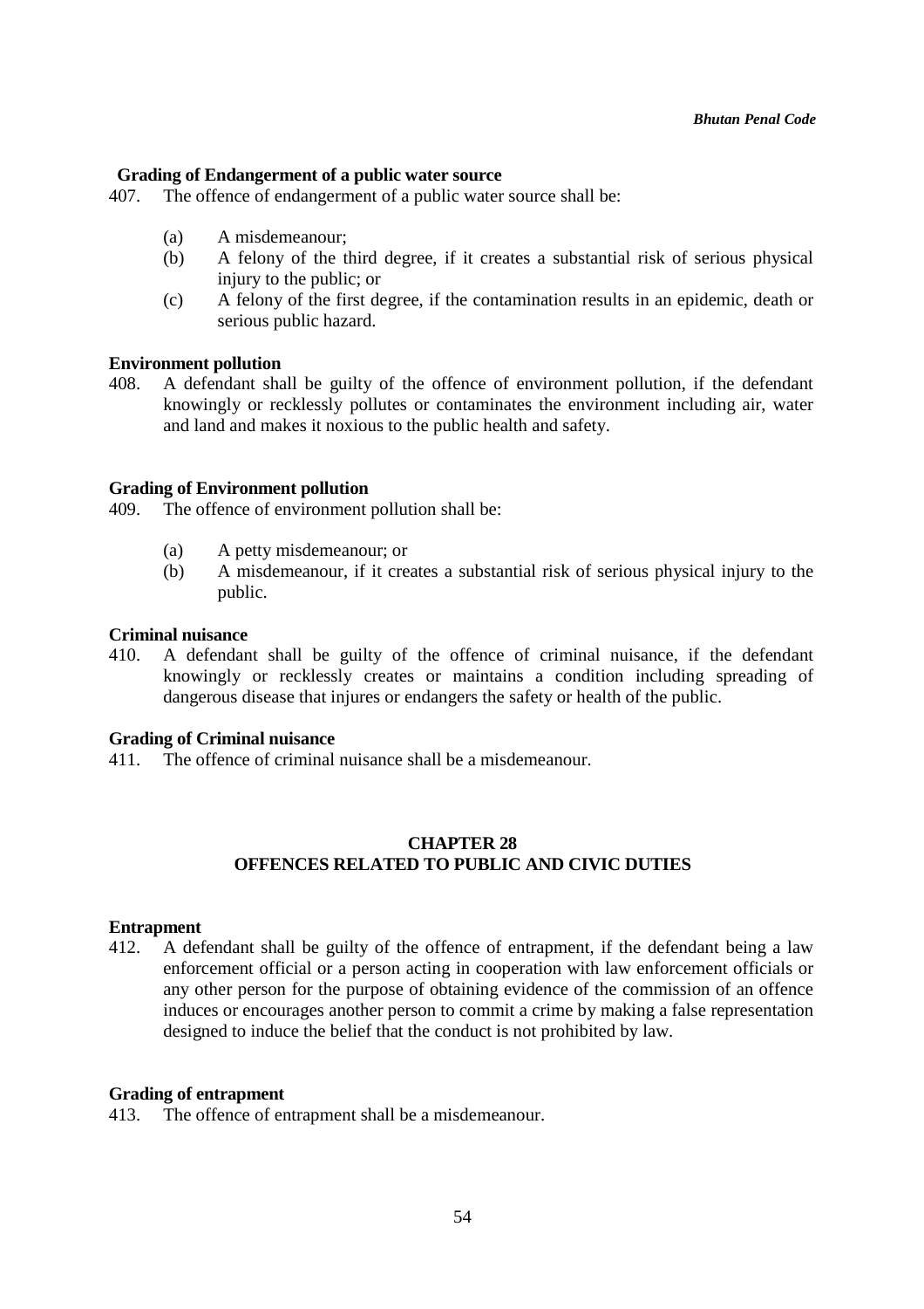**Grading of Endangerment of a public water source**

407. The offence of endangerment of a public water source shall be:

(a) A misdemeanour;

(b) A felony of the third degree, if it creates a substantial risk of serious physical injury to the public; or

(c) A felony of the first degree, if the contamination results in an epidemic, death or serious public hazard.

**Environment pollution**

408. A defendant shall be guilty of the offence of environment pollution, if the defendant knowingly or recklessly pollutes or contaminates the environment including air, water and land and makes it noxious to the public health and safety.

**Grading of Environment pollution**

409. The offence of environment pollution shall be:

(a) A petty misdemeanour; or

(b) A misdemeanour, if it creates a substantial risk of serious physical injury to the public.

**Criminal nuisance**

410. A defendant shall be guilty of the offence of criminal nuisance, if the defendant knowingly or recklessly creates or maintains a condition including spreading of dangerous disease that injures or endangers the safety or health of the public.

**Grading of Criminal nuisance**

411. The offence of criminal nuisance shall be a misdemeanour.

## CHAPTER 28
## OFFENCES RELATED TO PUBLIC AND CIVIC DUTIES

**Entrapment**

412. A defendant shall be guilty of the offence of entrapment, if the defendant being a law enforcement official or a person acting in cooperation with law enforcement officials or any other person for the purpose of obtaining evidence of the commission of an offence induces or encourages another person to commit a crime by making a false representation designed to induce the belief that the conduct is not prohibited by law.

**Grading of entrapment**

413. The offence of entrapment shall be a misdemeanour.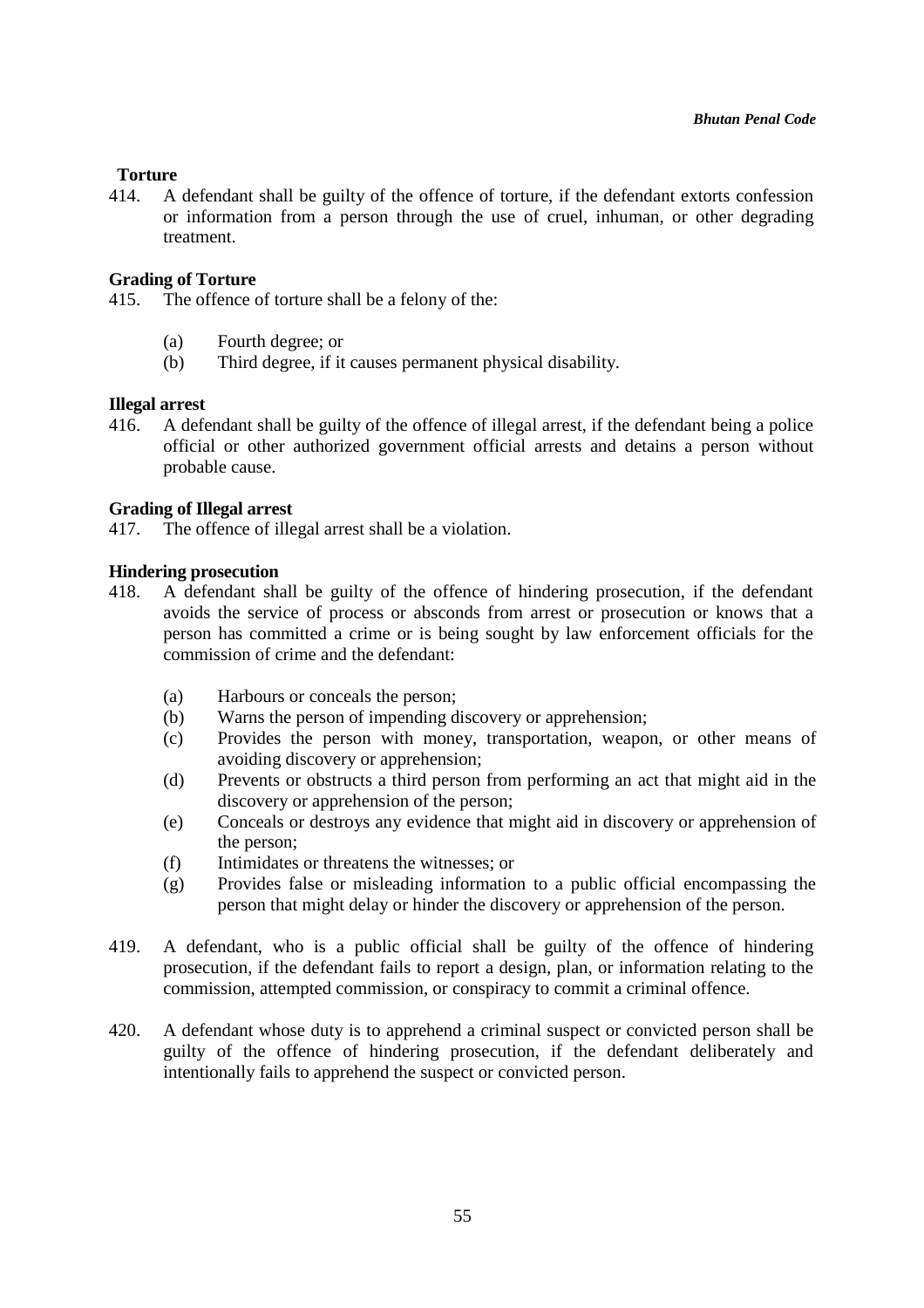**Torture**

414. A defendant shall be guilty of the offence of torture, if the defendant extorts confession or information from a person through the use of cruel, inhuman, or other degrading treatment.

**Grading of Torture**

415. The offence of torture shall be a felony of the:

- (a) Fourth degree; or
- (b) Third degree, if it causes permanent physical disability.

**Illegal arrest**

416. A defendant shall be guilty of the offence of illegal arrest, if the defendant being a police official or other authorized government official arrests and detains a person without probable cause.

**Grading of Illegal arrest**

417. The offence of illegal arrest shall be a violation.

**Hindering prosecution**

418. A defendant shall be guilty of the offence of hindering prosecution, if the defendant avoids the service of process or absconds from arrest or prosecution or knows that a person has committed a crime or is being sought by law enforcement officials for the commission of crime and the defendant:

- (a) Harbours or conceals the person;
- (b) Warns the person of impending discovery or apprehension;
- (c) Provides the person with money, transportation, weapon, or other means of avoiding discovery or apprehension;
- (d) Prevents or obstructs a third person from performing an act that might aid in the discovery or apprehension of the person;
- (e) Conceals or destroys any evidence that might aid in discovery or apprehension of the person;
- (f) Intimidates or threatens the witnesses; or
- (g) Provides false or misleading information to a public official encompassing the person that might delay or hinder the discovery or apprehension of the person.

419. A defendant, who is a public official shall be guilty of the offence of hindering prosecution, if the defendant fails to report a design, plan, or information relating to the commission, attempted commission, or conspiracy to commit a criminal offence.

420. A defendant whose duty is to apprehend a criminal suspect or convicted person shall be guilty of the offence of hindering prosecution, if the defendant deliberately and intentionally fails to apprehend the suspect or convicted person.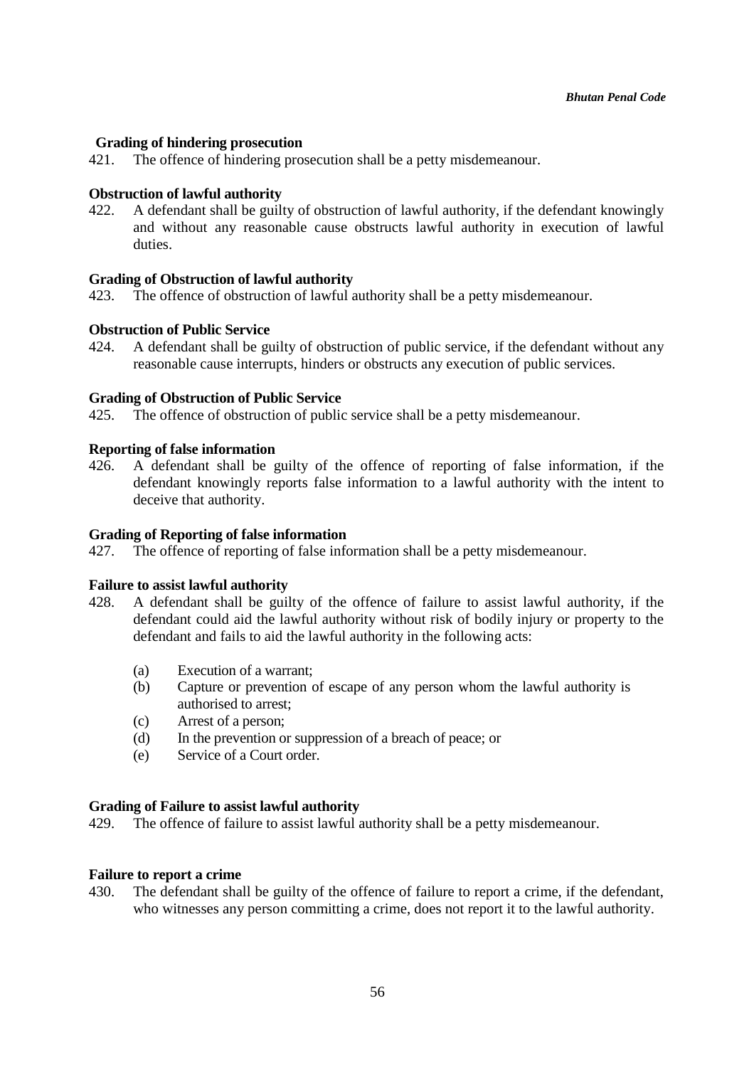**Grading of hindering prosecution**

421. The offence of hindering prosecution shall be a petty misdemeanour.

**Obstruction of lawful authority**

422. A defendant shall be guilty of obstruction of lawful authority, if the defendant knowingly and without any reasonable cause obstructs lawful authority in execution of lawful duties.

**Grading of Obstruction of lawful authority**

423. The offence of obstruction of lawful authority shall be a petty misdemeanour.

**Obstruction of Public Service**

424. A defendant shall be guilty of obstruction of public service, if the defendant without any reasonable cause interrupts, hinders or obstructs any execution of public services.

**Grading of Obstruction of Public Service**

425. The offence of obstruction of public service shall be a petty misdemeanour.

**Reporting of false information**

426. A defendant shall be guilty of the offence of reporting of false information, if the defendant knowingly reports false information to a lawful authority with the intent to deceive that authority.

**Grading of Reporting of false information**

427. The offence of reporting of false information shall be a petty misdemeanour.

**Failure to assist lawful authority**

428. A defendant shall be guilty of the offence of failure to assist lawful authority, if the defendant could aid the lawful authority without risk of bodily injury or property to the defendant and fails to aid the lawful authority in the following acts:

   (a) Execution of a warrant;
   (b) Capture or prevention of escape of any person whom the lawful authority is authorised to arrest;
   (c) Arrest of a person;
   (d) In the prevention or suppression of a breach of peace; or
   (e) Service of a Court order.

**Grading of Failure to assist lawful authority**

429. The offence of failure to assist lawful authority shall be a petty misdemeanour.

**Failure to report a crime**

430. The defendant shall be guilty of the offence of failure to report a crime, if the defendant, who witnesses any person committing a crime, does not report it to the lawful authority.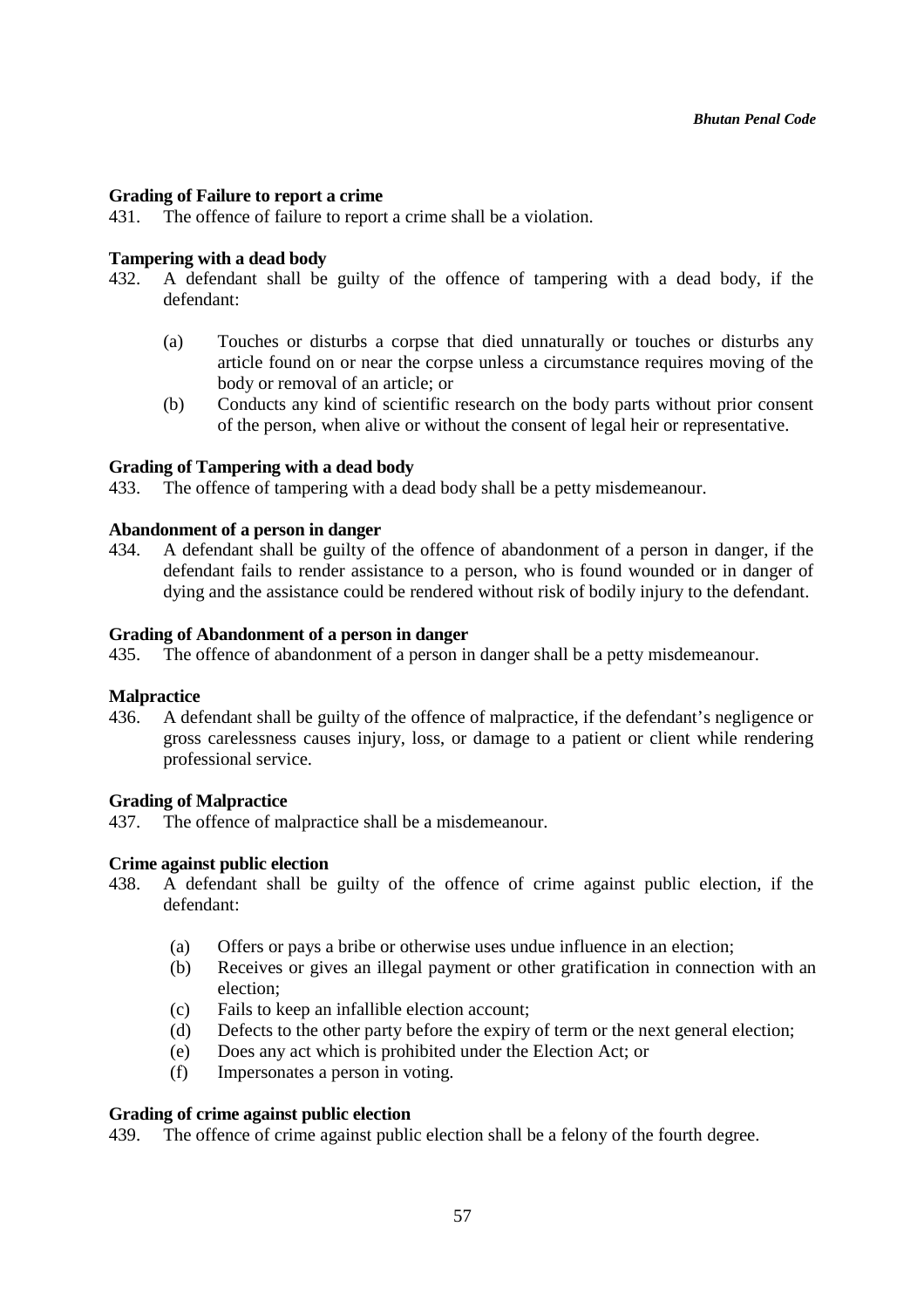**Grading of Failure to report a crime**

431. The offence of failure to report a crime shall be a violation.

**Tampering with a dead body**

432. A defendant shall be guilty of the offence of tampering with a dead body, if the defendant:

(a) Touches or disturbs a corpse that died unnaturally or touches or disturbs any article found on or near the corpse unless a circumstance requires moving of the body or removal of an article; or

(b) Conducts any kind of scientific research on the body parts without prior consent of the person, when alive or without the consent of legal heir or representative.

**Grading of Tampering with a dead body**

433. The offence of tampering with a dead body shall be a petty misdemeanour.

**Abandonment of a person in danger**

434. A defendant shall be guilty of the offence of abandonment of a person in danger, if the defendant fails to render assistance to a person, who is found wounded or in danger of dying and the assistance could be rendered without risk of bodily injury to the defendant.

**Grading of Abandonment of a person in danger**

435. The offence of abandonment of a person in danger shall be a petty misdemeanour.

**Malpractice**

436. A defendant shall be guilty of the offence of malpractice, if the defendant's negligence or gross carelessness causes injury, loss, or damage to a patient or client while rendering professional service.

**Grading of Malpractice**

437. The offence of malpractice shall be a misdemeanour.

**Crime against public election**

438. A defendant shall be guilty of the offence of crime against public election, if the defendant:

(a) Offers or pays a bribe or otherwise uses undue influence in an election;

(b) Receives or gives an illegal payment or other gratification in connection with an election;

(c) Fails to keep an infallible election account;

(d) Defects to the other party before the expiry of term or the next general election;

(e) Does any act which is prohibited under the Election Act; or

(f) Impersonates a person in voting.

**Grading of crime against public election**

439. The offence of crime against public election shall be a felony of the fourth degree.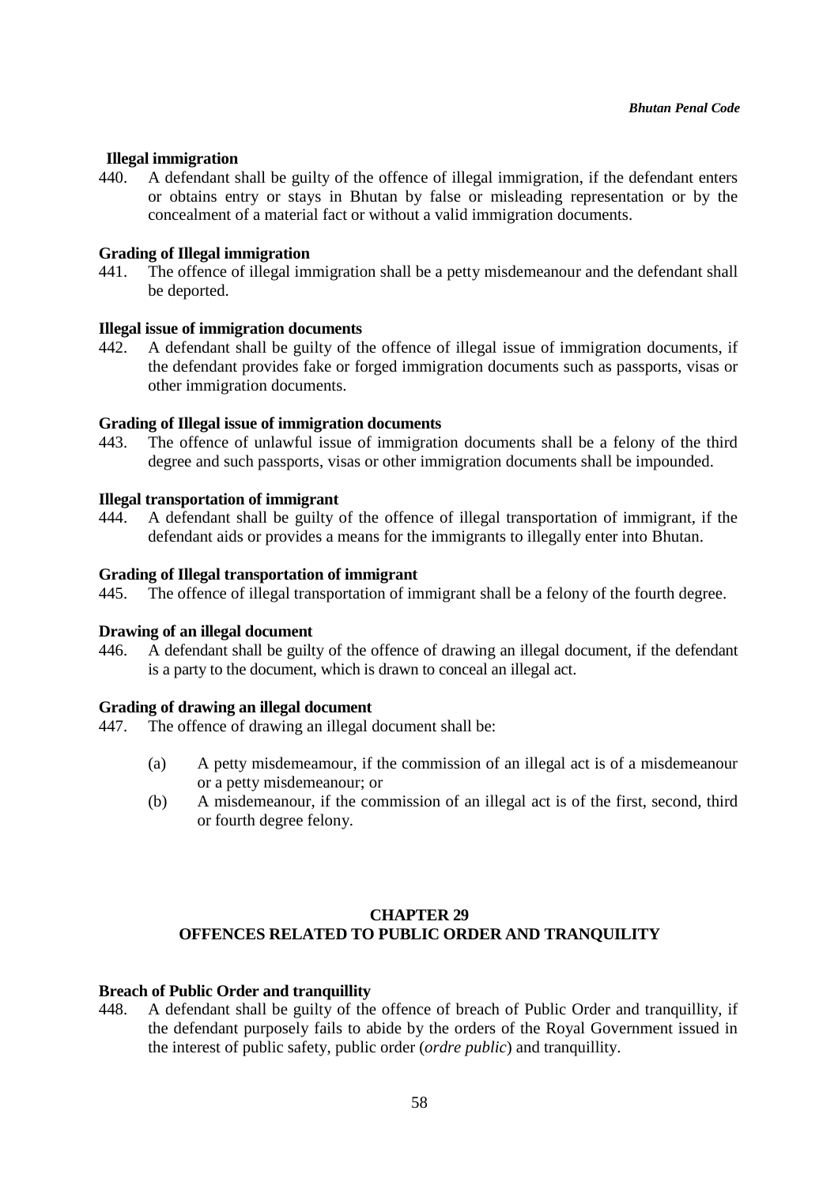**Illegal immigration**

440. A defendant shall be guilty of the offence of illegal immigration, if the defendant enters or obtains entry or stays in Bhutan by false or misleading representation or by the concealment of a material fact or without a valid immigration documents.

**Grading of Illegal immigration**

441. The offence of illegal immigration shall be a petty misdemeanour and the defendant shall be deported.

**Illegal issue of immigration documents**

442. A defendant shall be guilty of the offence of illegal issue of immigration documents, if the defendant provides fake or forged immigration documents such as passports, visas or other immigration documents.

**Grading of Illegal issue of immigration documents**

443. The offence of unlawful issue of immigration documents shall be a felony of the third degree and such passports, visas or other immigration documents shall be impounded.

**Illegal transportation of immigrant**

444. A defendant shall be guilty of the offence of illegal transportation of immigrant, if the defendant aids or provides a means for the immigrants to illegally enter into Bhutan.

**Grading of Illegal transportation of immigrant**

445. The offence of illegal transportation of immigrant shall be a felony of the fourth degree.

**Drawing of an illegal document**

446. A defendant shall be guilty of the offence of drawing an illegal document, if the defendant is a party to the document, which is drawn to conceal an illegal act.

**Grading of drawing an illegal document**

447. The offence of drawing an illegal document shall be:

    (a) A petty misdemeamour, if the commission of an illegal act is of a misdemeanour or a petty misdemeanour; or
    (b) A misdemeanour, if the commission of an illegal act is of the first, second, third or fourth degree felony.

## CHAPTER 29
## OFFENCES RELATED TO PUBLIC ORDER AND TRANQUILITY

**Breach of Public Order and tranquillity**

448. A defendant shall be guilty of the offence of breach of Public Order and tranquillity, if the defendant purposely fails to abide by the orders of the Royal Government issued in the interest of public safety, public order (*ordre public*) and tranquillity.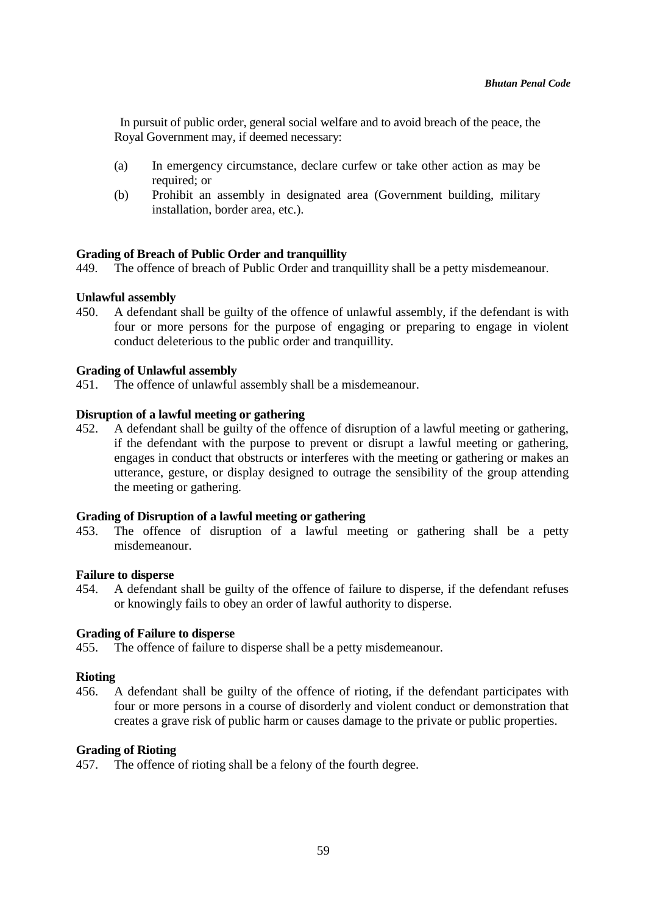In pursuit of public order, general social welfare and to avoid breach of the peace, the Royal Government may, if deemed necessary:

(a) In emergency circumstance, declare curfew or take other action as may be required; or

(b) Prohibit an assembly in designated area (Government building, military installation, border area, etc.).

**Grading of Breach of Public Order and tranquillity**

449. The offence of breach of Public Order and tranquillity shall be a petty misdemeanour.

**Unlawful assembly**

450. A defendant shall be guilty of the offence of unlawful assembly, if the defendant is with four or more persons for the purpose of engaging or preparing to engage in violent conduct deleterious to the public order and tranquillity.

**Grading of Unlawful assembly**

451. The offence of unlawful assembly shall be a misdemeanour.

**Disruption of a lawful meeting or gathering**

452. A defendant shall be guilty of the offence of disruption of a lawful meeting or gathering, if the defendant with the purpose to prevent or disrupt a lawful meeting or gathering, engages in conduct that obstructs or interferes with the meeting or gathering or makes an utterance, gesture, or display designed to outrage the sensibility of the group attending the meeting or gathering.

**Grading of Disruption of a lawful meeting or gathering**

453. The offence of disruption of a lawful meeting or gathering shall be a petty misdemeanour.

**Failure to disperse**

454. A defendant shall be guilty of the offence of failure to disperse, if the defendant refuses or knowingly fails to obey an order of lawful authority to disperse.

**Grading of Failure to disperse**

455. The offence of failure to disperse shall be a petty misdemeanour.

**Rioting**

456. A defendant shall be guilty of the offence of rioting, if the defendant participates with four or more persons in a course of disorderly and violent conduct or demonstration that creates a grave risk of public harm or causes damage to the private or public properties.

**Grading of Rioting**

457. The offence of rioting shall be a felony of the fourth degree.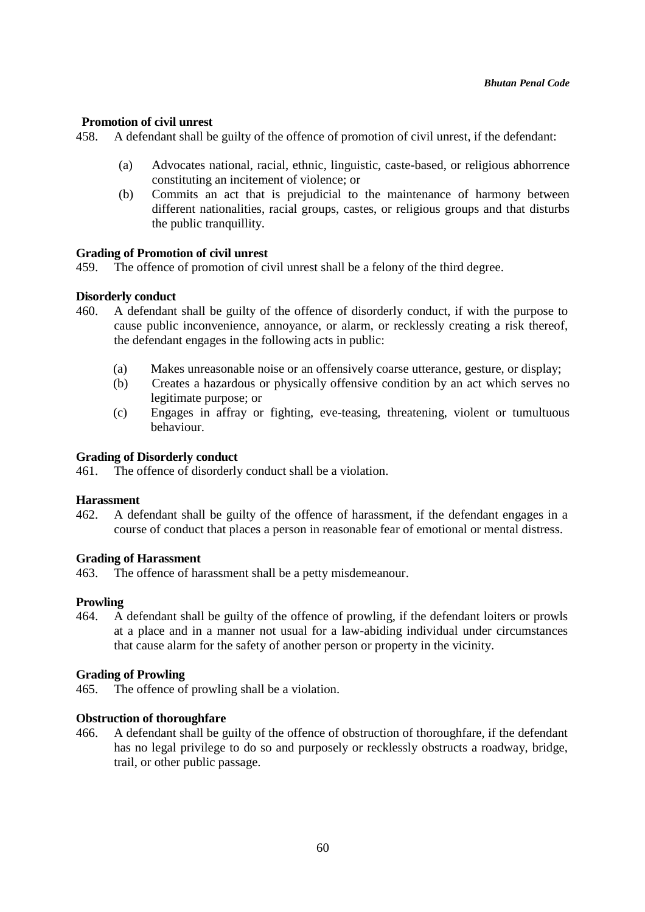**Promotion of civil unrest**

458. A defendant shall be guilty of the offence of promotion of civil unrest, if the defendant:

(a) Advocates national, racial, ethnic, linguistic, caste-based, or religious abhorrence constituting an incitement of violence; or

(b) Commits an act that is prejudicial to the maintenance of harmony between different nationalities, racial groups, castes, or religious groups and that disturbs the public tranquillity.

**Grading of Promotion of civil unrest**

459. The offence of promotion of civil unrest shall be a felony of the third degree.

**Disorderly conduct**

460. A defendant shall be guilty of the offence of disorderly conduct, if with the purpose to cause public inconvenience, annoyance, or alarm, or recklessly creating a risk thereof, the defendant engages in the following acts in public:

(a) Makes unreasonable noise or an offensively coarse utterance, gesture, or display;

(b) Creates a hazardous or physically offensive condition by an act which serves no legitimate purpose; or

(c) Engages in affray or fighting, eve-teasing, threatening, violent or tumultuous behaviour.

**Grading of Disorderly conduct**

461. The offence of disorderly conduct shall be a violation.

**Harassment**

462. A defendant shall be guilty of the offence of harassment, if the defendant engages in a course of conduct that places a person in reasonable fear of emotional or mental distress.

**Grading of Harassment**

463. The offence of harassment shall be a petty misdemeanour.

**Prowling**

464. A defendant shall be guilty of the offence of prowling, if the defendant loiters or prowls at a place and in a manner not usual for a law-abiding individual under circumstances that cause alarm for the safety of another person or property in the vicinity.

**Grading of Prowling**

465. The offence of prowling shall be a violation.

**Obstruction of thoroughfare**

466. A defendant shall be guilty of the offence of obstruction of thoroughfare, if the defendant has no legal privilege to do so and purposely or recklessly obstructs a roadway, bridge, trail, or other public passage.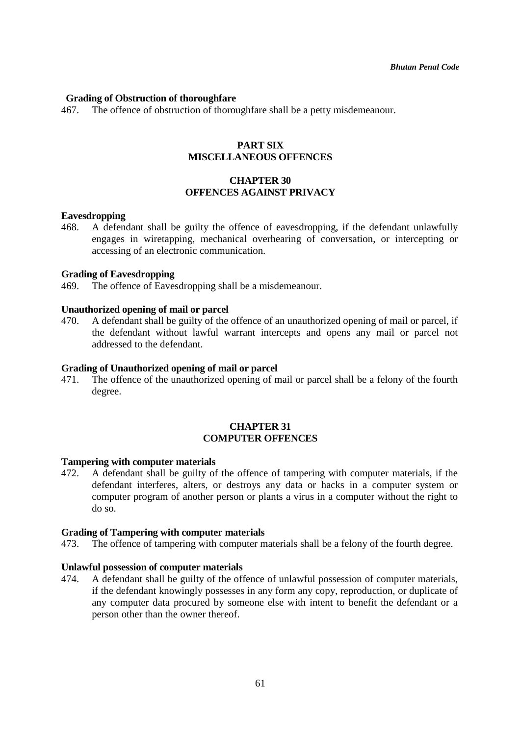**Grading of Obstruction of thoroughfare**

467. The offence of obstruction of thoroughfare shall be a petty misdemeanour.

## PART SIX
## MISCELLANEOUS OFFENCES

### CHAPTER 30
### OFFENCES AGAINST PRIVACY

**Eavesdropping**

468. A defendant shall be guilty the offence of eavesdropping, if the defendant unlawfully engages in wiretapping, mechanical overhearing of conversation, or intercepting or accessing of an electronic communication.

**Grading of Eavesdropping**

469. The offence of Eavesdropping shall be a misdemeanour.

**Unauthorized opening of mail or parcel**

470. A defendant shall be guilty of the offence of an unauthorized opening of mail or parcel, if the defendant without lawful warrant intercepts and opens any mail or parcel not addressed to the defendant.

**Grading of Unauthorized opening of mail or parcel**

471. The offence of the unauthorized opening of mail or parcel shall be a felony of the fourth degree.

### CHAPTER 31
### COMPUTER OFFENCES

**Tampering with computer materials**

472. A defendant shall be guilty of the offence of tampering with computer materials, if the defendant interferes, alters, or destroys any data or hacks in a computer system or computer program of another person or plants a virus in a computer without the right to do so.

**Grading of Tampering with computer materials**

473. The offence of tampering with computer materials shall be a felony of the fourth degree.

**Unlawful possession of computer materials**

474. A defendant shall be guilty of the offence of unlawful possession of computer materials, if the defendant knowingly possesses in any form any copy, reproduction, or duplicate of any computer data procured by someone else with intent to benefit the defendant or a person other than the owner thereof.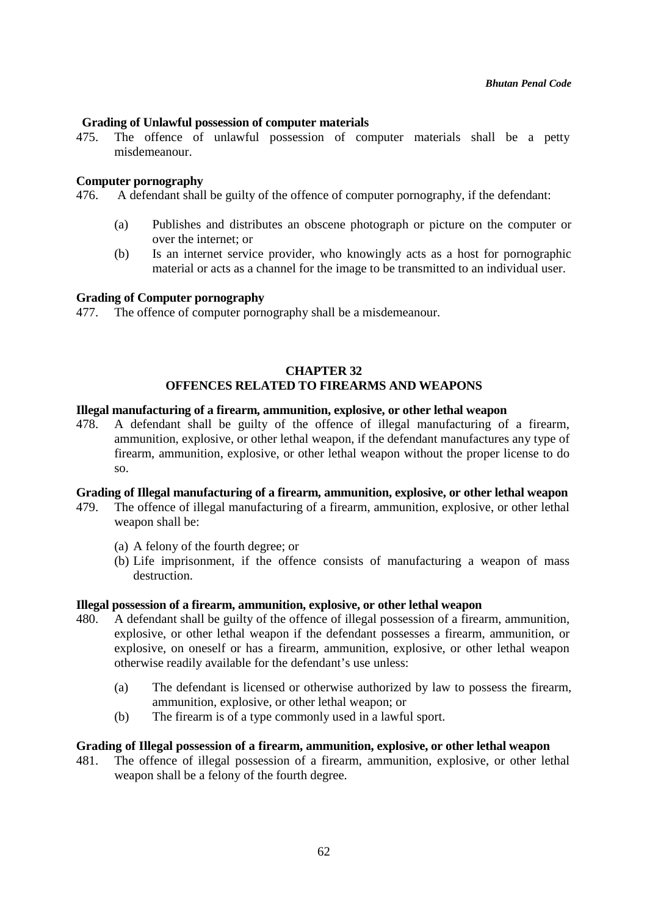**Grading of Unlawful possession of computer materials**

475. The offence of unlawful possession of computer materials shall be a petty misdemeanour.

**Computer pornography**

476. A defendant shall be guilty of the offence of computer pornography, if the defendant:

  (a) Publishes and distributes an obscene photograph or picture on the computer or over the internet; or
  (b) Is an internet service provider, who knowingly acts as a host for pornographic material or acts as a channel for the image to be transmitted to an individual user.

**Grading of Computer pornography**

477. The offence of computer pornography shall be a misdemeanour.

## CHAPTER 32
## OFFENCES RELATED TO FIREARMS AND WEAPONS

**Illegal manufacturing of a firearm, ammunition, explosive, or other lethal weapon**

478. A defendant shall be guilty of the offence of illegal manufacturing of a firearm, ammunition, explosive, or other lethal weapon, if the defendant manufactures any type of firearm, ammunition, explosive, or other lethal weapon without the proper license to do so.

**Grading of Illegal manufacturing of a firearm, ammunition, explosive, or other lethal weapon**

479. The offence of illegal manufacturing of a firearm, ammunition, explosive, or other lethal weapon shall be:

  (a) A felony of the fourth degree; or
  (b) Life imprisonment, if the offence consists of manufacturing a weapon of mass destruction.

**Illegal possession of a firearm, ammunition, explosive, or other lethal weapon**

480. A defendant shall be guilty of the offence of illegal possession of a firearm, ammunition, explosive, or other lethal weapon if the defendant possesses a firearm, ammunition, or explosive, on oneself or has a firearm, ammunition, explosive, or other lethal weapon otherwise readily available for the defendant's use unless:

  (a) The defendant is licensed or otherwise authorized by law to possess the firearm, ammunition, explosive, or other lethal weapon; or
  (b) The firearm is of a type commonly used in a lawful sport.

**Grading of Illegal possession of a firearm, ammunition, explosive, or other lethal weapon**

481. The offence of illegal possession of a firearm, ammunition, explosive, or other lethal weapon shall be a felony of the fourth degree.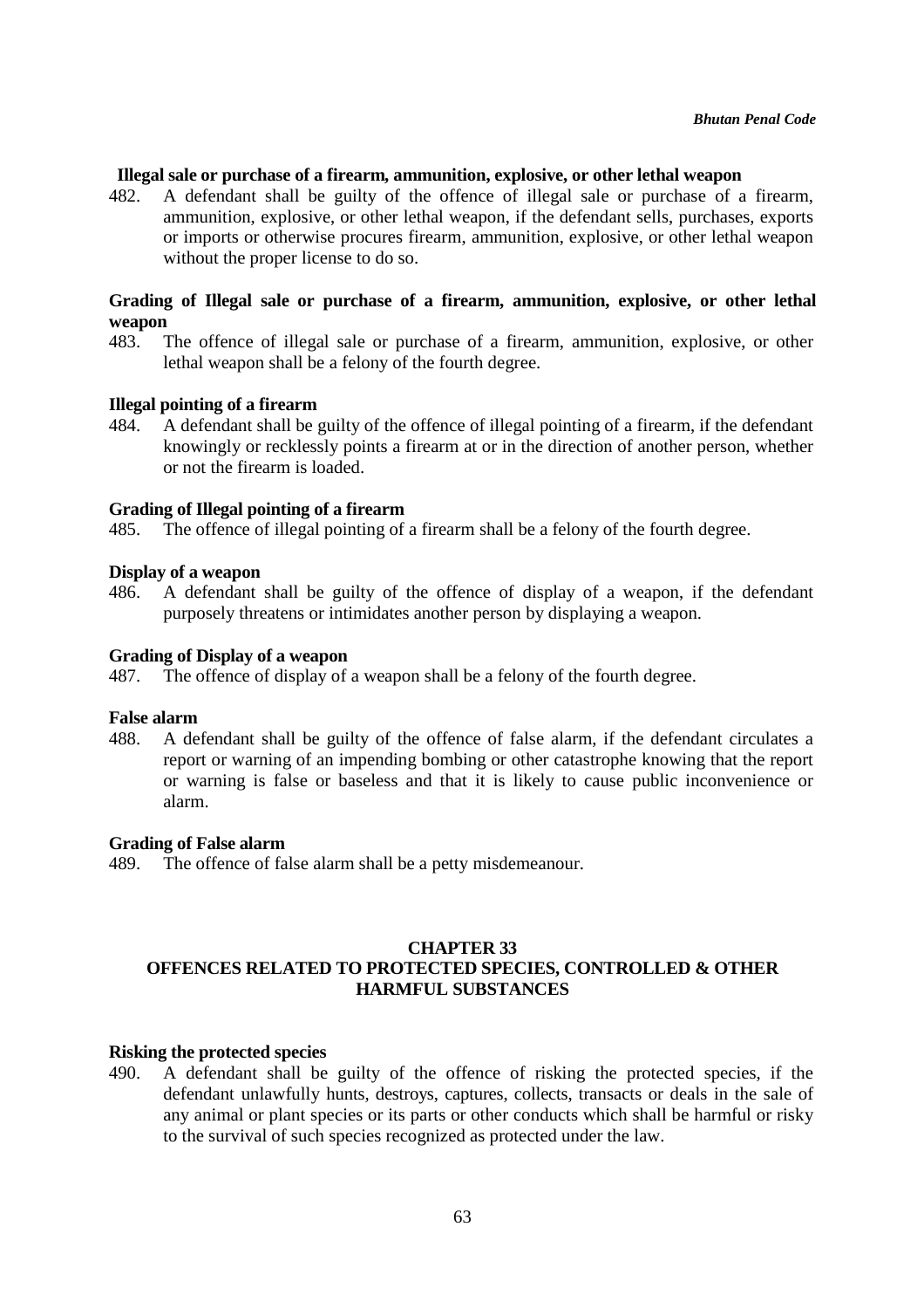**Illegal sale or purchase of a firearm, ammunition, explosive, or other lethal weapon**

482. A defendant shall be guilty of the offence of illegal sale or purchase of a firearm, ammunition, explosive, or other lethal weapon, if the defendant sells, purchases, exports or imports or otherwise procures firearm, ammunition, explosive, or other lethal weapon without the proper license to do so.

**Grading of Illegal sale or purchase of a firearm, ammunition, explosive, or other lethal weapon**

483. The offence of illegal sale or purchase of a firearm, ammunition, explosive, or other lethal weapon shall be a felony of the fourth degree.

**Illegal pointing of a firearm**

484. A defendant shall be guilty of the offence of illegal pointing of a firearm, if the defendant knowingly or recklessly points a firearm at or in the direction of another person, whether or not the firearm is loaded.

**Grading of Illegal pointing of a firearm**

485. The offence of illegal pointing of a firearm shall be a felony of the fourth degree.

**Display of a weapon**

486. A defendant shall be guilty of the offence of display of a weapon, if the defendant purposely threatens or intimidates another person by displaying a weapon.

**Grading of Display of a weapon**

487. The offence of display of a weapon shall be a felony of the fourth degree.

**False alarm**

488. A defendant shall be guilty of the offence of false alarm, if the defendant circulates a report or warning of an impending bombing or other catastrophe knowing that the report or warning is false or baseless and that it is likely to cause public inconvenience or alarm.

**Grading of False alarm**

489. The offence of false alarm shall be a petty misdemeanour.

## CHAPTER 33
## OFFENCES RELATED TO PROTECTED SPECIES, CONTROLLED & OTHER HARMFUL SUBSTANCES

**Risking the protected species**

490. A defendant shall be guilty of the offence of risking the protected species, if the defendant unlawfully hunts, destroys, captures, collects, transacts or deals in the sale of any animal or plant species or its parts or other conducts which shall be harmful or risky to the survival of such species recognized as protected under the law.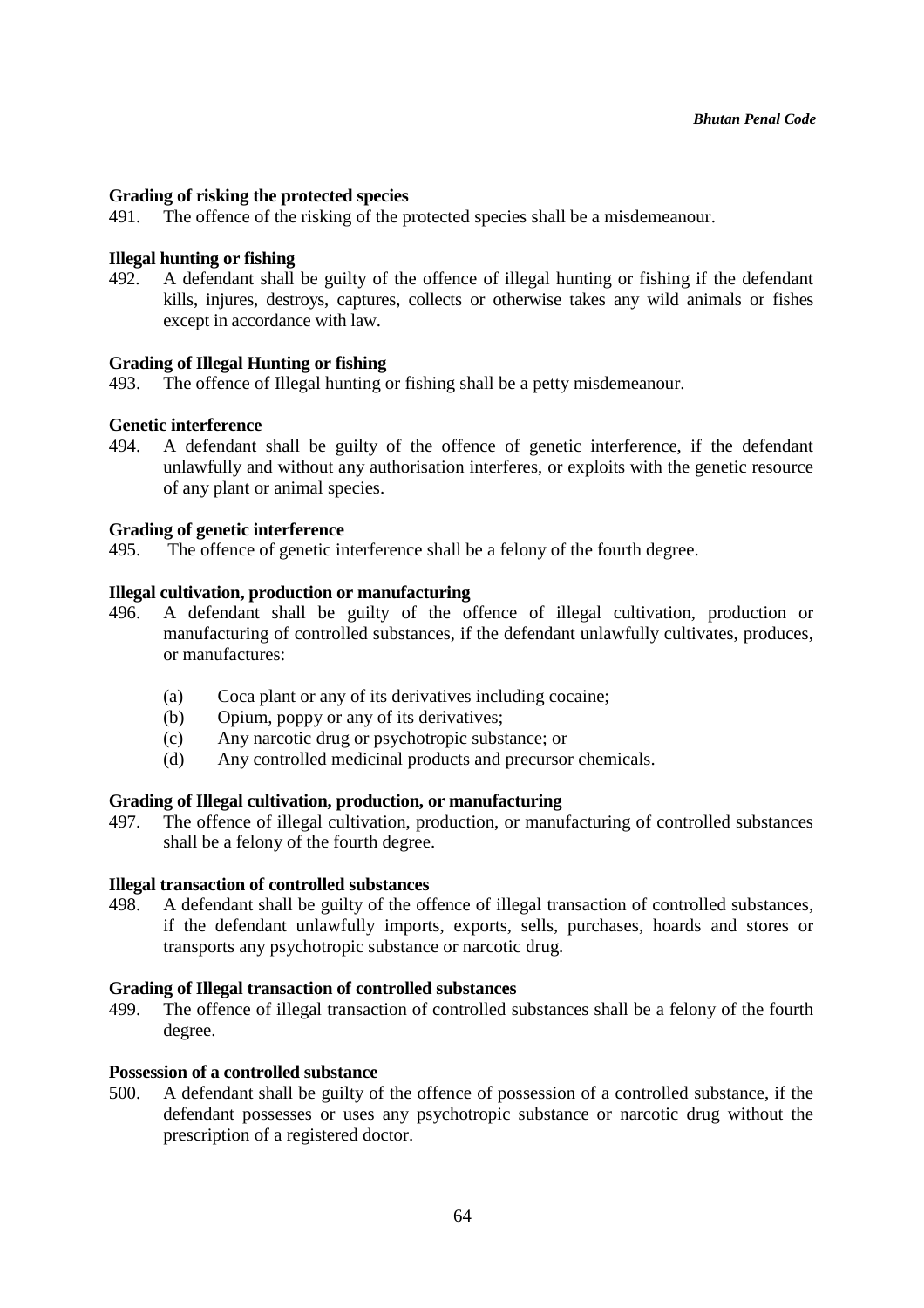**Grading of risking the protected species**

491. The offence of the risking of the protected species shall be a misdemeanour.

**Illegal hunting or fishing**

492. A defendant shall be guilty of the offence of illegal hunting or fishing if the defendant kills, injures, destroys, captures, collects or otherwise takes any wild animals or fishes except in accordance with law.

**Grading of Illegal Hunting or fishing**

493. The offence of Illegal hunting or fishing shall be a petty misdemeanour.

**Genetic interference**

494. A defendant shall be guilty of the offence of genetic interference, if the defendant unlawfully and without any authorisation interferes, or exploits with the genetic resource of any plant or animal species.

**Grading of genetic interference**

495. The offence of genetic interference shall be a felony of the fourth degree.

**Illegal cultivation, production or manufacturing**

496. A defendant shall be guilty of the offence of illegal cultivation, production or manufacturing of controlled substances, if the defendant unlawfully cultivates, produces, or manufactures:

(a) Coca plant or any of its derivatives including cocaine;
(b) Opium, poppy or any of its derivatives;
(c) Any narcotic drug or psychotropic substance; or
(d) Any controlled medicinal products and precursor chemicals.

**Grading of Illegal cultivation, production, or manufacturing**

497. The offence of illegal cultivation, production, or manufacturing of controlled substances shall be a felony of the fourth degree.

**Illegal transaction of controlled substances**

498. A defendant shall be guilty of the offence of illegal transaction of controlled substances, if the defendant unlawfully imports, exports, sells, purchases, hoards and stores or transports any psychotropic substance or narcotic drug.

**Grading of Illegal transaction of controlled substances**

499. The offence of illegal transaction of controlled substances shall be a felony of the fourth degree.

**Possession of a controlled substance**

500. A defendant shall be guilty of the offence of possession of a controlled substance, if the defendant possesses or uses any psychotropic substance or narcotic drug without the prescription of a registered doctor.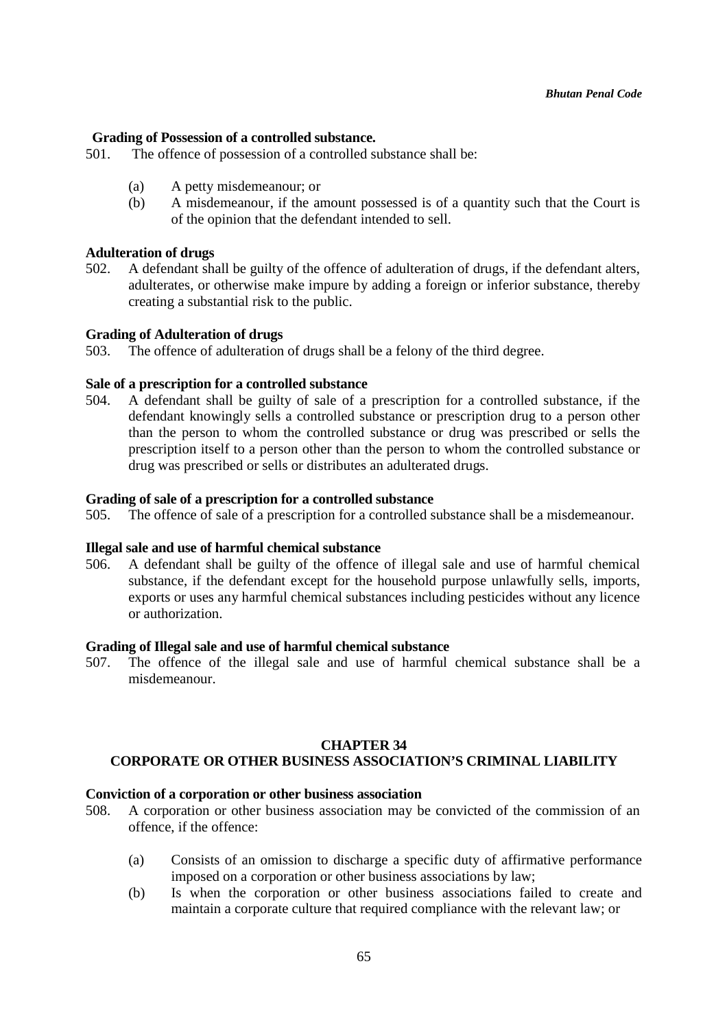**Grading of Possession of a controlled substance.**

501. The offence of possession of a controlled substance shall be:

   (a) A petty misdemeanour; or
   (b) A misdemeanour, if the amount possessed is of a quantity such that the Court is of the opinion that the defendant intended to sell.

**Adulteration of drugs**

502. A defendant shall be guilty of the offence of adulteration of drugs, if the defendant alters, adulterates, or otherwise make impure by adding a foreign or inferior substance, thereby creating a substantial risk to the public.

**Grading of Adulteration of drugs**

503. The offence of adulteration of drugs shall be a felony of the third degree.

**Sale of a prescription for a controlled substance**

504. A defendant shall be guilty of sale of a prescription for a controlled substance, if the defendant knowingly sells a controlled substance or prescription drug to a person other than the person to whom the controlled substance or drug was prescribed or sells the prescription itself to a person other than the person to whom the controlled substance or drug was prescribed or sells or distributes an adulterated drugs.

**Grading of sale of a prescription for a controlled substance**

505. The offence of sale of a prescription for a controlled substance shall be a misdemeanour.

**Illegal sale and use of harmful chemical substance**

506. A defendant shall be guilty of the offence of illegal sale and use of harmful chemical substance, if the defendant except for the household purpose unlawfully sells, imports, exports or uses any harmful chemical substances including pesticides without any licence or authorization.

**Grading of Illegal sale and use of harmful chemical substance**

507. The offence of the illegal sale and use of harmful chemical substance shall be a misdemeanour.

## CHAPTER 34
## CORPORATE OR OTHER BUSINESS ASSOCIATION'S CRIMINAL LIABILITY

**Conviction of a corporation or other business association**

508. A corporation or other business association may be convicted of the commission of an offence, if the offence:

   (a) Consists of an omission to discharge a specific duty of affirmative performance imposed on a corporation or other business associations by law;
   (b) Is when the corporation or other business associations failed to create and maintain a corporate culture that required compliance with the relevant law; or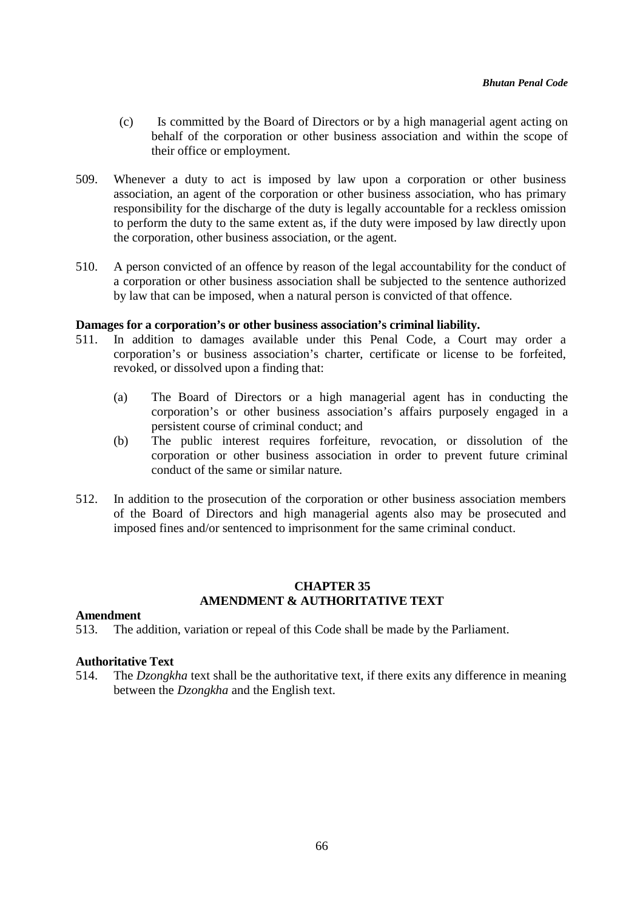(c) Is committed by the Board of Directors or by a high managerial agent acting on behalf of the corporation or other business association and within the scope of their office or employment.

509. Whenever a duty to act is imposed by law upon a corporation or other business association, an agent of the corporation or other business association, who has primary responsibility for the discharge of the duty is legally accountable for a reckless omission to perform the duty to the same extent as, if the duty were imposed by law directly upon the corporation, other business association, or the agent.

510. A person convicted of an offence by reason of the legal accountability for the conduct of a corporation or other business association shall be subjected to the sentence authorized by law that can be imposed, when a natural person is convicted of that offence.

**Damages for a corporation's or other business association's criminal liability.**

511. In addition to damages available under this Penal Code, a Court may order a corporation's or business association's charter, certificate or license to be forfeited, revoked, or dissolved upon a finding that:

(a) The Board of Directors or a high managerial agent has in conducting the corporation's or other business association's affairs purposely engaged in a persistent course of criminal conduct; and

(b) The public interest requires forfeiture, revocation, or dissolution of the corporation or other business association in order to prevent future criminal conduct of the same or similar nature.

512. In addition to the prosecution of the corporation or other business association members of the Board of Directors and high managerial agents also may be prosecuted and imposed fines and/or sentenced to imprisonment for the same criminal conduct.

## CHAPTER 35
## AMENDMENT & AUTHORITATIVE TEXT

**Amendment**

513. The addition, variation or repeal of this Code shall be made by the Parliament.

**Authoritative Text**

514. The *Dzongkha* text shall be the authoritative text, if there exits any difference in meaning between the *Dzongkha* and the English text.